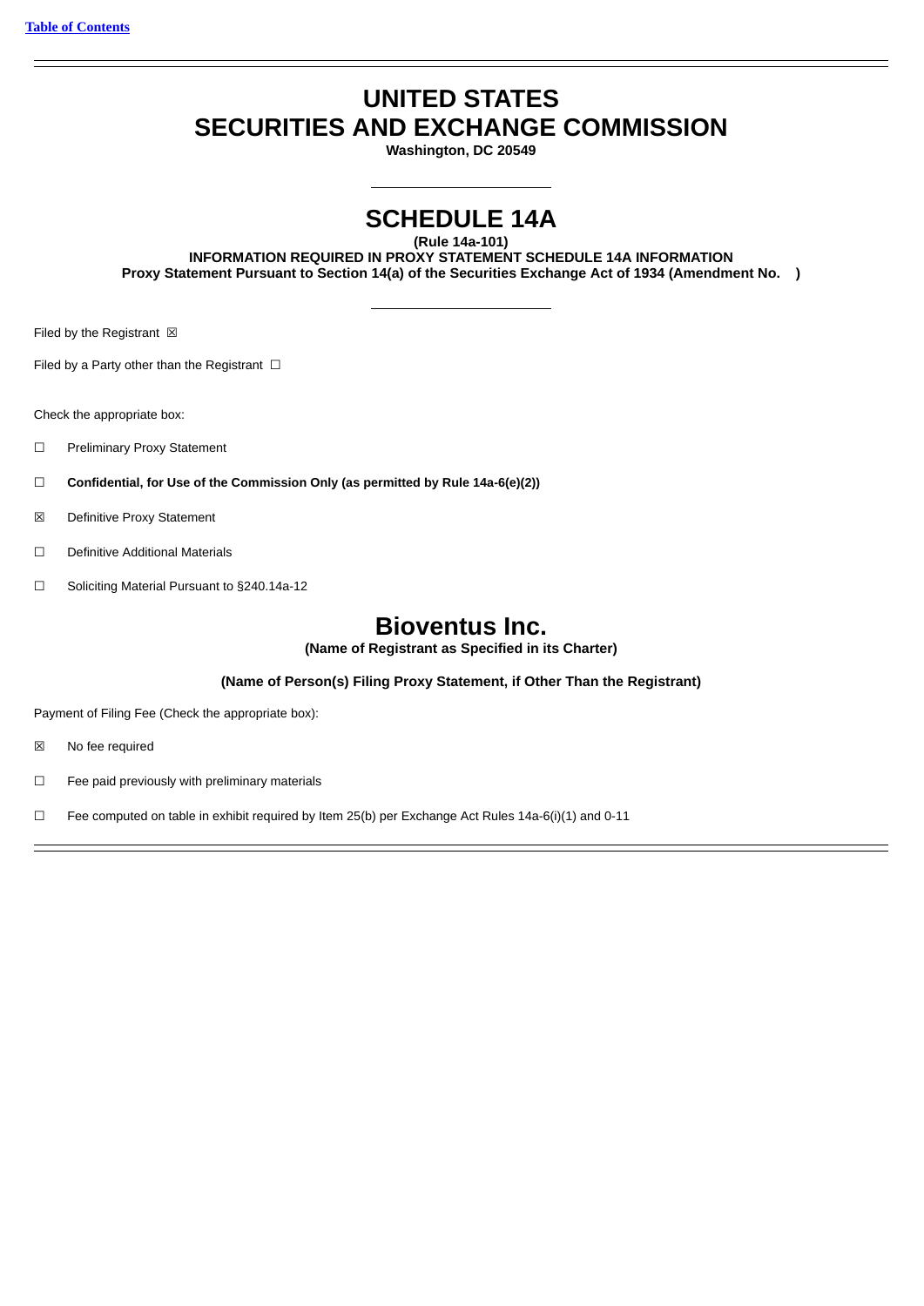[Table of Contents](#)

# UNITED STATES
# SECURITIES AND EXCHANGE COMMISSION

**Washington, DC 20549**

# SCHEDULE 14A

**(Rule 14a-101)**

**INFORMATION REQUIRED IN PROXY STATEMENT SCHEDULE 14A INFORMATION**

**Proxy Statement Pursuant to Section 14(a) of the Securities Exchange Act of 1934 (Amendment No. )**

Filed by the Registrant ☒

Filed by a Party other than the Registrant ☐

Check the appropriate box:

☐ Preliminary Proxy Statement

☐ **Confidential, for Use of the Commission Only (as permitted by Rule 14a-6(e)(2))**

☒ Definitive Proxy Statement

☐ Definitive Additional Materials

☐ Soliciting Material Pursuant to §240.14a-12

# Bioventus Inc.

**(Name of Registrant as Specified in its Charter)**

**(Name of Person(s) Filing Proxy Statement, if Other Than the Registrant)**

Payment of Filing Fee (Check the appropriate box):

☒ No fee required

☐ Fee paid previously with preliminary materials

☐ Fee computed on table in exhibit required by Item 25(b) per Exchange Act Rules 14a-6(i)(1) and 0-11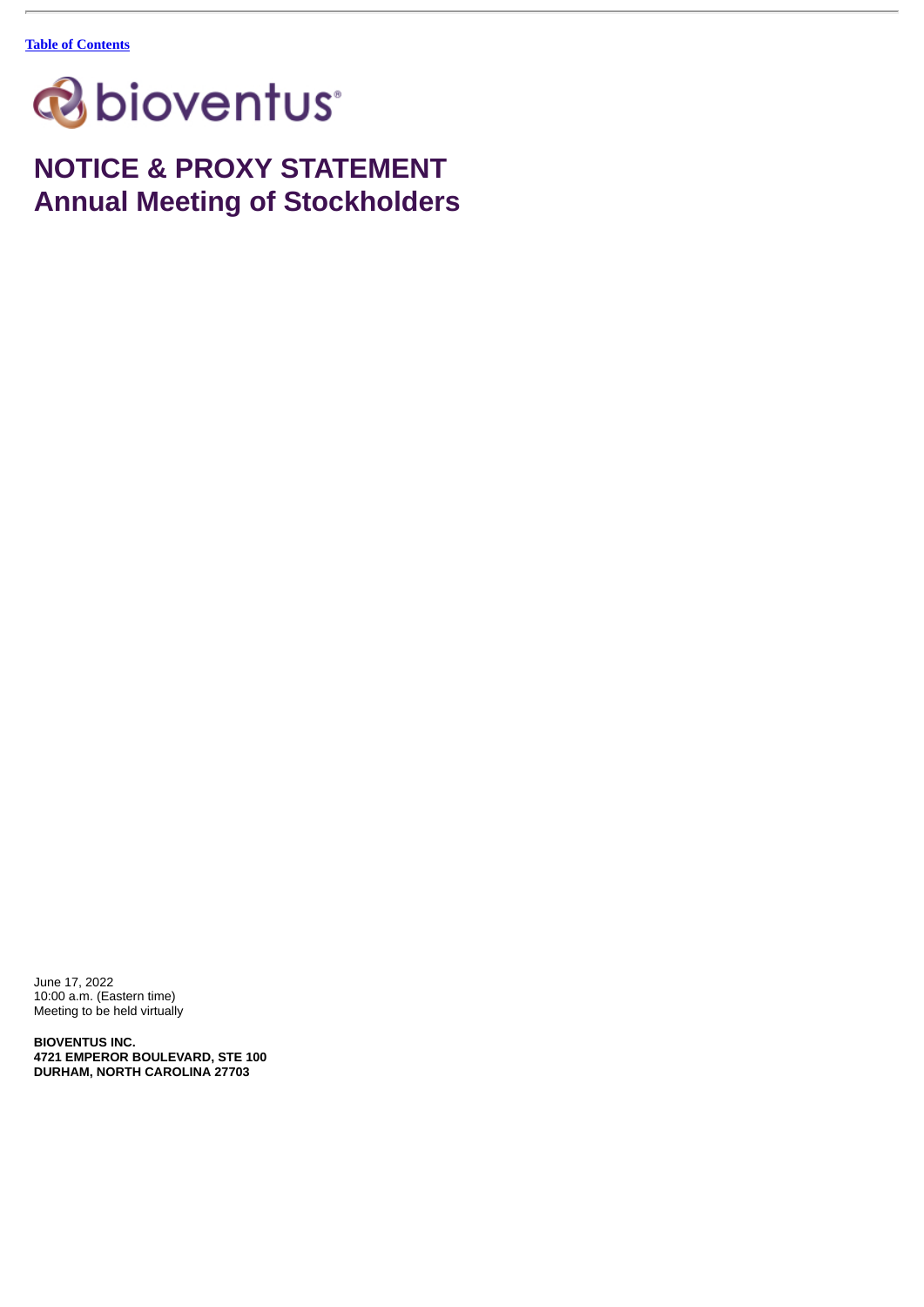[Table of Contents](#)

bioventus®

# NOTICE & PROXY STATEMENT
# Annual Meeting of Stockholders

June 17, 2022
10:00 a.m. (Eastern time)
Meeting to be held virtually

**BIOVENTUS INC.**
**4721 EMPEROR BOULEVARD, STE 100**
**DURHAM, NORTH CAROLINA 27703**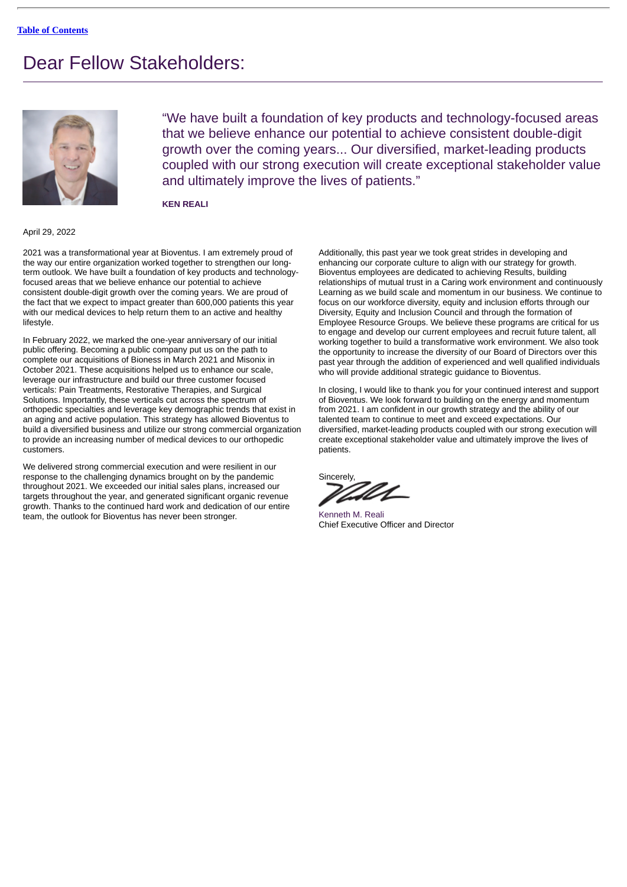# Dear Fellow Stakeholders:

“We have built a foundation of key products and technology-focused areas that we believe enhance our potential to achieve consistent double-digit growth over the coming years... Our diversified, market-leading products coupled with our strong execution will create exceptional stakeholder value and ultimately improve the lives of patients.”

**KEN REALI**

April 29, 2022

2021 was a transformational year at Bioventus. I am extremely proud of the way our entire organization worked together to strengthen our long-term outlook. We have built a foundation of key products and technology-focused areas that we believe enhance our potential to achieve consistent double-digit growth over the coming years. We are proud of the fact that we expect to impact greater than 600,000 patients this year with our medical devices to help return them to an active and healthy lifestyle.

In February 2022, we marked the one-year anniversary of our initial public offering. Becoming a public company put us on the path to complete our acquisitions of Bioness in March 2021 and Misonix in October 2021. These acquisitions helped us to enhance our scale, leverage our infrastructure and build our three customer focused verticals: Pain Treatments, Restorative Therapies, and Surgical Solutions. Importantly, these verticals cut across the spectrum of orthopedic specialties and leverage key demographic trends that exist in an aging and active population. This strategy has allowed Bioventus to build a diversified business and utilize our strong commercial organization to provide an increasing number of medical devices to our orthopedic customers.

We delivered strong commercial execution and were resilient in our response to the challenging dynamics brought on by the pandemic throughout 2021. We exceeded our initial sales plans, increased our targets throughout the year, and generated significant organic revenue growth. Thanks to the continued hard work and dedication of our entire team, the outlook for Bioventus has never been stronger.

Additionally, this past year we took great strides in developing and enhancing our corporate culture to align with our strategy for growth. Bioventus employees are dedicated to achieving Results, building relationships of mutual trust in a Caring work environment and continuously Learning as we build scale and momentum in our business. We continue to focus on our workforce diversity, equity and inclusion efforts through our Diversity, Equity and Inclusion Council and through the formation of Employee Resource Groups. We believe these programs are critical for us to engage and develop our current employees and recruit future talent, all working together to build a transformative work environment. We also took the opportunity to increase the diversity of our Board of Directors over this past year through the addition of experienced and well qualified individuals who will provide additional strategic guidance to Bioventus.

In closing, I would like to thank you for your continued interest and support of Bioventus. We look forward to building on the energy and momentum from 2021. I am confident in our growth strategy and the ability of our talented team to continue to meet and exceed expectations. Our diversified, market-leading products coupled with our strong execution will create exceptional stakeholder value and ultimately improve the lives of patients.

Sincerely,

Kenneth M. Reali
Chief Executive Officer and Director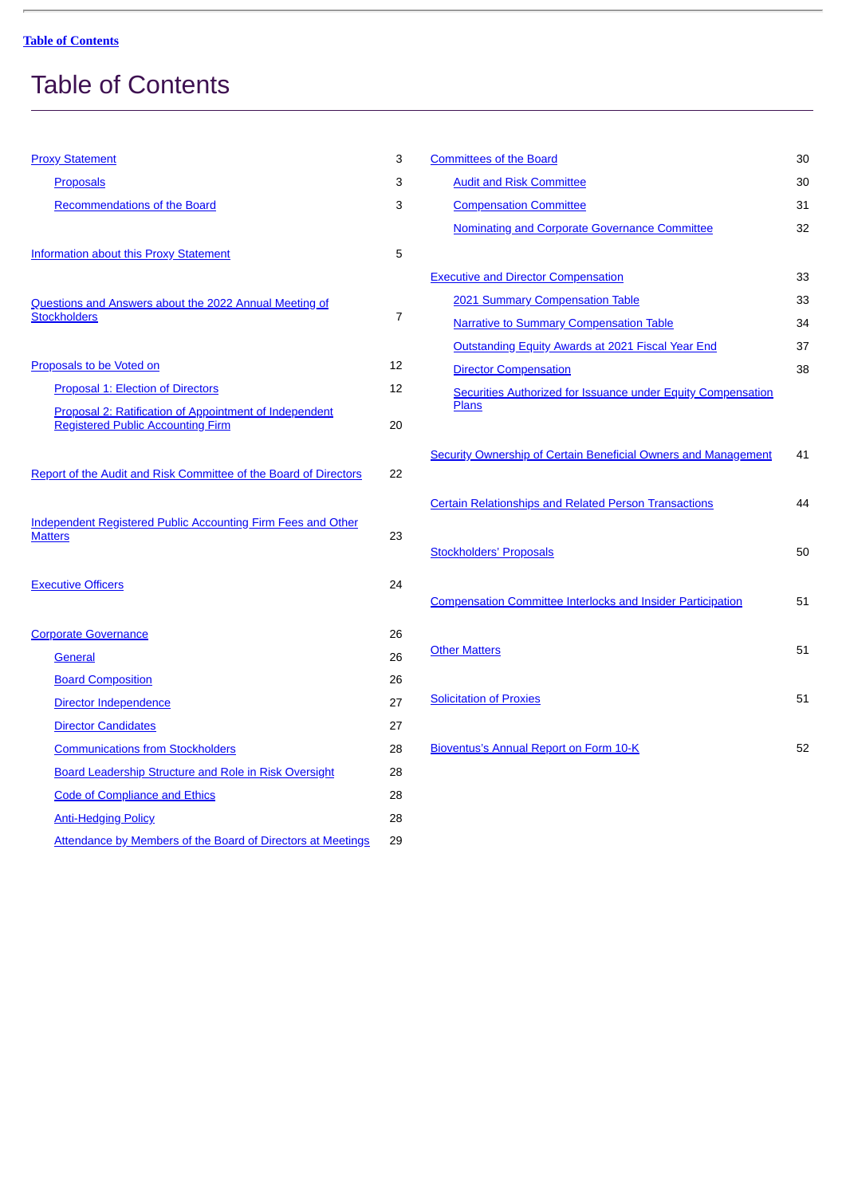# Table of Contents

| | |
|---|---|
| Proxy Statement | 3 |
| Proposals | 3 |
| Recommendations of the Board | 3 |
| Information about this Proxy Statement | 5 |
| Questions and Answers about the 2022 Annual Meeting of Stockholders | 7 |
| Proposals to be Voted on | 12 |
| Proposal 1: Election of Directors | 12 |
| Proposal 2: Ratification of Appointment of Independent Registered Public Accounting Firm | 20 |
| Report of the Audit and Risk Committee of the Board of Directors | 22 |
| Independent Registered Public Accounting Firm Fees and Other Matters | 23 |
| Executive Officers | 24 |
| Corporate Governance | 26 |
| General | 26 |
| Board Composition | 26 |
| Director Independence | 27 |
| Director Candidates | 27 |
| Communications from Stockholders | 28 |
| Board Leadership Structure and Role in Risk Oversight | 28 |
| Code of Compliance and Ethics | 28 |
| Anti-Hedging Policy | 28 |
| Attendance by Members of the Board of Directors at Meetings | 29 |
| Committees of the Board | 30 |
| Audit and Risk Committee | 30 |
| Compensation Committee | 31 |
| Nominating and Corporate Governance Committee | 32 |
| Executive and Director Compensation | 33 |
| 2021 Summary Compensation Table | 33 |
| Narrative to Summary Compensation Table | 34 |
| Outstanding Equity Awards at 2021 Fiscal Year End | 37 |
| Director Compensation | 38 |
| Securities Authorized for Issuance under Equity Compensation Plans | |
| Security Ownership of Certain Beneficial Owners and Management | 41 |
| Certain Relationships and Related Person Transactions | 44 |
| Stockholders' Proposals | 50 |
| Compensation Committee Interlocks and Insider Participation | 51 |
| Other Matters | 51 |
| Solicitation of Proxies | 51 |
| Bioventus's Annual Report on Form 10-K | 52 |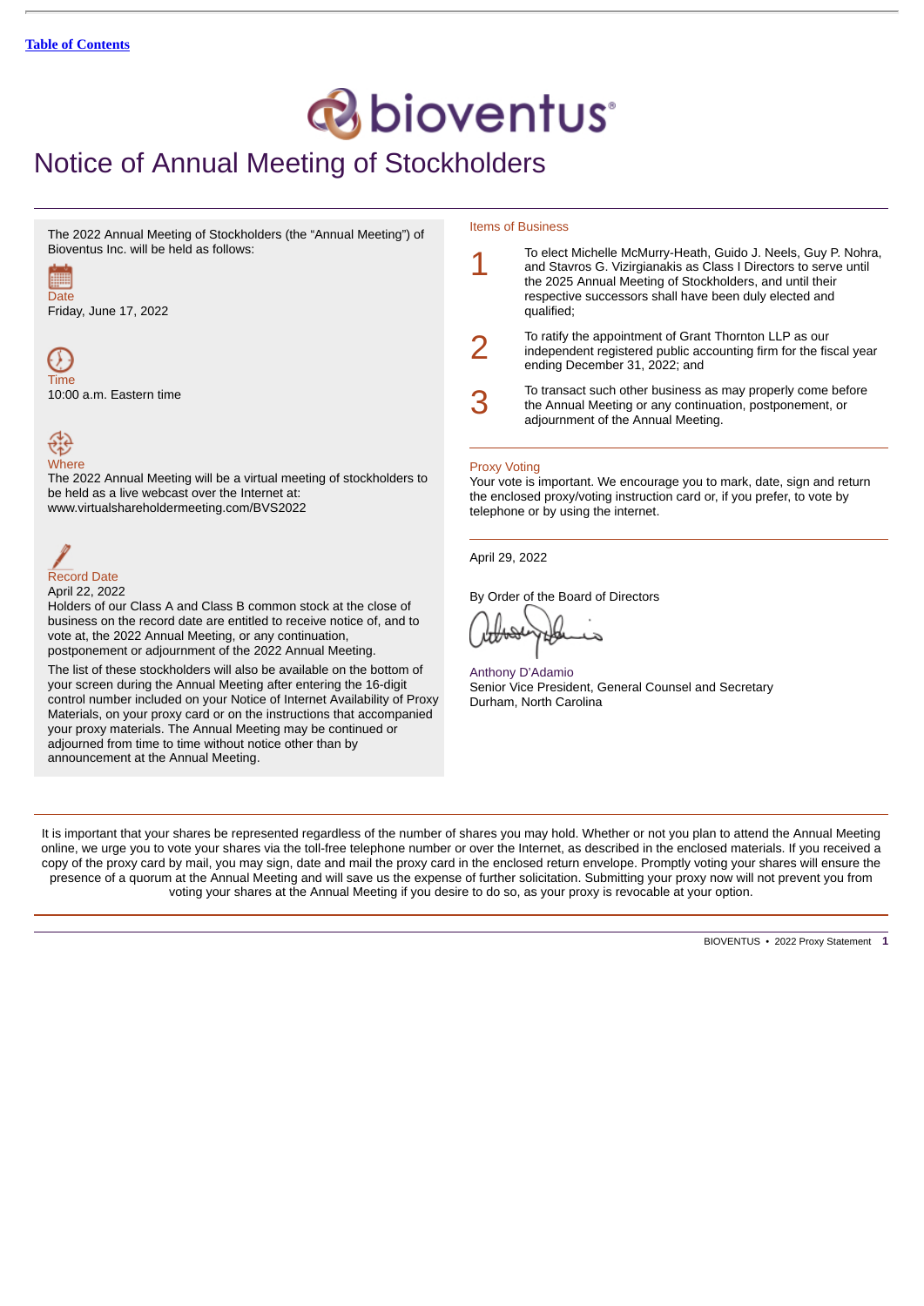[Table of Contents](#)

# Notice of Annual Meeting of Stockholders

The 2022 Annual Meeting of Stockholders (the "Annual Meeting") of Bioventus Inc. will be held as follows:

**Date**
Friday, June 17, 2022

**Time**
10:00 a.m. Eastern time

**Where**
The 2022 Annual Meeting will be a virtual meeting of stockholders to be held as a live webcast over the Internet at: www.virtualshareholdermeeting.com/BVS2022

**Record Date**
April 22, 2022
Holders of our Class A and Class B common stock at the close of business on the record date are entitled to receive notice of, and to vote at, the 2022 Annual Meeting, or any continuation, postponement or adjournment of the 2022 Annual Meeting.

The list of these stockholders will also be available on the bottom of your screen during the Annual Meeting after entering the 16-digit control number included on your Notice of Internet Availability of Proxy Materials, on your proxy card or on the instructions that accompanied your proxy materials. The Annual Meeting may be continued or adjourned from time to time without notice other than by announcement at the Annual Meeting.

## Items of Business

1. To elect Michelle McMurry-Heath, Guido J. Neels, Guy P. Nohra, and Stavros G. Vizirgianakis as Class I Directors to serve until the 2025 Annual Meeting of Stockholders, and until their respective successors shall have been duly elected and qualified;
2. To ratify the appointment of Grant Thornton LLP as our independent registered public accounting firm for the fiscal year ending December 31, 2022; and
3. To transact such other business as may properly come before the Annual Meeting or any continuation, postponement, or adjournment of the Annual Meeting.

## Proxy Voting

Your vote is important. We encourage you to mark, date, sign and return the enclosed proxy/voting instruction card or, if you prefer, to vote by telephone or by using the internet.

April 29, 2022

By Order of the Board of Directors

Anthony D'Adamio
Senior Vice President, General Counsel and Secretary
Durham, North Carolina

It is important that your shares be represented regardless of the number of shares you may hold. Whether or not you plan to attend the Annual Meeting online, we urge you to vote your shares via the toll-free telephone number or over the Internet, as described in the enclosed materials. If you received a copy of the proxy card by mail, you may sign, date and mail the proxy card in the enclosed return envelope. Promptly voting your shares will ensure the presence of a quorum at the Annual Meeting and will save us the expense of further solicitation. Submitting your proxy now will not prevent you from voting your shares at the Annual Meeting if you desire to do so, as your proxy is revocable at your option.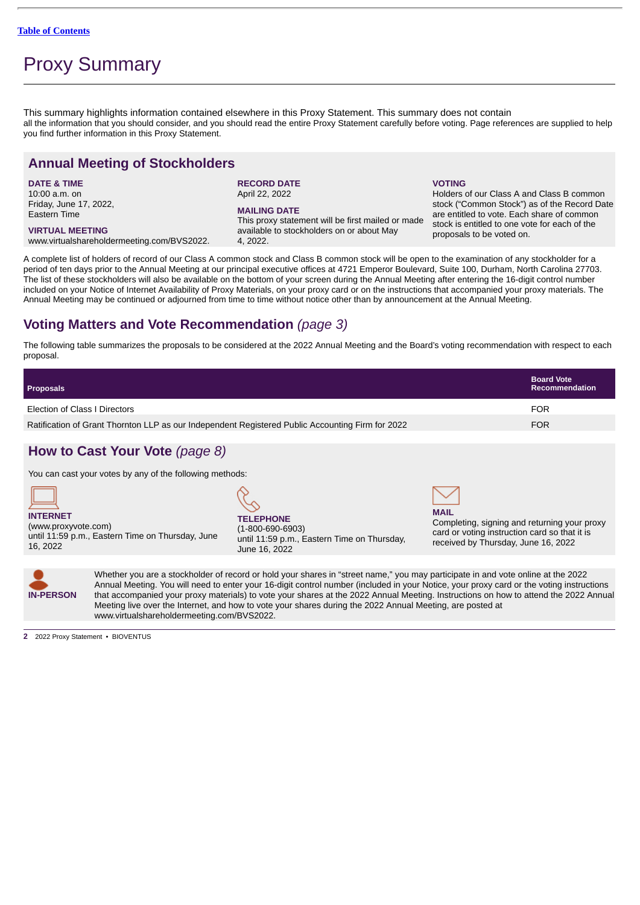[Table of Contents](#)

# Proxy Summary

This summary highlights information contained elsewhere in this Proxy Statement. This summary does not contain all the information that you should consider, and you should read the entire Proxy Statement carefully before voting. Page references are supplied to help you find further information in this Proxy Statement.

## Annual Meeting of Stockholders

**DATE & TIME**
10:00 a.m. on
Friday, June 17, 2022,
Eastern Time

**VIRTUAL MEETING**
www.virtualshareholdermeeting.com/BVS2022.

**RECORD DATE**
April 22, 2022

**MAILING DATE**
This proxy statement will be first mailed or made available to stockholders on or about May 4, 2022.

**VOTING**
Holders of our Class A and Class B common stock ("Common Stock") as of the Record Date are entitled to vote. Each share of common stock is entitled to one vote for each of the proposals to be voted on.

A complete list of holders of record of our Class A common stock and Class B common stock will be open to the examination of any stockholder for a period of ten days prior to the Annual Meeting at our principal executive offices at 4721 Emperor Boulevard, Suite 100, Durham, North Carolina 27703. The list of these stockholders will also be available on the bottom of your screen during the Annual Meeting after entering the 16-digit control number included on your Notice of Internet Availability of Proxy Materials, on your proxy card or on the instructions that accompanied your proxy materials. The Annual Meeting may be continued or adjourned from time to time without notice other than by announcement at the Annual Meeting.

## Voting Matters and Vote Recommendation *(page 3)*

The following table summarizes the proposals to be considered at the 2022 Annual Meeting and the Board's voting recommendation with respect to each proposal.

| Proposals | Board Vote Recommendation |
|---|---|
| Election of Class I Directors | FOR |
| Ratification of Grant Thornton LLP as our Independent Registered Public Accounting Firm for 2022 | FOR |

## How to Cast Your Vote *(page 8)*

You can cast your votes by any of the following methods:

**INTERNET**
(www.proxyvote.com)
until 11:59 p.m., Eastern Time on Thursday, June 16, 2022

**TELEPHONE**
(1-800-690-6903)
until 11:59 p.m., Eastern Time on Thursday, June 16, 2022

**MAIL**
Completing, signing and returning your proxy card or voting instruction card so that it is received by Thursday, June 16, 2022

**IN-PERSON**
Whether you are a stockholder of record or hold your shares in "street name," you may participate in and vote online at the 2022 Annual Meeting. You will need to enter your 16-digit control number (included in your Notice, your proxy card or the voting instructions that accompanied your proxy materials) to vote your shares at the 2022 Annual Meeting. Instructions on how to attend the 2022 Annual Meeting live over the Internet, and how to vote your shares during the 2022 Annual Meeting, are posted at www.virtualshareholdermeeting.com/BVS2022.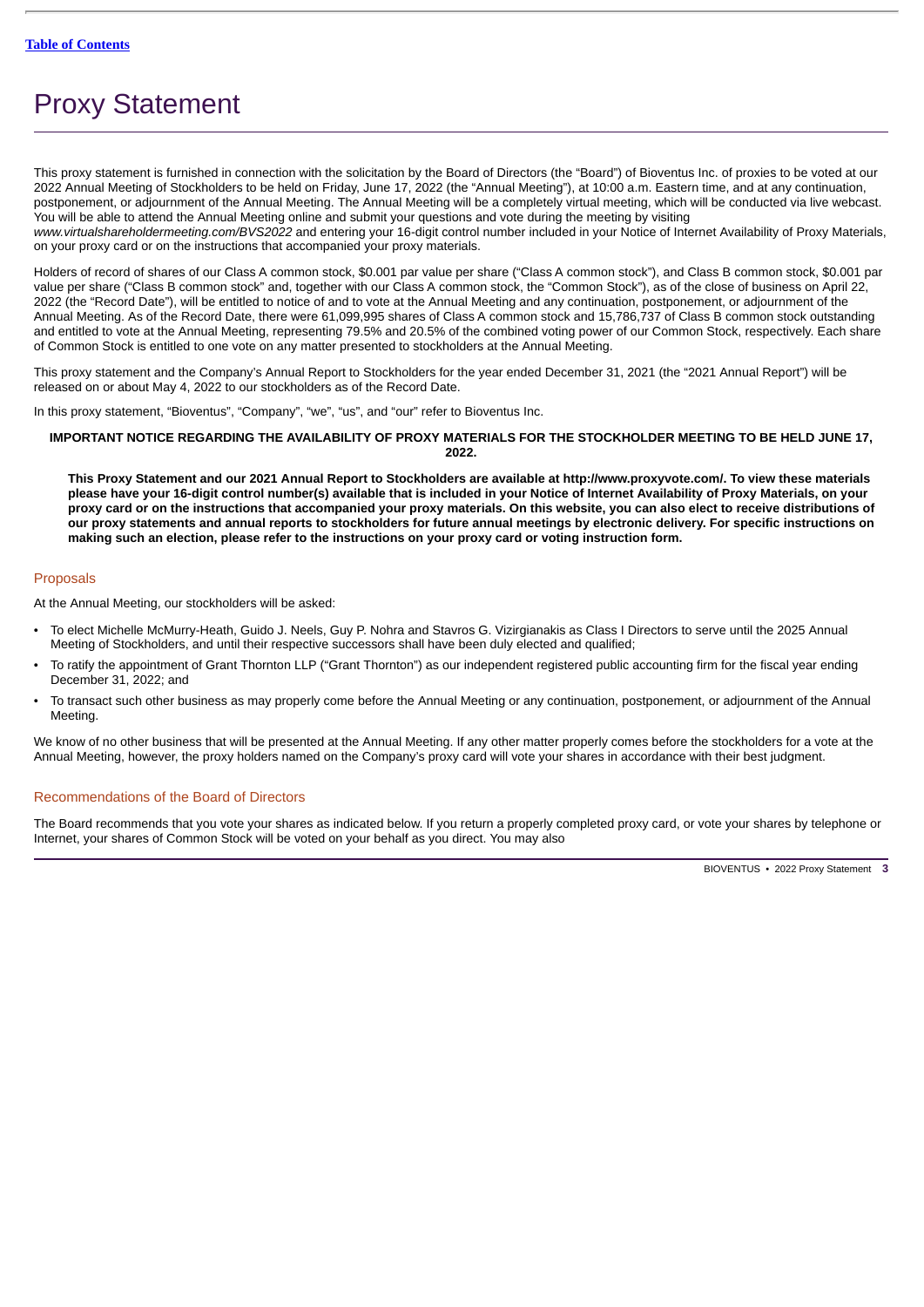# Proxy Statement

This proxy statement is furnished in connection with the solicitation by the Board of Directors (the "Board") of Bioventus Inc. of proxies to be voted at our 2022 Annual Meeting of Stockholders to be held on Friday, June 17, 2022 (the "Annual Meeting"), at 10:00 a.m. Eastern time, and at any continuation, postponement, or adjournment of the Annual Meeting. The Annual Meeting will be a completely virtual meeting, which will be conducted via live webcast. You will be able to attend the Annual Meeting online and submit your questions and vote during the meeting by visiting *www.virtualshareholdermeeting.com/BVS2022* and entering your 16-digit control number included in your Notice of Internet Availability of Proxy Materials, on your proxy card or on the instructions that accompanied your proxy materials.

Holders of record of shares of our Class A common stock, $0.001 par value per share ("Class A common stock"), and Class B common stock, $0.001 par value per share ("Class B common stock" and, together with our Class A common stock, the "Common Stock"), as of the close of business on April 22, 2022 (the "Record Date"), will be entitled to notice of and to vote at the Annual Meeting and any continuation, postponement, or adjournment of the Annual Meeting. As of the Record Date, there were 61,099,995 shares of Class A common stock and 15,786,737 of Class B common stock outstanding and entitled to vote at the Annual Meeting, representing 79.5% and 20.5% of the combined voting power of our Common Stock, respectively. Each share of Common Stock is entitled to one vote on any matter presented to stockholders at the Annual Meeting.

This proxy statement and the Company's Annual Report to Stockholders for the year ended December 31, 2021 (the "2021 Annual Report") will be released on or about May 4, 2022 to our stockholders as of the Record Date.

In this proxy statement, "Bioventus", "Company", "we", "us", and "our" refer to Bioventus Inc.

**IMPORTANT NOTICE REGARDING THE AVAILABILITY OF PROXY MATERIALS FOR THE STOCKHOLDER MEETING TO BE HELD JUNE 17, 2022.**

**This Proxy Statement and our 2021 Annual Report to Stockholders are available at http://www.proxyvote.com/. To view these materials please have your 16-digit control number(s) available that is included in your Notice of Internet Availability of Proxy Materials, on your proxy card or on the instructions that accompanied your proxy materials. On this website, you can also elect to receive distributions of our proxy statements and annual reports to stockholders for future annual meetings by electronic delivery. For specific instructions on making such an election, please refer to the instructions on your proxy card or voting instruction form.**

## Proposals

At the Annual Meeting, our stockholders will be asked:

- To elect Michelle McMurry-Heath, Guido J. Neels, Guy P. Nohra and Stavros G. Vizirgianakis as Class I Directors to serve until the 2025 Annual Meeting of Stockholders, and until their respective successors shall have been duly elected and qualified;
- To ratify the appointment of Grant Thornton LLP ("Grant Thornton") as our independent registered public accounting firm for the fiscal year ending December 31, 2022; and
- To transact such other business as may properly come before the Annual Meeting or any continuation, postponement, or adjournment of the Annual Meeting.

We know of no other business that will be presented at the Annual Meeting. If any other matter properly comes before the stockholders for a vote at the Annual Meeting, however, the proxy holders named on the Company's proxy card will vote your shares in accordance with their best judgment.

## Recommendations of the Board of Directors

The Board recommends that you vote your shares as indicated below. If you return a properly completed proxy card, or vote your shares by telephone or Internet, your shares of Common Stock will be voted on your behalf as you direct. You may also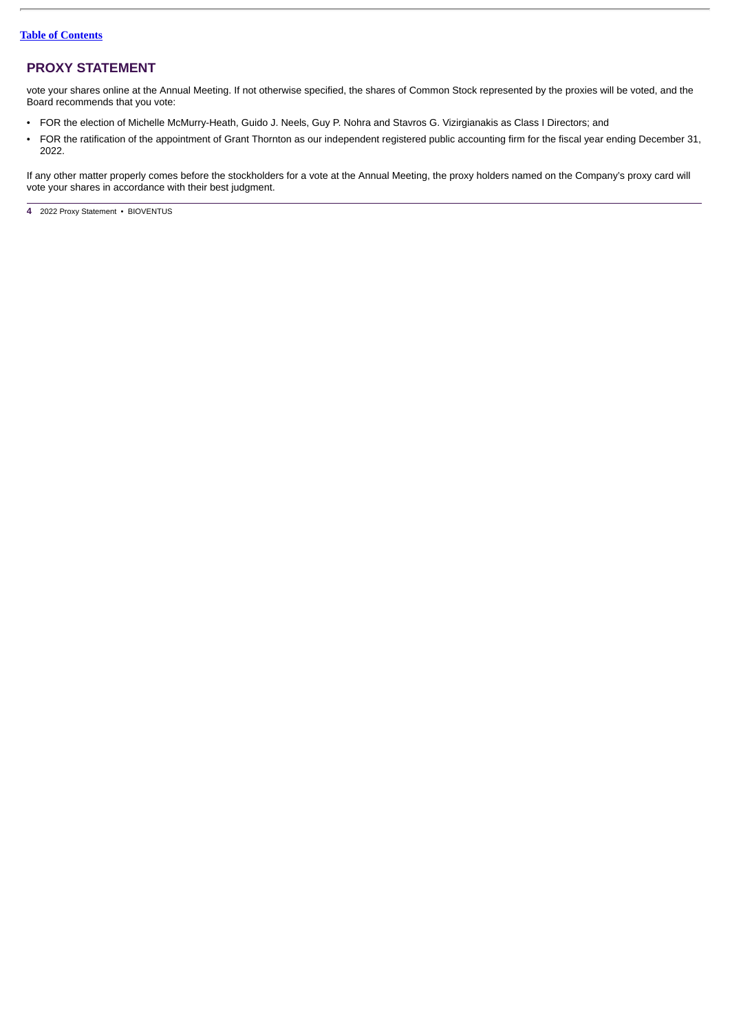## PROXY STATEMENT

vote your shares online at the Annual Meeting. If not otherwise specified, the shares of Common Stock represented by the proxies will be voted, and the Board recommends that you vote:

- FOR the election of Michelle McMurry-Heath, Guido J. Neels, Guy P. Nohra and Stavros G. Vizirgianakis as Class I Directors; and
- FOR the ratification of the appointment of Grant Thornton as our independent registered public accounting firm for the fiscal year ending December 31, 2022.

If any other matter properly comes before the stockholders for a vote at the Annual Meeting, the proxy holders named on the Company's proxy card will vote your shares in accordance with their best judgment.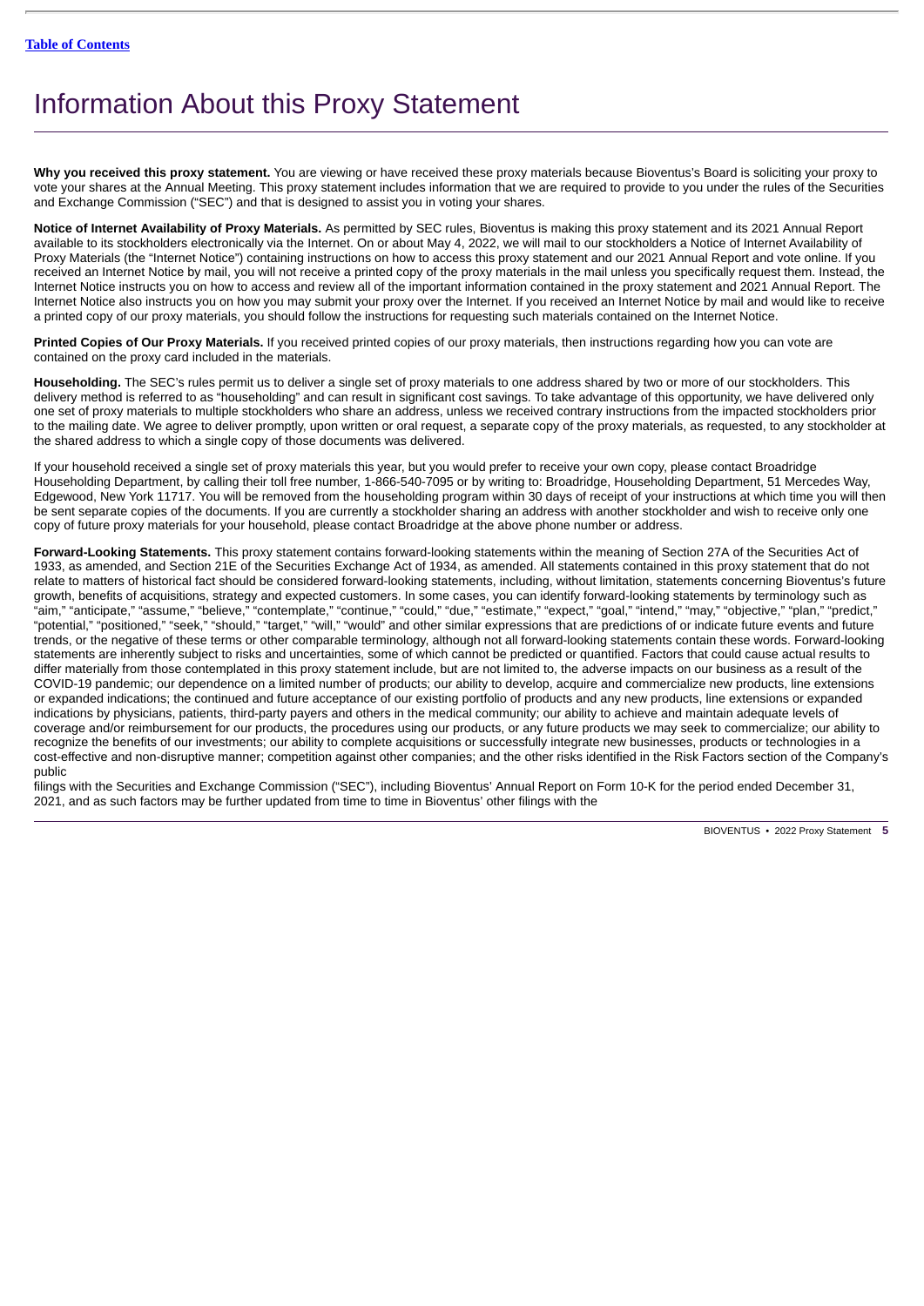# Information About this Proxy Statement

**Why you received this proxy statement.** You are viewing or have received these proxy materials because Bioventus's Board is soliciting your proxy to vote your shares at the Annual Meeting. This proxy statement includes information that we are required to provide to you under the rules of the Securities and Exchange Commission ("SEC") and that is designed to assist you in voting your shares.

**Notice of Internet Availability of Proxy Materials.** As permitted by SEC rules, Bioventus is making this proxy statement and its 2021 Annual Report available to its stockholders electronically via the Internet. On or about May 4, 2022, we will mail to our stockholders a Notice of Internet Availability of Proxy Materials (the "Internet Notice") containing instructions on how to access this proxy statement and our 2021 Annual Report and vote online. If you received an Internet Notice by mail, you will not receive a printed copy of the proxy materials in the mail unless you specifically request them. Instead, the Internet Notice instructs you on how to access and review all of the important information contained in the proxy statement and 2021 Annual Report. The Internet Notice also instructs you on how you may submit your proxy over the Internet. If you received an Internet Notice by mail and would like to receive a printed copy of our proxy materials, you should follow the instructions for requesting such materials contained on the Internet Notice.

**Printed Copies of Our Proxy Materials.** If you received printed copies of our proxy materials, then instructions regarding how you can vote are contained on the proxy card included in the materials.

**Householding.** The SEC's rules permit us to deliver a single set of proxy materials to one address shared by two or more of our stockholders. This delivery method is referred to as "householding" and can result in significant cost savings. To take advantage of this opportunity, we have delivered only one set of proxy materials to multiple stockholders who share an address, unless we received contrary instructions from the impacted stockholders prior to the mailing date. We agree to deliver promptly, upon written or oral request, a separate copy of the proxy materials, as requested, to any stockholder at the shared address to which a single copy of those documents was delivered.

If your household received a single set of proxy materials this year, but you would prefer to receive your own copy, please contact Broadridge Householding Department, by calling their toll free number, 1-866-540-7095 or by writing to: Broadridge, Householding Department, 51 Mercedes Way, Edgewood, New York 11717. You will be removed from the householding program within 30 days of receipt of your instructions at which time you will then be sent separate copies of the documents. If you are currently a stockholder sharing an address with another stockholder and wish to receive only one copy of future proxy materials for your household, please contact Broadridge at the above phone number or address.

**Forward-Looking Statements.** This proxy statement contains forward-looking statements within the meaning of Section 27A of the Securities Act of 1933, as amended, and Section 21E of the Securities Exchange Act of 1934, as amended. All statements contained in this proxy statement that do not relate to matters of historical fact should be considered forward-looking statements, including, without limitation, statements concerning Bioventus's future growth, benefits of acquisitions, strategy and expected customers. In some cases, you can identify forward-looking statements by terminology such as "aim," "anticipate," "assume," "believe," "contemplate," "continue," "could," "due," "estimate," "expect," "goal," "intend," "may," "objective," "plan," "predict," "potential," "positioned," "seek," "should," "target," "will," "would" and other similar expressions that are predictions of or indicate future events and future trends, or the negative of these terms or other comparable terminology, although not all forward-looking statements contain these words. Forward-looking statements are inherently subject to risks and uncertainties, some of which cannot be predicted or quantified. Factors that could cause actual results to differ materially from those contemplated in this proxy statement include, but are not limited to, the adverse impacts on our business as a result of the COVID-19 pandemic; our dependence on a limited number of products; our ability to develop, acquire and commercialize new products, line extensions or expanded indications; the continued and future acceptance of our existing portfolio of products and any new products, line extensions or expanded indications by physicians, patients, third-party payers and others in the medical community; our ability to achieve and maintain adequate levels of coverage and/or reimbursement for our products, the procedures using our products, or any future products we may seek to commercialize; our ability to recognize the benefits of our investments; our ability to complete acquisitions or successfully integrate new businesses, products or technologies in a cost-effective and non-disruptive manner; competition against other companies; and the other risks identified in the Risk Factors section of the Company's public filings with the Securities and Exchange Commission ("SEC"), including Bioventus' Annual Report on Form 10-K for the period ended December 31, 2021, and as such factors may be further updated from time to time in Bioventus' other filings with the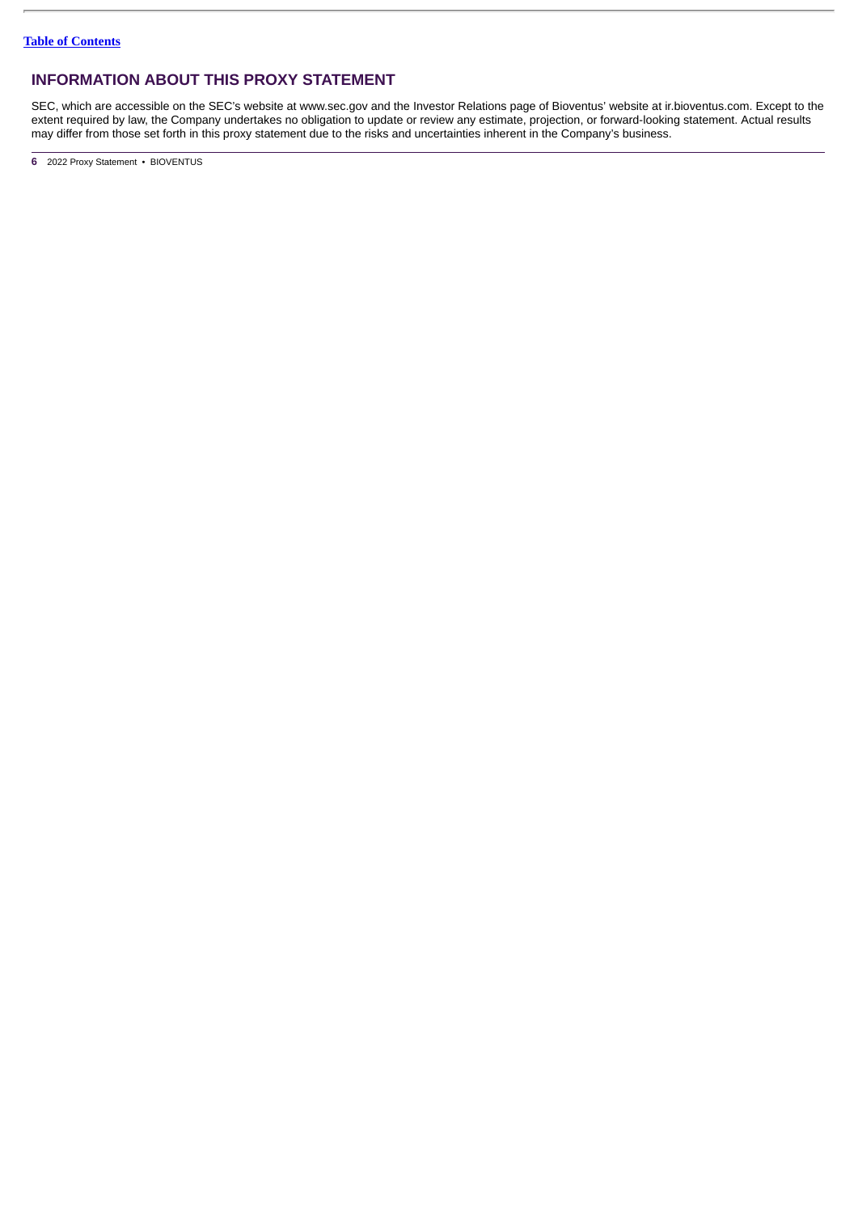## INFORMATION ABOUT THIS PROXY STATEMENT

SEC, which are accessible on the SEC's website at www.sec.gov and the Investor Relations page of Bioventus' website at ir.bioventus.com. Except to the extent required by law, the Company undertakes no obligation to update or review any estimate, projection, or forward-looking statement. Actual results may differ from those set forth in this proxy statement due to the risks and uncertainties inherent in the Company's business.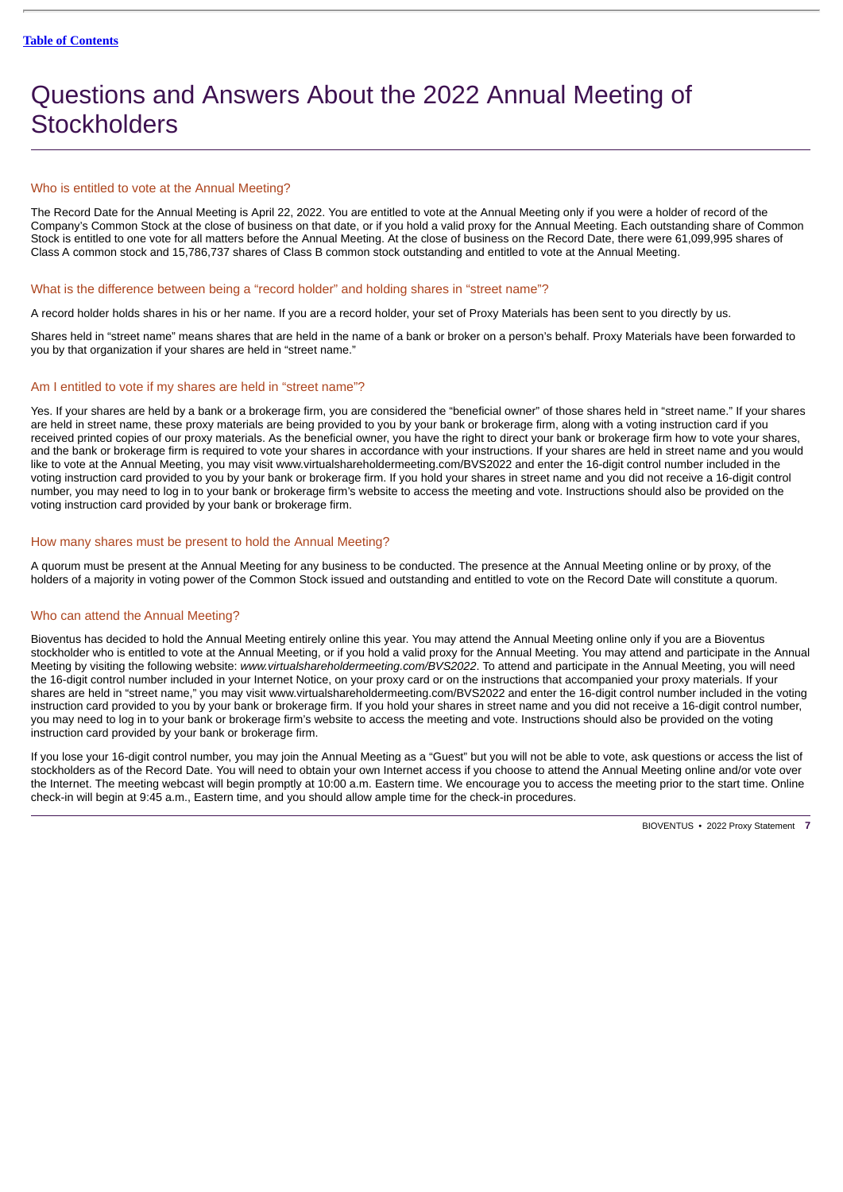# Questions and Answers About the 2022 Annual Meeting of Stockholders

## Who is entitled to vote at the Annual Meeting?

The Record Date for the Annual Meeting is April 22, 2022. You are entitled to vote at the Annual Meeting only if you were a holder of record of the Company's Common Stock at the close of business on that date, or if you hold a valid proxy for the Annual Meeting. Each outstanding share of Common Stock is entitled to one vote for all matters before the Annual Meeting. At the close of business on the Record Date, there were 61,099,995 shares of Class A common stock and 15,786,737 shares of Class B common stock outstanding and entitled to vote at the Annual Meeting.

## What is the difference between being a "record holder" and holding shares in "street name"?

A record holder holds shares in his or her name. If you are a record holder, your set of Proxy Materials has been sent to you directly by us.

Shares held in "street name" means shares that are held in the name of a bank or broker on a person's behalf. Proxy Materials have been forwarded to you by that organization if your shares are held in "street name."

## Am I entitled to vote if my shares are held in "street name"?

Yes. If your shares are held by a bank or a brokerage firm, you are considered the "beneficial owner" of those shares held in "street name." If your shares are held in street name, these proxy materials are being provided to you by your bank or brokerage firm, along with a voting instruction card if you received printed copies of our proxy materials. As the beneficial owner, you have the right to direct your bank or brokerage firm how to vote your shares, and the bank or brokerage firm is required to vote your shares in accordance with your instructions. If your shares are held in street name and you would like to vote at the Annual Meeting, you may visit www.virtualshareholdermeeting.com/BVS2022 and enter the 16-digit control number included in the voting instruction card provided to you by your bank or brokerage firm. If you hold your shares in street name and you did not receive a 16-digit control number, you may need to log in to your bank or brokerage firm's website to access the meeting and vote. Instructions should also be provided on the voting instruction card provided by your bank or brokerage firm.

## How many shares must be present to hold the Annual Meeting?

A quorum must be present at the Annual Meeting for any business to be conducted. The presence at the Annual Meeting online or by proxy, of the holders of a majority in voting power of the Common Stock issued and outstanding and entitled to vote on the Record Date will constitute a quorum.

## Who can attend the Annual Meeting?

Bioventus has decided to hold the Annual Meeting entirely online this year. You may attend the Annual Meeting online only if you are a Bioventus stockholder who is entitled to vote at the Annual Meeting, or if you hold a valid proxy for the Annual Meeting. You may attend and participate in the Annual Meeting by visiting the following website: *www.virtualshareholdermeeting.com/BVS2022*. To attend and participate in the Annual Meeting, you will need the 16-digit control number included in your Internet Notice, on your proxy card or on the instructions that accompanied your proxy materials. If your shares are held in "street name," you may visit www.virtualshareholdermeeting.com/BVS2022 and enter the 16-digit control number included in the voting instruction card provided to you by your bank or brokerage firm. If you hold your shares in street name and you did not receive a 16-digit control number, you may need to log in to your bank or brokerage firm's website to access the meeting and vote. Instructions should also be provided on the voting instruction card provided by your bank or brokerage firm.

If you lose your 16-digit control number, you may join the Annual Meeting as a "Guest" but you will not be able to vote, ask questions or access the list of stockholders as of the Record Date. You will need to obtain your own Internet access if you choose to attend the Annual Meeting online and/or vote over the Internet. The meeting webcast will begin promptly at 10:00 a.m. Eastern time. We encourage you to access the meeting prior to the start time. Online check-in will begin at 9:45 a.m., Eastern time, and you should allow ample time for the check-in procedures.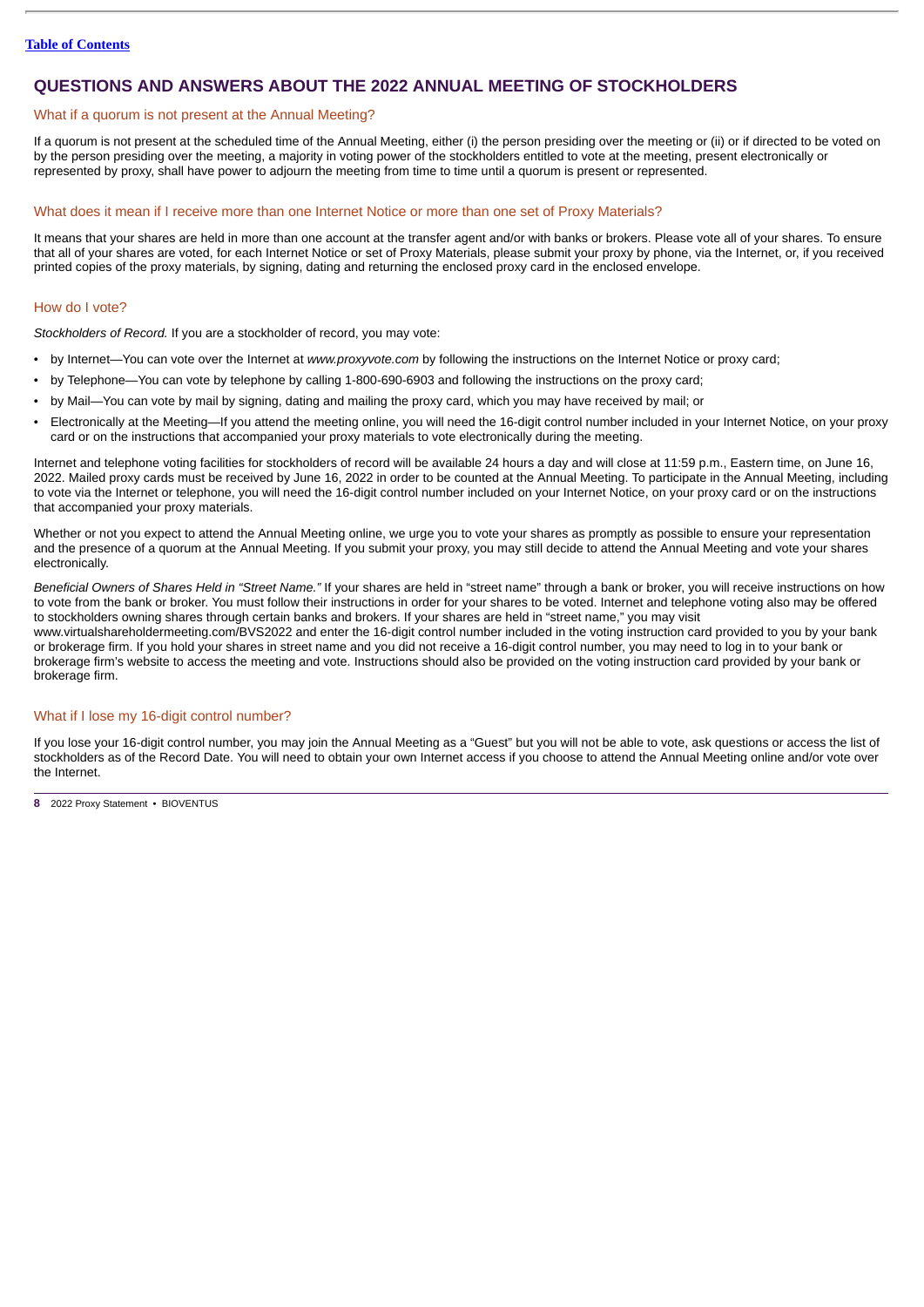## QUESTIONS AND ANSWERS ABOUT THE 2022 ANNUAL MEETING OF STOCKHOLDERS

### What if a quorum is not present at the Annual Meeting?

If a quorum is not present at the scheduled time of the Annual Meeting, either (i) the person presiding over the meeting or (ii) or if directed to be voted on by the person presiding over the meeting, a majority in voting power of the stockholders entitled to vote at the meeting, present electronically or represented by proxy, shall have power to adjourn the meeting from time to time until a quorum is present or represented.

### What does it mean if I receive more than one Internet Notice or more than one set of Proxy Materials?

It means that your shares are held in more than one account at the transfer agent and/or with banks or brokers. Please vote all of your shares. To ensure that all of your shares are voted, for each Internet Notice or set of Proxy Materials, please submit your proxy by phone, via the Internet, or, if you received printed copies of the proxy materials, by signing, dating and returning the enclosed proxy card in the enclosed envelope.

### How do I vote?

*Stockholders of Record.* If you are a stockholder of record, you may vote:

- by Internet—You can vote over the Internet at *www.proxyvote.com* by following the instructions on the Internet Notice or proxy card;
- by Telephone—You can vote by telephone by calling 1-800-690-6903 and following the instructions on the proxy card;
- by Mail—You can vote by mail by signing, dating and mailing the proxy card, which you may have received by mail; or
- Electronically at the Meeting—If you attend the meeting online, you will need the 16-digit control number included in your Internet Notice, on your proxy card or on the instructions that accompanied your proxy materials to vote electronically during the meeting.

Internet and telephone voting facilities for stockholders of record will be available 24 hours a day and will close at 11:59 p.m., Eastern time, on June 16, 2022. Mailed proxy cards must be received by June 16, 2022 in order to be counted at the Annual Meeting. To participate in the Annual Meeting, including to vote via the Internet or telephone, you will need the 16-digit control number included on your Internet Notice, on your proxy card or on the instructions that accompanied your proxy materials.

Whether or not you expect to attend the Annual Meeting online, we urge you to vote your shares as promptly as possible to ensure your representation and the presence of a quorum at the Annual Meeting. If you submit your proxy, you may still decide to attend the Annual Meeting and vote your shares electronically.

*Beneficial Owners of Shares Held in "Street Name."* If your shares are held in "street name" through a bank or broker, you will receive instructions on how to vote from the bank or broker. You must follow their instructions in order for your shares to be voted. Internet and telephone voting also may be offered to stockholders owning shares through certain banks and brokers. If your shares are held in "street name," you may visit www.virtualshareholdermeeting.com/BVS2022 and enter the 16-digit control number included in the voting instruction card provided to you by your bank or brokerage firm. If you hold your shares in street name and you did not receive a 16-digit control number, you may need to log in to your bank or brokerage firm's website to access the meeting and vote. Instructions should also be provided on the voting instruction card provided by your bank or brokerage firm.

### What if I lose my 16-digit control number?

If you lose your 16-digit control number, you may join the Annual Meeting as a "Guest" but you will not be able to vote, ask questions or access the list of stockholders as of the Record Date. You will need to obtain your own Internet access if you choose to attend the Annual Meeting online and/or vote over the Internet.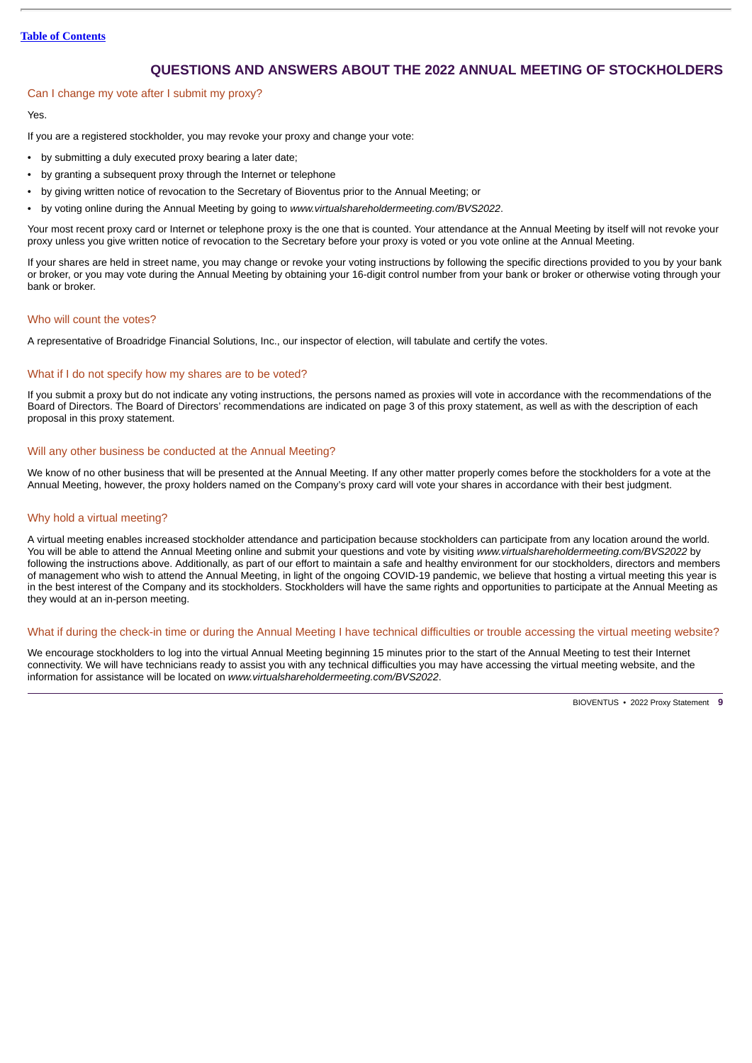## QUESTIONS AND ANSWERS ABOUT THE 2022 ANNUAL MEETING OF STOCKHOLDERS

### Can I change my vote after I submit my proxy?

Yes.

If you are a registered stockholder, you may revoke your proxy and change your vote:

- by submitting a duly executed proxy bearing a later date;
- by granting a subsequent proxy through the Internet or telephone
- by giving written notice of revocation to the Secretary of Bioventus prior to the Annual Meeting; or
- by voting online during the Annual Meeting by going to *www.virtualshareholdermeeting.com/BVS2022*.

Your most recent proxy card or Internet or telephone proxy is the one that is counted. Your attendance at the Annual Meeting by itself will not revoke your proxy unless you give written notice of revocation to the Secretary before your proxy is voted or you vote online at the Annual Meeting.

If your shares are held in street name, you may change or revoke your voting instructions by following the specific directions provided to you by your bank or broker, or you may vote during the Annual Meeting by obtaining your 16-digit control number from your bank or broker or otherwise voting through your bank or broker.

### Who will count the votes?

A representative of Broadridge Financial Solutions, Inc., our inspector of election, will tabulate and certify the votes.

### What if I do not specify how my shares are to be voted?

If you submit a proxy but do not indicate any voting instructions, the persons named as proxies will vote in accordance with the recommendations of the Board of Directors. The Board of Directors' recommendations are indicated on page 3 of this proxy statement, as well as with the description of each proposal in this proxy statement.

### Will any other business be conducted at the Annual Meeting?

We know of no other business that will be presented at the Annual Meeting. If any other matter properly comes before the stockholders for a vote at the Annual Meeting, however, the proxy holders named on the Company's proxy card will vote your shares in accordance with their best judgment.

### Why hold a virtual meeting?

A virtual meeting enables increased stockholder attendance and participation because stockholders can participate from any location around the world. You will be able to attend the Annual Meeting online and submit your questions and vote by visiting *www.virtualshareholdermeeting.com/BVS2022* by following the instructions above. Additionally, as part of our effort to maintain a safe and healthy environment for our stockholders, directors and members of management who wish to attend the Annual Meeting, in light of the ongoing COVID-19 pandemic, we believe that hosting a virtual meeting this year is in the best interest of the Company and its stockholders. Stockholders will have the same rights and opportunities to participate at the Annual Meeting as they would at an in-person meeting.

### What if during the check-in time or during the Annual Meeting I have technical difficulties or trouble accessing the virtual meeting website?

We encourage stockholders to log into the virtual Annual Meeting beginning 15 minutes prior to the start of the Annual Meeting to test their Internet connectivity. We will have technicians ready to assist you with any technical difficulties you may have accessing the virtual meeting website, and the information for assistance will be located on *www.virtualshareholdermeeting.com/BVS2022*.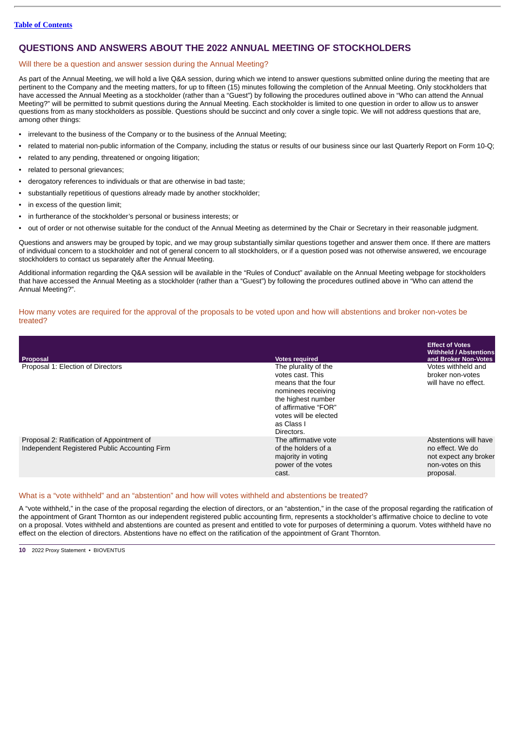[Table of Contents](#)

## QUESTIONS AND ANSWERS ABOUT THE 2022 ANNUAL MEETING OF STOCKHOLDERS

### Will there be a question and answer session during the Annual Meeting?

As part of the Annual Meeting, we will hold a live Q&A session, during which we intend to answer questions submitted online during the meeting that are pertinent to the Company and the meeting matters, for up to fifteen (15) minutes following the completion of the Annual Meeting. Only stockholders that have accessed the Annual Meeting as a stockholder (rather than a "Guest") by following the procedures outlined above in "Who can attend the Annual Meeting?" will be permitted to submit questions during the Annual Meeting. Each stockholder is limited to one question in order to allow us to answer questions from as many stockholders as possible. Questions should be succinct and only cover a single topic. We will not address questions that are, among other things:

- irrelevant to the business of the Company or to the business of the Annual Meeting;
- related to material non-public information of the Company, including the status or results of our business since our last Quarterly Report on Form 10-Q;
- related to any pending, threatened or ongoing litigation;
- related to personal grievances;
- derogatory references to individuals or that are otherwise in bad taste;
- substantially repetitious of questions already made by another stockholder;
- in excess of the question limit;
- in furtherance of the stockholder's personal or business interests; or
- out of order or not otherwise suitable for the conduct of the Annual Meeting as determined by the Chair or Secretary in their reasonable judgment.

Questions and answers may be grouped by topic, and we may group substantially similar questions together and answer them once. If there are matters of individual concern to a stockholder and not of general concern to all stockholders, or if a question posed was not otherwise answered, we encourage stockholders to contact us separately after the Annual Meeting.

Additional information regarding the Q&A session will be available in the "Rules of Conduct" available on the Annual Meeting webpage for stockholders that have accessed the Annual Meeting as a stockholder (rather than a "Guest") by following the procedures outlined above in "Who can attend the Annual Meeting?".

### How many votes are required for the approval of the proposals to be voted upon and how will abstentions and broker non-votes be treated?

| Proposal | Votes required | Effect of Votes Withheld / Abstentions and Broker Non-Votes |
|---|---|---|
| Proposal 1: Election of Directors | The plurality of the votes cast. This means that the four nominees receiving the highest number of affirmative "FOR" votes will be elected as Class I Directors. | Votes withheld and broker non-votes will have no effect. |
| Proposal 2: Ratification of Appointment of Independent Registered Public Accounting Firm | The affirmative vote of the holders of a majority in voting power of the votes cast. | Abstentions will have no effect. We do not expect any broker non-votes on this proposal. |

### What is a "vote withheld" and an "abstention" and how will votes withheld and abstentions be treated?

A "vote withheld," in the case of the proposal regarding the election of directors, or an "abstention," in the case of the proposal regarding the ratification of the appointment of Grant Thornton as our independent registered public accounting firm, represents a stockholder's affirmative choice to decline to vote on a proposal. Votes withheld and abstentions are counted as present and entitled to vote for purposes of determining a quorum. Votes withheld have no effect on the election of directors. Abstentions have no effect on the ratification of the appointment of Grant Thornton.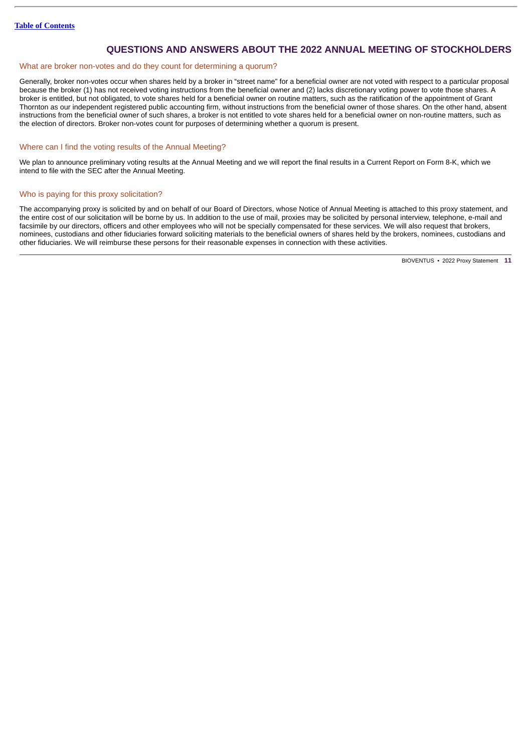## QUESTIONS AND ANSWERS ABOUT THE 2022 ANNUAL MEETING OF STOCKHOLDERS

### What are broker non-votes and do they count for determining a quorum?

Generally, broker non-votes occur when shares held by a broker in "street name" for a beneficial owner are not voted with respect to a particular proposal because the broker (1) has not received voting instructions from the beneficial owner and (2) lacks discretionary voting power to vote those shares. A broker is entitled, but not obligated, to vote shares held for a beneficial owner on routine matters, such as the ratification of the appointment of Grant Thornton as our independent registered public accounting firm, without instructions from the beneficial owner of those shares. On the other hand, absent instructions from the beneficial owner of such shares, a broker is not entitled to vote shares held for a beneficial owner on non-routine matters, such as the election of directors. Broker non-votes count for purposes of determining whether a quorum is present.

### Where can I find the voting results of the Annual Meeting?

We plan to announce preliminary voting results at the Annual Meeting and we will report the final results in a Current Report on Form 8-K, which we intend to file with the SEC after the Annual Meeting.

### Who is paying for this proxy solicitation?

The accompanying proxy is solicited by and on behalf of our Board of Directors, whose Notice of Annual Meeting is attached to this proxy statement, and the entire cost of our solicitation will be borne by us. In addition to the use of mail, proxies may be solicited by personal interview, telephone, e-mail and facsimile by our directors, officers and other employees who will not be specially compensated for these services. We will also request that brokers, nominees, custodians and other fiduciaries forward soliciting materials to the beneficial owners of shares held by the brokers, nominees, custodians and other fiduciaries. We will reimburse these persons for their reasonable expenses in connection with these activities.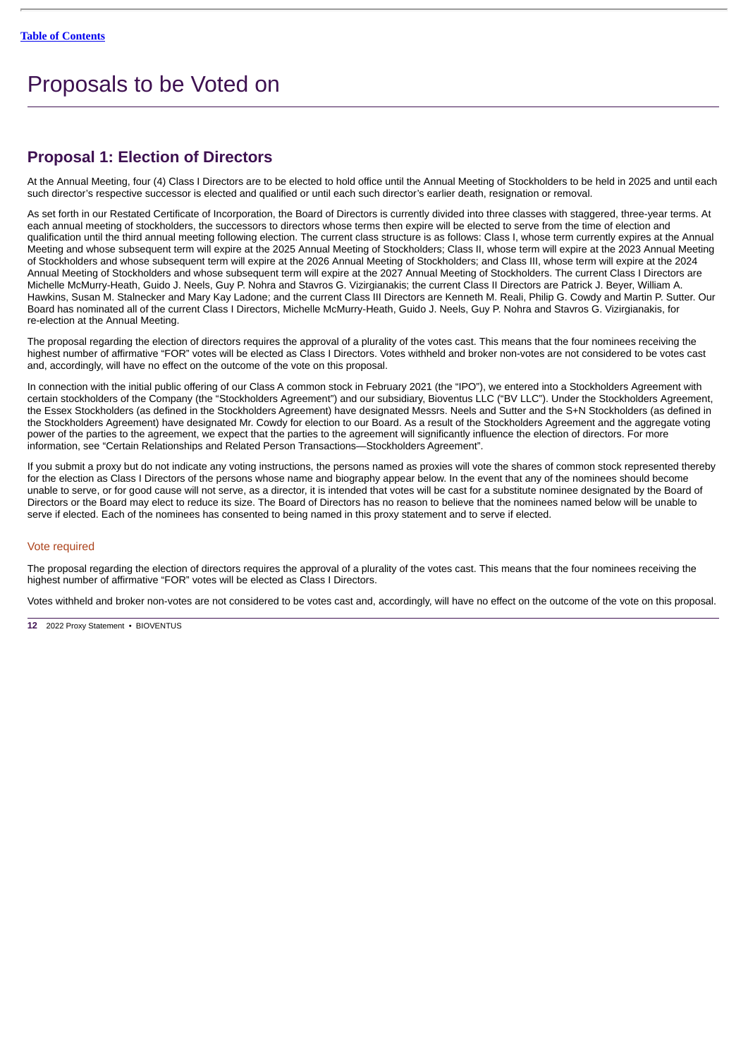# Proposals to be Voted on

## Proposal 1: Election of Directors

At the Annual Meeting, four (4) Class I Directors are to be elected to hold office until the Annual Meeting of Stockholders to be held in 2025 and until each such director's respective successor is elected and qualified or until each such director's earlier death, resignation or removal.

As set forth in our Restated Certificate of Incorporation, the Board of Directors is currently divided into three classes with staggered, three-year terms. At each annual meeting of stockholders, the successors to directors whose terms then expire will be elected to serve from the time of election and qualification until the third annual meeting following election. The current class structure is as follows: Class I, whose term currently expires at the Annual Meeting and whose subsequent term will expire at the 2025 Annual Meeting of Stockholders; Class II, whose term will expire at the 2023 Annual Meeting of Stockholders and whose subsequent term will expire at the 2026 Annual Meeting of Stockholders; and Class III, whose term will expire at the 2024 Annual Meeting of Stockholders and whose subsequent term will expire at the 2027 Annual Meeting of Stockholders. The current Class I Directors are Michelle McMurry-Heath, Guido J. Neels, Guy P. Nohra and Stavros G. Vizirgianakis; the current Class II Directors are Patrick J. Beyer, William A. Hawkins, Susan M. Stalnecker and Mary Kay Ladone; and the current Class III Directors are Kenneth M. Reali, Philip G. Cowdy and Martin P. Sutter. Our Board has nominated all of the current Class I Directors, Michelle McMurry-Heath, Guido J. Neels, Guy P. Nohra and Stavros G. Vizirgianakis, for re-election at the Annual Meeting.

The proposal regarding the election of directors requires the approval of a plurality of the votes cast. This means that the four nominees receiving the highest number of affirmative "FOR" votes will be elected as Class I Directors. Votes withheld and broker non-votes are not considered to be votes cast and, accordingly, will have no effect on the outcome of the vote on this proposal.

In connection with the initial public offering of our Class A common stock in February 2021 (the "IPO"), we entered into a Stockholders Agreement with certain stockholders of the Company (the "Stockholders Agreement") and our subsidiary, Bioventus LLC ("BV LLC"). Under the Stockholders Agreement, the Essex Stockholders (as defined in the Stockholders Agreement) have designated Messrs. Neels and Sutter and the S+N Stockholders (as defined in the Stockholders Agreement) have designated Mr. Cowdy for election to our Board. As a result of the Stockholders Agreement and the aggregate voting power of the parties to the agreement, we expect that the parties to the agreement will significantly influence the election of directors. For more information, see "Certain Relationships and Related Person Transactions—Stockholders Agreement".

If you submit a proxy but do not indicate any voting instructions, the persons named as proxies will vote the shares of common stock represented thereby for the election as Class I Directors of the persons whose name and biography appear below. In the event that any of the nominees should become unable to serve, or for good cause will not serve, as a director, it is intended that votes will be cast for a substitute nominee designated by the Board of Directors or the Board may elect to reduce its size. The Board of Directors has no reason to believe that the nominees named below will be unable to serve if elected. Each of the nominees has consented to being named in this proxy statement and to serve if elected.

### Vote required

The proposal regarding the election of directors requires the approval of a plurality of the votes cast. This means that the four nominees receiving the highest number of affirmative "FOR" votes will be elected as Class I Directors.

Votes withheld and broker non-votes are not considered to be votes cast and, accordingly, will have no effect on the outcome of the vote on this proposal.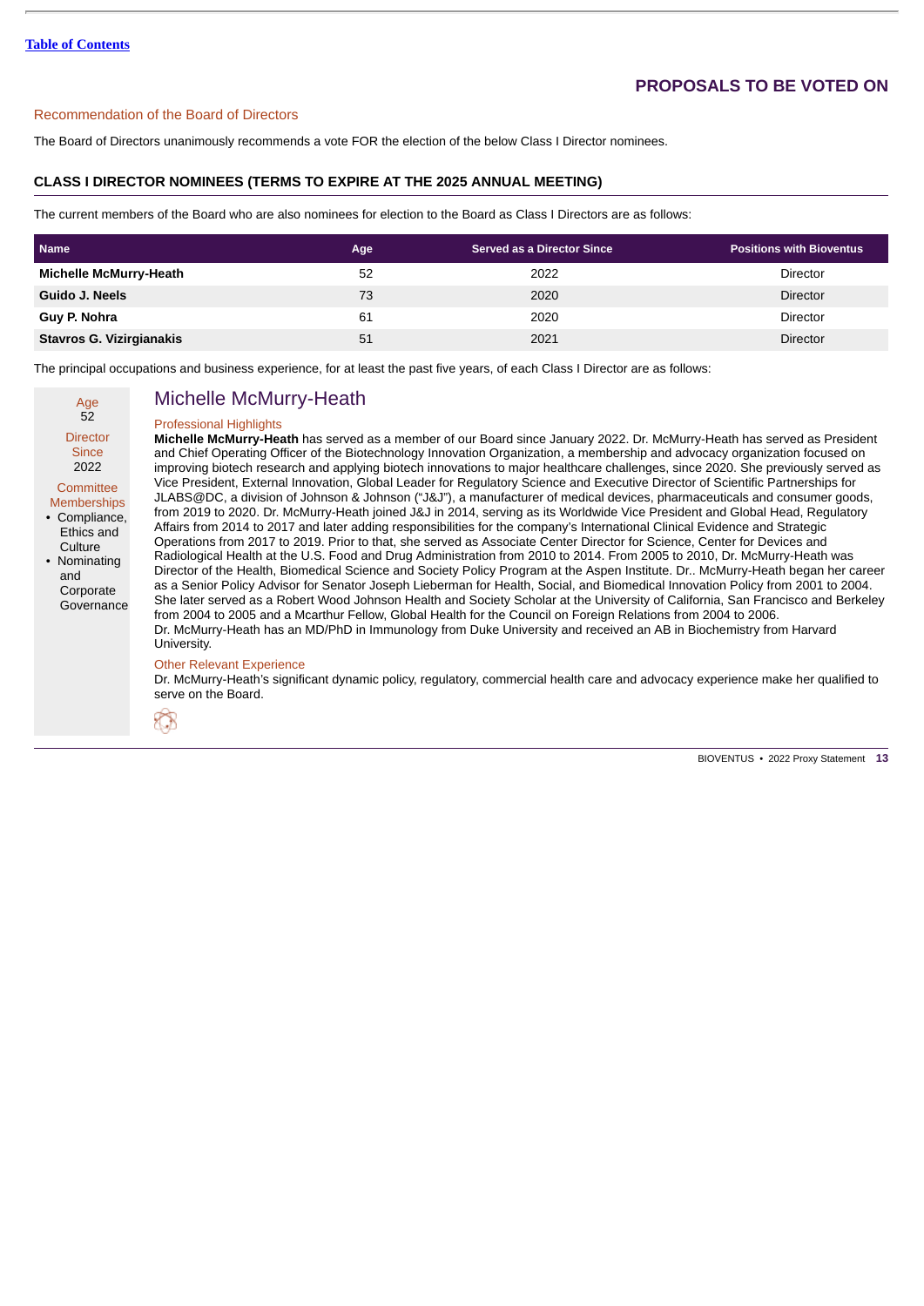[Table of Contents](#)

# PROPOSALS TO BE VOTED ON

### Recommendation of the Board of Directors

The Board of Directors unanimously recommends a vote FOR the election of the below Class I Director nominees.

## CLASS I DIRECTOR NOMINEES (TERMS TO EXPIRE AT THE 2025 ANNUAL MEETING)

The current members of the Board who are also nominees for election to the Board as Class I Directors are as follows:

| Name | Age | Served as a Director Since | Positions with Bioventus |
|---|---|---|---|
| **Michelle McMurry-Heath** | 52 | 2022 | Director |
| **Guido J. Neels** | 73 | 2020 | Director |
| **Guy P. Nohra** | 61 | 2020 | Director |
| **Stavros G. Vizirgianakis** | 51 | 2021 | Director |

The principal occupations and business experience, for at least the past five years, of each Class I Director are as follows:

## Michelle McMurry-Heath

Age
52

Director Since
2022

Committee Memberships
- Compliance, Ethics and Culture
- Nominating and Corporate Governance

### Professional Highlights

**Michelle McMurry-Heath** has served as a member of our Board since January 2022. Dr. McMurry-Heath has served as President and Chief Operating Officer of the Biotechnology Innovation Organization, a membership and advocacy organization focused on improving biotech research and applying biotech innovations to major healthcare challenges, since 2020. She previously served as Vice President, External Innovation, Global Leader for Regulatory Science and Executive Director of Scientific Partnerships for JLABS@DC, a division of Johnson & Johnson ("J&J"), a manufacturer of medical devices, pharmaceuticals and consumer goods, from 2019 to 2020. Dr. McMurry-Heath joined J&J in 2014, serving as its Worldwide Vice President and Global Head, Regulatory Affairs from 2014 to 2017 and later adding responsibilities for the company's International Clinical Evidence and Strategic Operations from 2017 to 2019. Prior to that, she served as Associate Center Director for Science, Center for Devices and Radiological Health at the U.S. Food and Drug Administration from 2010 to 2014. From 2005 to 2010, Dr. McMurry-Heath was Director of the Health, Biomedical Science and Society Policy Program at the Aspen Institute. Dr.. McMurry-Heath began her career as a Senior Policy Advisor for Senator Joseph Lieberman for Health, Social, and Biomedical Innovation Policy from 2001 to 2004. She later served as a Robert Wood Johnson Health and Society Scholar at the University of California, San Francisco and Berkeley from 2004 to 2005 and a Mcarthur Fellow, Global Health for the Council on Foreign Relations from 2004 to 2006. Dr. McMurry-Heath has an MD/PhD in Immunology from Duke University and received an AB in Biochemistry from Harvard University.

### Other Relevant Experience

Dr. McMurry-Heath's significant dynamic policy, regulatory, commercial health care and advocacy experience make her qualified to serve on the Board.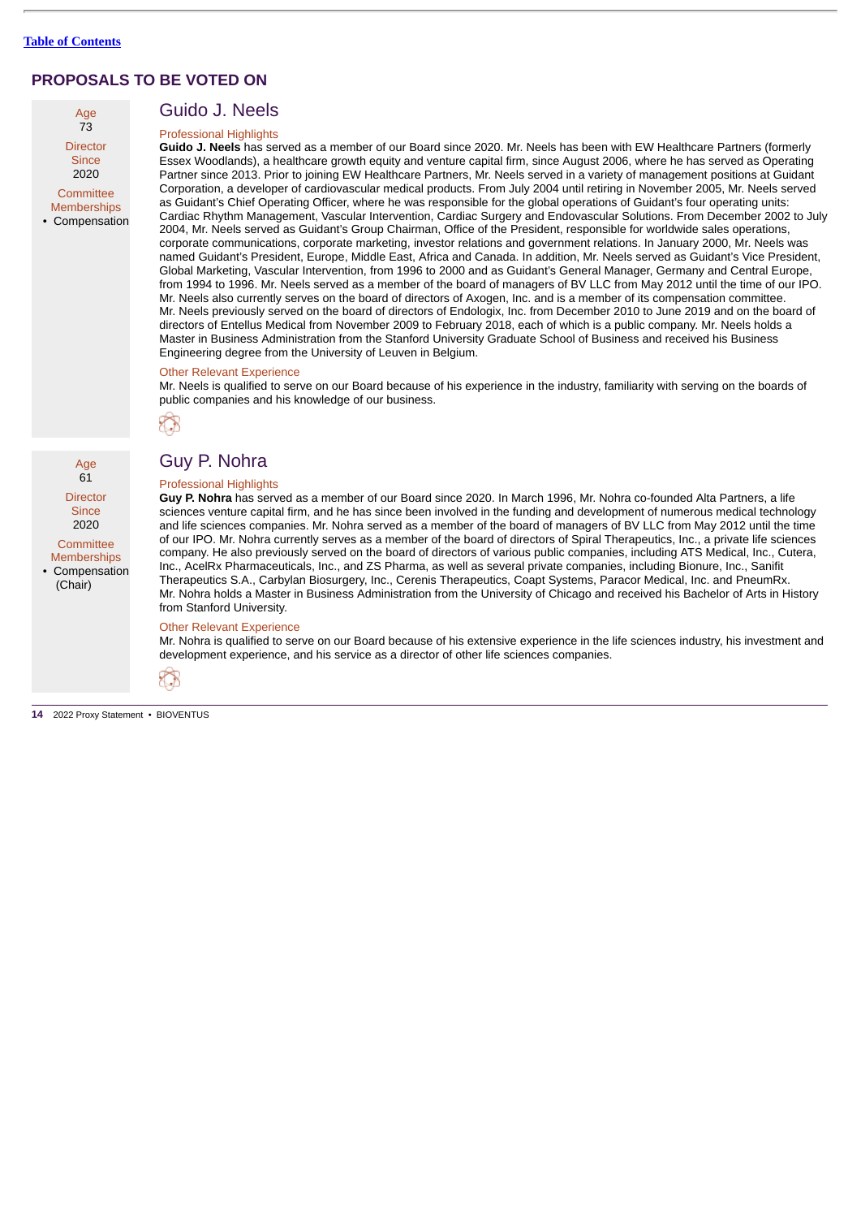[Table of Contents](#)

## PROPOSALS TO BE VOTED ON

### Guido J. Neels

Age
73

Director Since
2020

Committee Memberships
- Compensation

**Professional Highlights**

**Guido J. Neels** has served as a member of our Board since 2020. Mr. Neels has been with EW Healthcare Partners (formerly Essex Woodlands), a healthcare growth equity and venture capital firm, since August 2006, where he has served as Operating Partner since 2013. Prior to joining EW Healthcare Partners, Mr. Neels served in a variety of management positions at Guidant Corporation, a developer of cardiovascular medical products. From July 2004 until retiring in November 2005, Mr. Neels served as Guidant's Chief Operating Officer, where he was responsible for the global operations of Guidant's four operating units: Cardiac Rhythm Management, Vascular Intervention, Cardiac Surgery and Endovascular Solutions. From December 2002 to July 2004, Mr. Neels served as Guidant's Group Chairman, Office of the President, responsible for worldwide sales operations, corporate communications, corporate marketing, investor relations and government relations. In January 2000, Mr. Neels was named Guidant's President, Europe, Middle East, Africa and Canada. In addition, Mr. Neels served as Guidant's Vice President, Global Marketing, Vascular Intervention, from 1996 to 2000 and as Guidant's General Manager, Germany and Central Europe, from 1994 to 1996. Mr. Neels served as a member of the board of managers of BV LLC from May 2012 until the time of our IPO. Mr. Neels also currently serves on the board of directors of Axogen, Inc. and is a member of its compensation committee. Mr. Neels previously served on the board of directors of Endologix, Inc. from December 2010 to June 2019 and on the board of directors of Entellus Medical from November 2009 to February 2018, each of which is a public company. Mr. Neels holds a Master in Business Administration from the Stanford University Graduate School of Business and received his Business Engineering degree from the University of Leuven in Belgium.

**Other Relevant Experience**

Mr. Neels is qualified to serve on our Board because of his experience in the industry, familiarity with serving on the boards of public companies and his knowledge of our business.

### Guy P. Nohra

Age
61

Director Since
2020

Committee Memberships
- Compensation (Chair)

**Professional Highlights**

**Guy P. Nohra** has served as a member of our Board since 2020. In March 1996, Mr. Nohra co-founded Alta Partners, a life sciences venture capital firm, and he has since been involved in the funding and development of numerous medical technology and life sciences companies. Mr. Nohra served as a member of the board of managers of BV LLC from May 2012 until the time of our IPO. Mr. Nohra currently serves as a member of the board of directors of Spiral Therapeutics, Inc., a private life sciences company. He also previously served on the board of directors of various public companies, including ATS Medical, Inc., Cutera, Inc., AcelRx Pharmaceuticals, Inc., and ZS Pharma, as well as several private companies, including Bionure, Inc., Sanifit Therapeutics S.A., Carbylan Biosurgery, Inc., Cerenis Therapeutics, Coapt Systems, Paracor Medical, Inc. and PneumRx. Mr. Nohra holds a Master in Business Administration from the University of Chicago and received his Bachelor of Arts in History from Stanford University.

**Other Relevant Experience**

Mr. Nohra is qualified to serve on our Board because of his extensive experience in the life sciences industry, his investment and development experience, and his service as a director of other life sciences companies.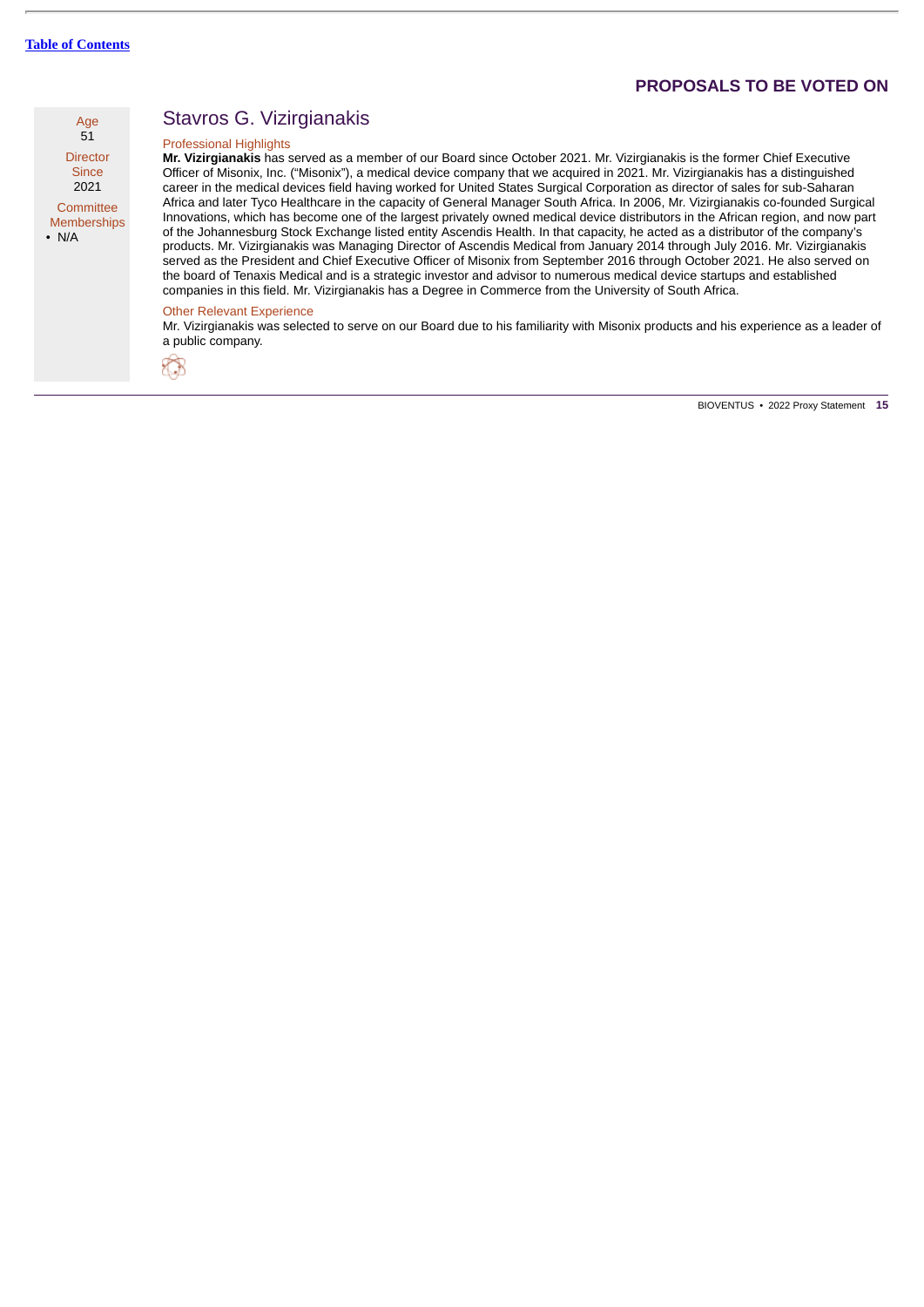## PROPOSALS TO BE VOTED ON

Age
51

Director Since
2021

Committee Memberships
- N/A

### Stavros G. Vizirgianakis

Professional Highlights

**Mr. Vizirgianakis** has served as a member of our Board since October 2021. Mr. Vizirgianakis is the former Chief Executive Officer of Misonix, Inc. ("Misonix"), a medical device company that we acquired in 2021. Mr. Vizirgianakis has a distinguished career in the medical devices field having worked for United States Surgical Corporation as director of sales for sub-Saharan Africa and later Tyco Healthcare in the capacity of General Manager South Africa. In 2006, Mr. Vizirgianakis co-founded Surgical Innovations, which has become one of the largest privately owned medical device distributors in the African region, and now part of the Johannesburg Stock Exchange listed entity Ascendis Health. In that capacity, he acted as a distributor of the company's products. Mr. Vizirgianakis was Managing Director of Ascendis Medical from January 2014 through July 2016. Mr. Vizirgianakis served as the President and Chief Executive Officer of Misonix from September 2016 through October 2021. He also served on the board of Tenaxis Medical and is a strategic investor and advisor to numerous medical device startups and established companies in this field. Mr. Vizirgianakis has a Degree in Commerce from the University of South Africa.

Other Relevant Experience

Mr. Vizirgianakis was selected to serve on our Board due to his familiarity with Misonix products and his experience as a leader of a public company.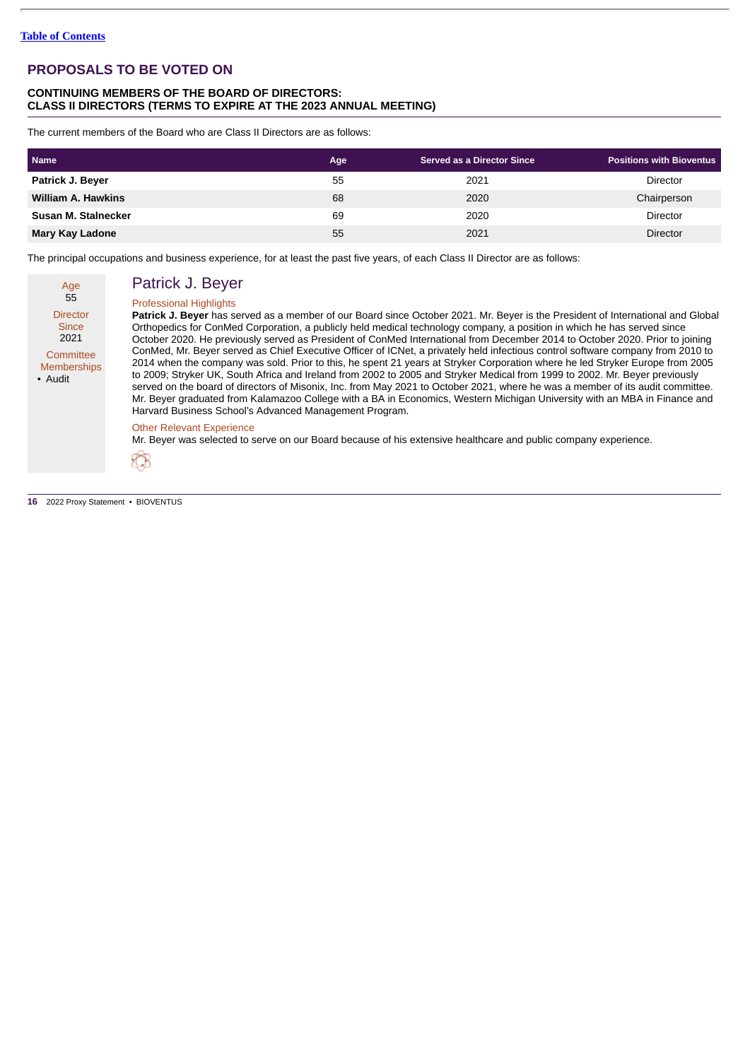[Table of Contents](#)

## PROPOSALS TO BE VOTED ON

### CONTINUING MEMBERS OF THE BOARD OF DIRECTORS: CLASS II DIRECTORS (TERMS TO EXPIRE AT THE 2023 ANNUAL MEETING)

The current members of the Board who are Class II Directors are as follows:

| Name | Age | Served as a Director Since | Positions with Bioventus |
|---|---|---|---|
| **Patrick J. Beyer** | 55 | 2021 | Director |
| **William A. Hawkins** | 68 | 2020 | Chairperson |
| **Susan M. Stalnecker** | 69 | 2020 | Director |
| **Mary Kay Ladone** | 55 | 2021 | Director |

The principal occupations and business experience, for at least the past five years, of each Class II Director are as follows:

Age
55

Director Since
2021

Committee Memberships
- Audit

## Patrick J. Beyer

Professional Highlights

**Patrick J. Beyer** has served as a member of our Board since October 2021. Mr. Beyer is the President of International and Global Orthopedics for ConMed Corporation, a publicly held medical technology company, a position in which he has served since October 2020. He previously served as President of ConMed International from December 2014 to October 2020. Prior to joining ConMed, Mr. Beyer served as Chief Executive Officer of ICNet, a privately held infectious control software company from 2010 to 2014 when the company was sold. Prior to this, he spent 21 years at Stryker Corporation where he led Stryker Europe from 2005 to 2009; Stryker UK, South Africa and Ireland from 2002 to 2005 and Stryker Medical from 1999 to 2002. Mr. Beyer previously served on the board of directors of Misonix, Inc. from May 2021 to October 2021, where he was a member of its audit committee. Mr. Beyer graduated from Kalamazoo College with a BA in Economics, Western Michigan University with an MBA in Finance and Harvard Business School's Advanced Management Program.

Other Relevant Experience

Mr. Beyer was selected to serve on our Board because of his extensive healthcare and public company experience.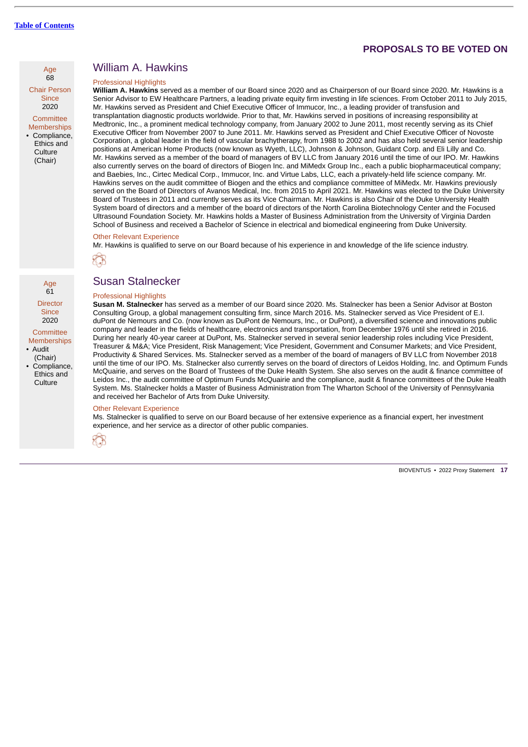[Table of Contents](#)

## PROPOSALS TO BE VOTED ON

Age
68

Chair Person Since
2020

Committee Memberships

- Compliance, Ethics and Culture (Chair)

### William A. Hawkins

Professional Highlights

**William A. Hawkins** served as a member of our Board since 2020 and as Chairperson of our Board since 2020. Mr. Hawkins is a Senior Advisor to EW Healthcare Partners, a leading private equity firm investing in life sciences. From October 2011 to July 2015, Mr. Hawkins served as President and Chief Executive Officer of Immucor, Inc., a leading provider of transfusion and transplantation diagnostic products worldwide. Prior to that, Mr. Hawkins served in positions of increasing responsibility at Medtronic, Inc., a prominent medical technology company, from January 2002 to June 2011, most recently serving as its Chief Executive Officer from November 2007 to June 2011. Mr. Hawkins served as President and Chief Executive Officer of Novoste Corporation, a global leader in the field of vascular brachytherapy, from 1988 to 2002 and has also held several senior leadership positions at American Home Products (now known as Wyeth, LLC), Johnson & Johnson, Guidant Corp. and Eli Lilly and Co. Mr. Hawkins served as a member of the board of managers of BV LLC from January 2016 until the time of our IPO. Mr. Hawkins also currently serves on the board of directors of Biogen Inc. and MiMedx Group Inc., each a public biopharmaceutical company; and Baebies, Inc., Cirtec Medical Corp., Immucor, Inc. and Virtue Labs, LLC, each a privately-held life science company. Mr. Hawkins serves on the audit committee of Biogen and the ethics and compliance committee of MiMedx. Mr. Hawkins previously served on the Board of Directors of Avanos Medical, Inc. from 2015 to April 2021. Mr. Hawkins was elected to the Duke University Board of Trustees in 2011 and currently serves as its Vice Chairman. Mr. Hawkins is also Chair of the Duke University Health System board of directors and a member of the board of directors of the North Carolina Biotechnology Center and the Focused Ultrasound Foundation Society. Mr. Hawkins holds a Master of Business Administration from the University of Virginia Darden School of Business and received a Bachelor of Science in electrical and biomedical engineering from Duke University.

Other Relevant Experience

Mr. Hawkins is qualified to serve on our Board because of his experience in and knowledge of the life science industry.

Age
61

Director Since
2020

Committee Memberships

- Audit (Chair)
- Compliance, Ethics and Culture

### Susan Stalnecker

Professional Highlights

**Susan M. Stalnecker** has served as a member of our Board since 2020. Ms. Stalnecker has been a Senior Advisor at Boston Consulting Group, a global management consulting firm, since March 2016. Ms. Stalnecker served as Vice President of E.I. duPont de Nemours and Co. (now known as DuPont de Nemours, Inc., or DuPont), a diversified science and innovations public company and leader in the fields of healthcare, electronics and transportation, from December 1976 until she retired in 2016. During her nearly 40-year career at DuPont, Ms. Stalnecker served in several senior leadership roles including Vice President, Treasurer & M&A; Vice President, Risk Management; Vice President, Government and Consumer Markets; and Vice President, Productivity & Shared Services. Ms. Stalnecker served as a member of the board of managers of BV LLC from November 2018 until the time of our IPO. Ms. Stalnecker also currently serves on the board of directors of Leidos Holding, Inc. and Optimum Funds McQuairie, and serves on the Board of Trustees of the Duke Health System. She also serves on the audit & finance committee of Leidos Inc., the audit committee of Optimum Funds McQuairie and the compliance, audit & finance committees of the Duke Health System. Ms. Stalnecker holds a Master of Business Administration from The Wharton School of the University of Pennsylvania and received her Bachelor of Arts from Duke University.

Other Relevant Experience

Ms. Stalnecker is qualified to serve on our Board because of her extensive experience as a financial expert, her investment experience, and her service as a director of other public companies.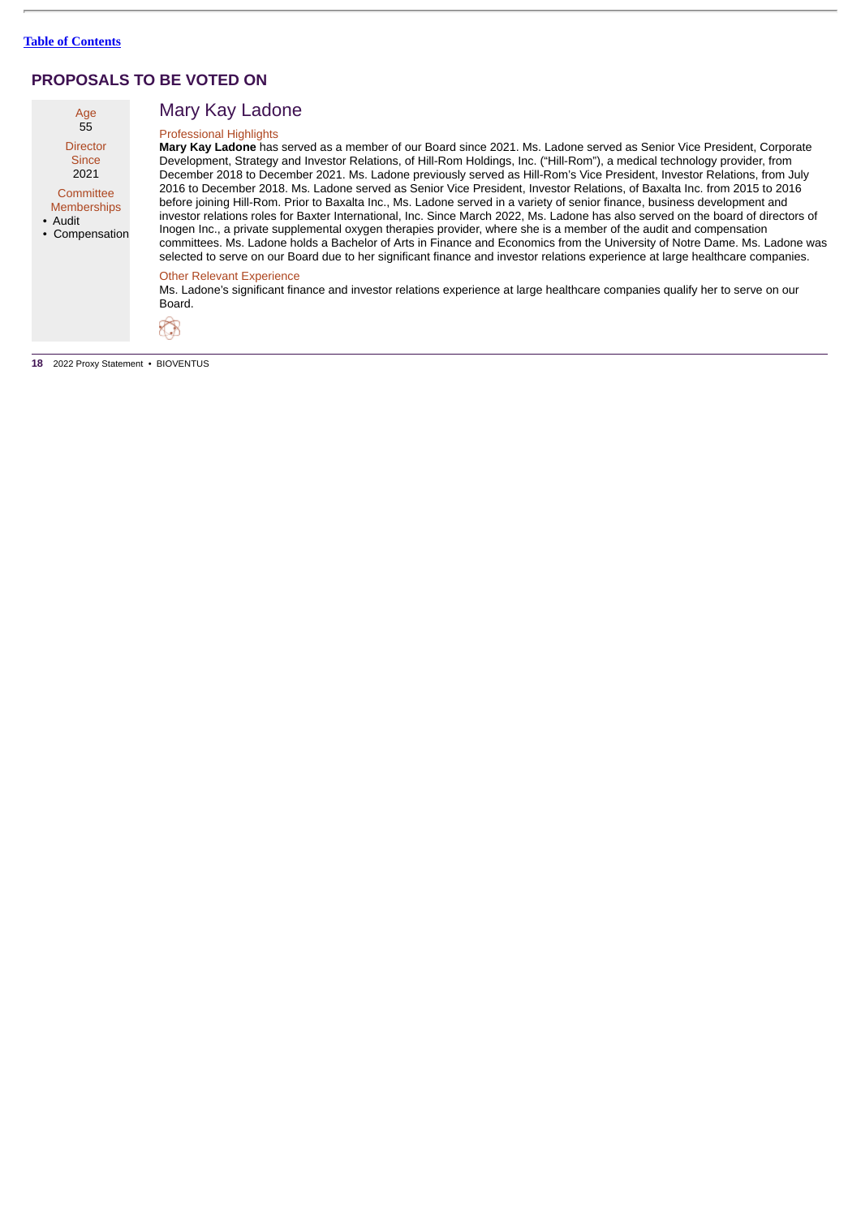## PROPOSALS TO BE VOTED ON

### Mary Kay Ladone

Age
55

Director Since
2021

Committee Memberships
- Audit
- Compensation

Professional Highlights

**Mary Kay Ladone** has served as a member of our Board since 2021. Ms. Ladone served as Senior Vice President, Corporate Development, Strategy and Investor Relations, of Hill-Rom Holdings, Inc. ("Hill-Rom"), a medical technology provider, from December 2018 to December 2021. Ms. Ladone previously served as Hill-Rom's Vice President, Investor Relations, from July 2016 to December 2018. Ms. Ladone served as Senior Vice President, Investor Relations, of Baxalta Inc. from 2015 to 2016 before joining Hill-Rom. Prior to Baxalta Inc., Ms. Ladone served in a variety of senior finance, business development and investor relations roles for Baxter International, Inc. Since March 2022, Ms. Ladone has also served on the board of directors of Inogen Inc., a private supplemental oxygen therapies provider, where she is a member of the audit and compensation committees. Ms. Ladone holds a Bachelor of Arts in Finance and Economics from the University of Notre Dame. Ms. Ladone was selected to serve on our Board due to her significant finance and investor relations experience at large healthcare companies.

Other Relevant Experience

Ms. Ladone's significant finance and investor relations experience at large healthcare companies qualify her to serve on our Board.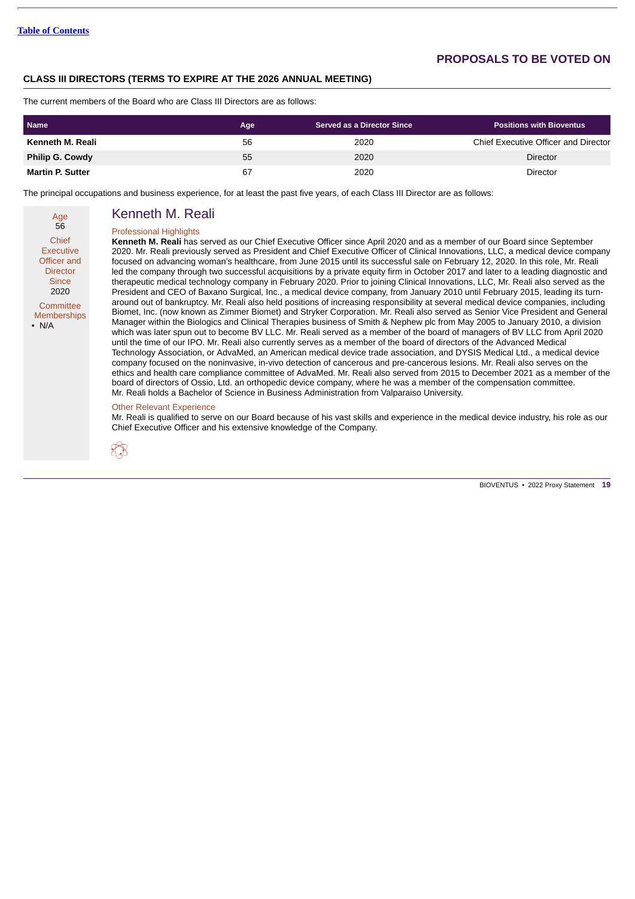## PROPOSALS TO BE VOTED ON

### CLASS III DIRECTORS (TERMS TO EXPIRE AT THE 2026 ANNUAL MEETING)

The current members of the Board who are Class III Directors are as follows:

| Name | Age | Served as a Director Since | Positions with Bioventus |
|---|---|---|---|
| **Kenneth M. Reali** | 56 | 2020 | Chief Executive Officer and Director |
| **Philip G. Cowdy** | 55 | 2020 | Director |
| **Martin P. Sutter** | 67 | 2020 | Director |

The principal occupations and business experience, for at least the past five years, of each Class III Director are as follows:

Age
56

Chief Executive Officer and Director Since
2020

Committee Memberships
- N/A

### Kenneth M. Reali

Professional Highlights

**Kenneth M. Reali** has served as our Chief Executive Officer since April 2020 and as a member of our Board since September 2020. Mr. Reali previously served as President and Chief Executive Officer of Clinical Innovations, LLC, a medical device company focused on advancing woman's healthcare, from June 2015 until its successful sale on February 12, 2020. In this role, Mr. Reali led the company through two successful acquisitions by a private equity firm in October 2017 and later to a leading diagnostic and therapeutic medical technology company in February 2020. Prior to joining Clinical Innovations, LLC, Mr. Reali also served as the President and CEO of Baxano Surgical, Inc., a medical device company, from January 2010 until February 2015, leading its turn-around out of bankruptcy. Mr. Reali also held positions of increasing responsibility at several medical device companies, including Biomet, Inc. (now known as Zimmer Biomet) and Stryker Corporation. Mr. Reali also served as Senior Vice President and General Manager within the Biologics and Clinical Therapies business of Smith & Nephew plc from May 2005 to January 2010, a division which was later spun out to become BV LLC. Mr. Reali served as a member of the board of managers of BV LLC from April 2020 until the time of our IPO. Mr. Reali also currently serves as a member of the board of directors of the Advanced Medical Technology Association, or AdvaMed, an American medical device trade association, and DYSIS Medical Ltd., a medical device company focused on the noninvasive, in-vivo detection of cancerous and pre-cancerous lesions. Mr. Reali also serves on the ethics and health care compliance committee of AdvaMed. Mr. Reali also served from 2015 to December 2021 as a member of the board of directors of Ossio, Ltd. an orthopedic device company, where he was a member of the compensation committee. Mr. Reali holds a Bachelor of Science in Business Administration from Valparaiso University.

Other Relevant Experience

Mr. Reali is qualified to serve on our Board because of his vast skills and experience in the medical device industry, his role as our Chief Executive Officer and his extensive knowledge of the Company.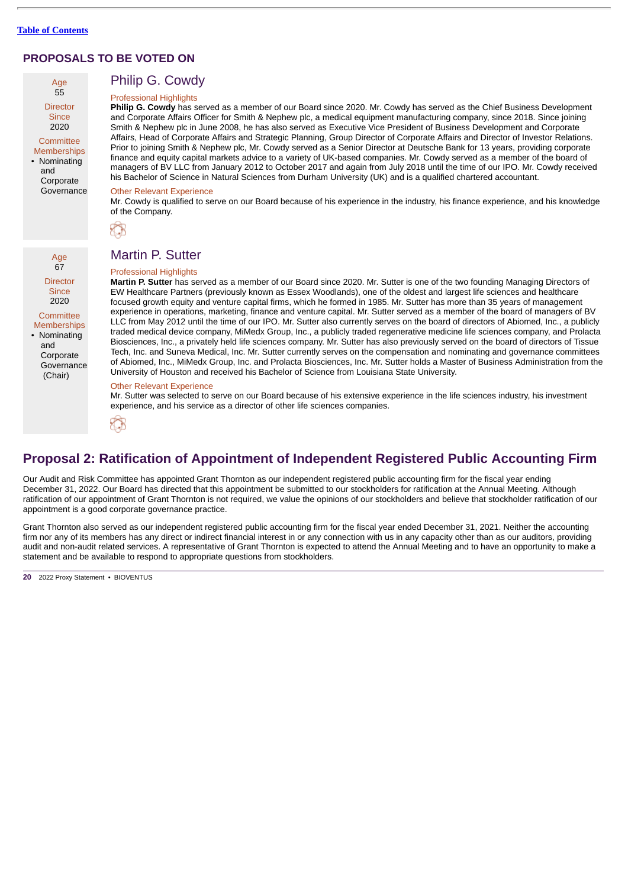## PROPOSALS TO BE VOTED ON

### Philip G. Cowdy

Age
55

Director Since
2020

Committee Memberships
- Nominating and Corporate Governance

Professional Highlights

**Philip G. Cowdy** has served as a member of our Board since 2020. Mr. Cowdy has served as the Chief Business Development and Corporate Affairs Officer for Smith & Nephew plc, a medical equipment manufacturing company, since 2018. Since joining Smith & Nephew plc in June 2008, he has also served as Executive Vice President of Business Development and Corporate Affairs, Head of Corporate Affairs and Strategic Planning, Group Director of Corporate Affairs and Director of Investor Relations. Prior to joining Smith & Nephew plc, Mr. Cowdy served as a Senior Director at Deutsche Bank for 13 years, providing corporate finance and equity capital markets advice to a variety of UK-based companies. Mr. Cowdy served as a member of the board of managers of BV LLC from January 2012 to October 2017 and again from July 2018 until the time of our IPO. Mr. Cowdy received his Bachelor of Science in Natural Sciences from Durham University (UK) and is a qualified chartered accountant.

Other Relevant Experience

Mr. Cowdy is qualified to serve on our Board because of his experience in the industry, his finance experience, and his knowledge of the Company.

### Martin P. Sutter

Age
67

Director Since
2020

Committee Memberships
- Nominating and Corporate Governance (Chair)

Professional Highlights

**Martin P. Sutter** has served as a member of our Board since 2020. Mr. Sutter is one of the two founding Managing Directors of EW Healthcare Partners (previously known as Essex Woodlands), one of the oldest and largest life sciences and healthcare focused growth equity and venture capital firms, which he formed in 1985. Mr. Sutter has more than 35 years of management experience in operations, marketing, finance and venture capital. Mr. Sutter served as a member of the board of managers of BV LLC from May 2012 until the time of our IPO. Mr. Sutter also currently serves on the board of directors of Abiomed, Inc., a publicly traded medical device company, MiMedx Group, Inc., a publicly traded regenerative medicine life sciences company, and Prolacta Biosciences, Inc., a privately held life sciences company. Mr. Sutter has also previously served on the board of directors of Tissue Tech, Inc. and Suneva Medical, Inc. Mr. Sutter currently serves on the compensation and nominating and governance committees of Abiomed, Inc., MiMedx Group, Inc. and Prolacta Biosciences, Inc. Mr. Sutter holds a Master of Business Administration from the University of Houston and received his Bachelor of Science from Louisiana State University.

Other Relevant Experience

Mr. Sutter was selected to serve on our Board because of his extensive experience in the life sciences industry, his investment experience, and his service as a director of other life sciences companies.

## Proposal 2: Ratification of Appointment of Independent Registered Public Accounting Firm

Our Audit and Risk Committee has appointed Grant Thornton as our independent registered public accounting firm for the fiscal year ending December 31, 2022. Our Board has directed that this appointment be submitted to our stockholders for ratification at the Annual Meeting. Although ratification of our appointment of Grant Thornton is not required, we value the opinions of our stockholders and believe that stockholder ratification of our appointment is a good corporate governance practice.

Grant Thornton also served as our independent registered public accounting firm for the fiscal year ended December 31, 2021. Neither the accounting firm nor any of its members has any direct or indirect financial interest in or any connection with us in any capacity other than as our auditors, providing audit and non-audit related services. A representative of Grant Thornton is expected to attend the Annual Meeting and to have an opportunity to make a statement and be available to respond to appropriate questions from stockholders.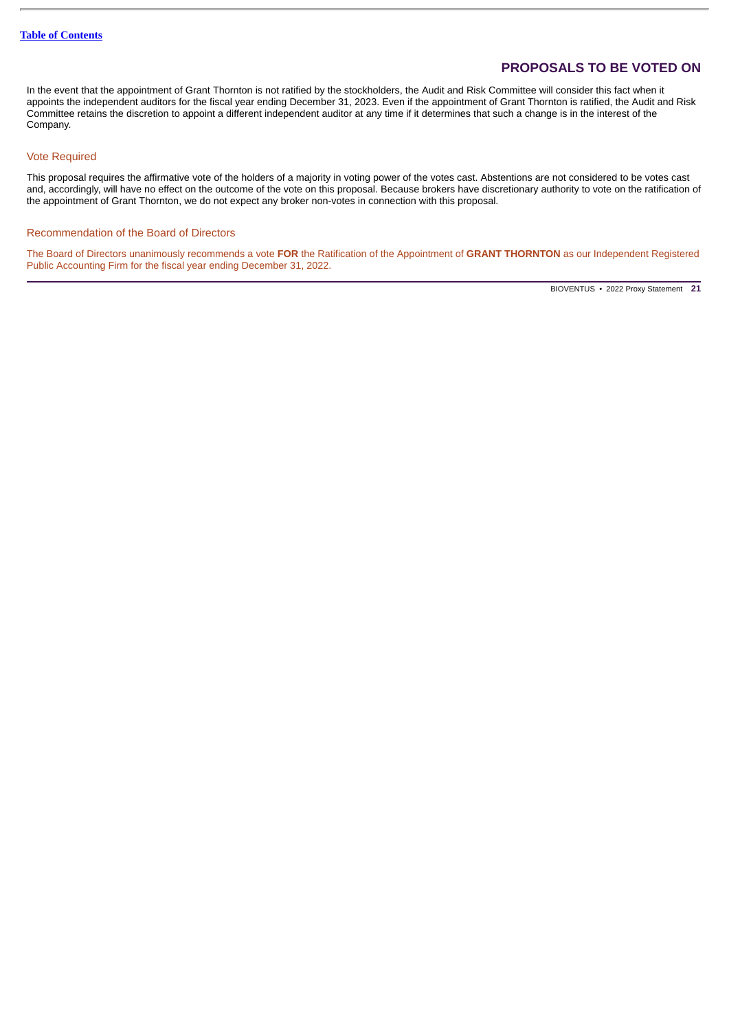In the event that the appointment of Grant Thornton is not ratified by the stockholders, the Audit and Risk Committee will consider this fact when it appoints the independent auditors for the fiscal year ending December 31, 2023. Even if the appointment of Grant Thornton is ratified, the Audit and Risk Committee retains the discretion to appoint a different independent auditor at any time if it determines that such a change is in the interest of the Company.

### Vote Required

This proposal requires the affirmative vote of the holders of a majority in voting power of the votes cast. Abstentions are not considered to be votes cast and, accordingly, will have no effect on the outcome of the vote on this proposal. Because brokers have discretionary authority to vote on the ratification of the appointment of Grant Thornton, we do not expect any broker non-votes in connection with this proposal.

### Recommendation of the Board of Directors

The Board of Directors unanimously recommends a vote **FOR** the Ratification of the Appointment of **GRANT THORNTON** as our Independent Registered Public Accounting Firm for the fiscal year ending December 31, 2022.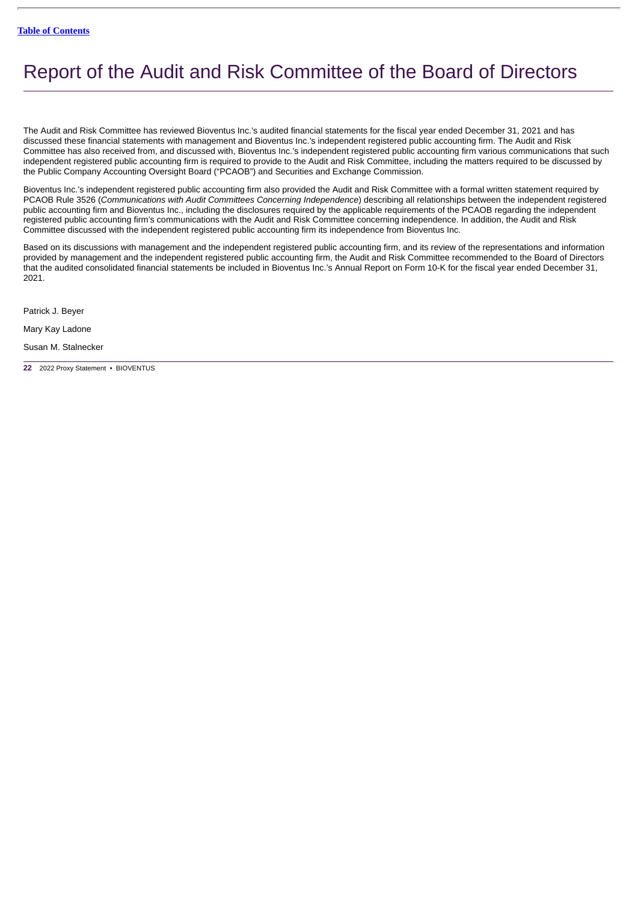# Report of the Audit and Risk Committee of the Board of Directors

The Audit and Risk Committee has reviewed Bioventus Inc.'s audited financial statements for the fiscal year ended December 31, 2021 and has discussed these financial statements with management and Bioventus Inc.'s independent registered public accounting firm. The Audit and Risk Committee has also received from, and discussed with, Bioventus Inc.'s independent registered public accounting firm various communications that such independent registered public accounting firm is required to provide to the Audit and Risk Committee, including the matters required to be discussed by the Public Company Accounting Oversight Board ("PCAOB") and Securities and Exchange Commission.

Bioventus Inc.'s independent registered public accounting firm also provided the Audit and Risk Committee with a formal written statement required by PCAOB Rule 3526 (*Communications with Audit Committees Concerning Independence*) describing all relationships between the independent registered public accounting firm and Bioventus Inc., including the disclosures required by the applicable requirements of the PCAOB regarding the independent registered public accounting firm's communications with the Audit and Risk Committee concerning independence. In addition, the Audit and Risk Committee discussed with the independent registered public accounting firm its independence from Bioventus Inc.

Based on its discussions with management and the independent registered public accounting firm, and its review of the representations and information provided by management and the independent registered public accounting firm, the Audit and Risk Committee recommended to the Board of Directors that the audited consolidated financial statements be included in Bioventus Inc.'s Annual Report on Form 10-K for the fiscal year ended December 31, 2021.

Patrick J. Beyer

Mary Kay Ladone

Susan M. Stalnecker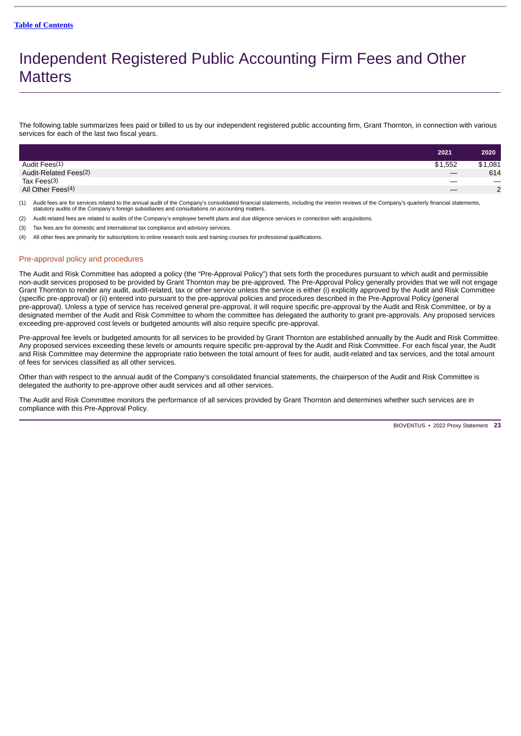# Independent Registered Public Accounting Firm Fees and Other Matters

The following table summarizes fees paid or billed to us by our independent registered public accounting firm, Grant Thornton, in connection with various services for each of the last two fiscal years.

| | 2021 | 2020 |
|---|---|---|
| Audit Fees(1) | $1,552 | $1,081 |
| Audit-Related Fees(2) | — | 614 |
| Tax Fees(3) | — | — |
| All Other Fees(4) | — | 2 |

(1) Audit fees are for services related to the annual audit of the Company's consolidated financial statements, including the interim reviews of the Company's quarterly financial statements, statutory audits of the Company's foreign subsidiaries and consultations on accounting matters.

(2) Audit-related fees are related to audits of the Company's employee benefit plans and due diligence services in connection with acquisitions.

(3) Tax fees are for domestic and international tax compliance and advisory services.

(4) All other fees are primarily for subscriptions to online research tools and training courses for professional qualifications.

## Pre-approval policy and procedures

The Audit and Risk Committee has adopted a policy (the "Pre-Approval Policy") that sets forth the procedures pursuant to which audit and permissible non-audit services proposed to be provided by Grant Thornton may be pre-approved. The Pre-Approval Policy generally provides that we will not engage Grant Thornton to render any audit, audit-related, tax or other service unless the service is either (i) explicitly approved by the Audit and Risk Committee (specific pre-approval) or (ii) entered into pursuant to the pre-approval policies and procedures described in the Pre-Approval Policy (general pre-approval). Unless a type of service has received general pre-approval, it will require specific pre-approval by the Audit and Risk Committee, or by a designated member of the Audit and Risk Committee to whom the committee has delegated the authority to grant pre-approvals. Any proposed services exceeding pre-approved cost levels or budgeted amounts will also require specific pre-approval.

Pre-approval fee levels or budgeted amounts for all services to be provided by Grant Thornton are established annually by the Audit and Risk Committee. Any proposed services exceeding these levels or amounts require specific pre-approval by the Audit and Risk Committee. For each fiscal year, the Audit and Risk Committee may determine the appropriate ratio between the total amount of fees for audit, audit-related and tax services, and the total amount of fees for services classified as all other services.

Other than with respect to the annual audit of the Company's consolidated financial statements, the chairperson of the Audit and Risk Committee is delegated the authority to pre-approve other audit services and all other services.

The Audit and Risk Committee monitors the performance of all services provided by Grant Thornton and determines whether such services are in compliance with this Pre-Approval Policy.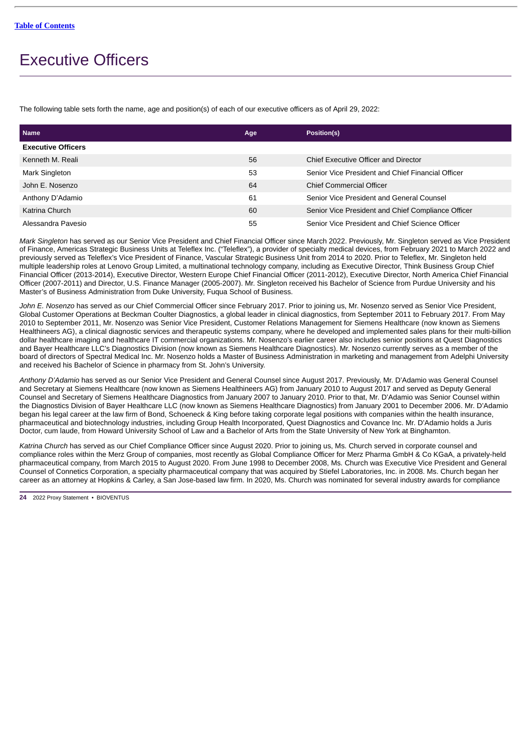# Executive Officers

The following table sets forth the name, age and position(s) of each of our executive officers as of April 29, 2022:

| Name | Age | Position(s) |
|---|---|---|
| **Executive Officers** | | |
| Kenneth M. Reali | 56 | Chief Executive Officer and Director |
| Mark Singleton | 53 | Senior Vice President and Chief Financial Officer |
| John E. Nosenzo | 64 | Chief Commercial Officer |
| Anthony D'Adamio | 61 | Senior Vice President and General Counsel |
| Katrina Church | 60 | Senior Vice President and Chief Compliance Officer |
| Alessandra Pavesio | 55 | Senior Vice President and Chief Science Officer |

*Mark Singleton* has served as our Senior Vice President and Chief Financial Officer since March 2022. Previously, Mr. Singleton served as Vice President of Finance, Americas Strategic Business Units at Teleflex Inc. ("Teleflex"), a provider of specialty medical devices, from February 2021 to March 2022 and previously served as Teleflex's Vice President of Finance, Vascular Strategic Business Unit from 2014 to 2020. Prior to Teleflex, Mr. Singleton held multiple leadership roles at Lenovo Group Limited, a multinational technology company, including as Executive Director, Think Business Group Chief Financial Officer (2013-2014), Executive Director, Western Europe Chief Financial Officer (2011-2012), Executive Director, North America Chief Financial Officer (2007-2011) and Director, U.S. Finance Manager (2005-2007). Mr. Singleton received his Bachelor of Science from Purdue University and his Master's of Business Administration from Duke University, Fuqua School of Business.

*John E. Nosenzo* has served as our Chief Commercial Officer since February 2017. Prior to joining us, Mr. Nosenzo served as Senior Vice President, Global Customer Operations at Beckman Coulter Diagnostics, a global leader in clinical diagnostics, from September 2011 to February 2017. From May 2010 to September 2011, Mr. Nosenzo was Senior Vice President, Customer Relations Management for Siemens Healthcare (now known as Siemens Healthineers AG), a clinical diagnostic services and therapeutic systems company, where he developed and implemented sales plans for their multi-billion dollar healthcare imaging and healthcare IT commercial organizations. Mr. Nosenzo's earlier career also includes senior positions at Quest Diagnostics and Bayer Healthcare LLC's Diagnostics Division (now known as Siemens Healthcare Diagnostics). Mr. Nosenzo currently serves as a member of the board of directors of Spectral Medical Inc. Mr. Nosenzo holds a Master of Business Administration in marketing and management from Adelphi University and received his Bachelor of Science in pharmacy from St. John's University.

*Anthony D'Adamio* has served as our Senior Vice President and General Counsel since August 2017. Previously, Mr. D'Adamio was General Counsel and Secretary at Siemens Healthcare (now known as Siemens Healthineers AG) from January 2010 to August 2017 and served as Deputy General Counsel and Secretary of Siemens Healthcare Diagnostics from January 2007 to January 2010. Prior to that, Mr. D'Adamio was Senior Counsel within the Diagnostics Division of Bayer Healthcare LLC (now known as Siemens Healthcare Diagnostics) from January 2001 to December 2006. Mr. D'Adamio began his legal career at the law firm of Bond, Schoeneck & King before taking corporate legal positions with companies within the health insurance, pharmaceutical and biotechnology industries, including Group Health Incorporated, Quest Diagnostics and Covance Inc. Mr. D'Adamio holds a Juris Doctor, cum laude, from Howard University School of Law and a Bachelor of Arts from the State University of New York at Binghamton.

*Katrina Church* has served as our Chief Compliance Officer since August 2020. Prior to joining us, Ms. Church served in corporate counsel and compliance roles within the Merz Group of companies, most recently as Global Compliance Officer for Merz Pharma GmbH & Co KGaA, a privately-held pharmaceutical company, from March 2015 to August 2020. From June 1998 to December 2008, Ms. Church was Executive Vice President and General Counsel of Connetics Corporation, a specialty pharmaceutical company that was acquired by Stiefel Laboratories, Inc. in 2008. Ms. Church began her career as an attorney at Hopkins & Carley, a San Jose-based law firm. In 2020, Ms. Church was nominated for several industry awards for compliance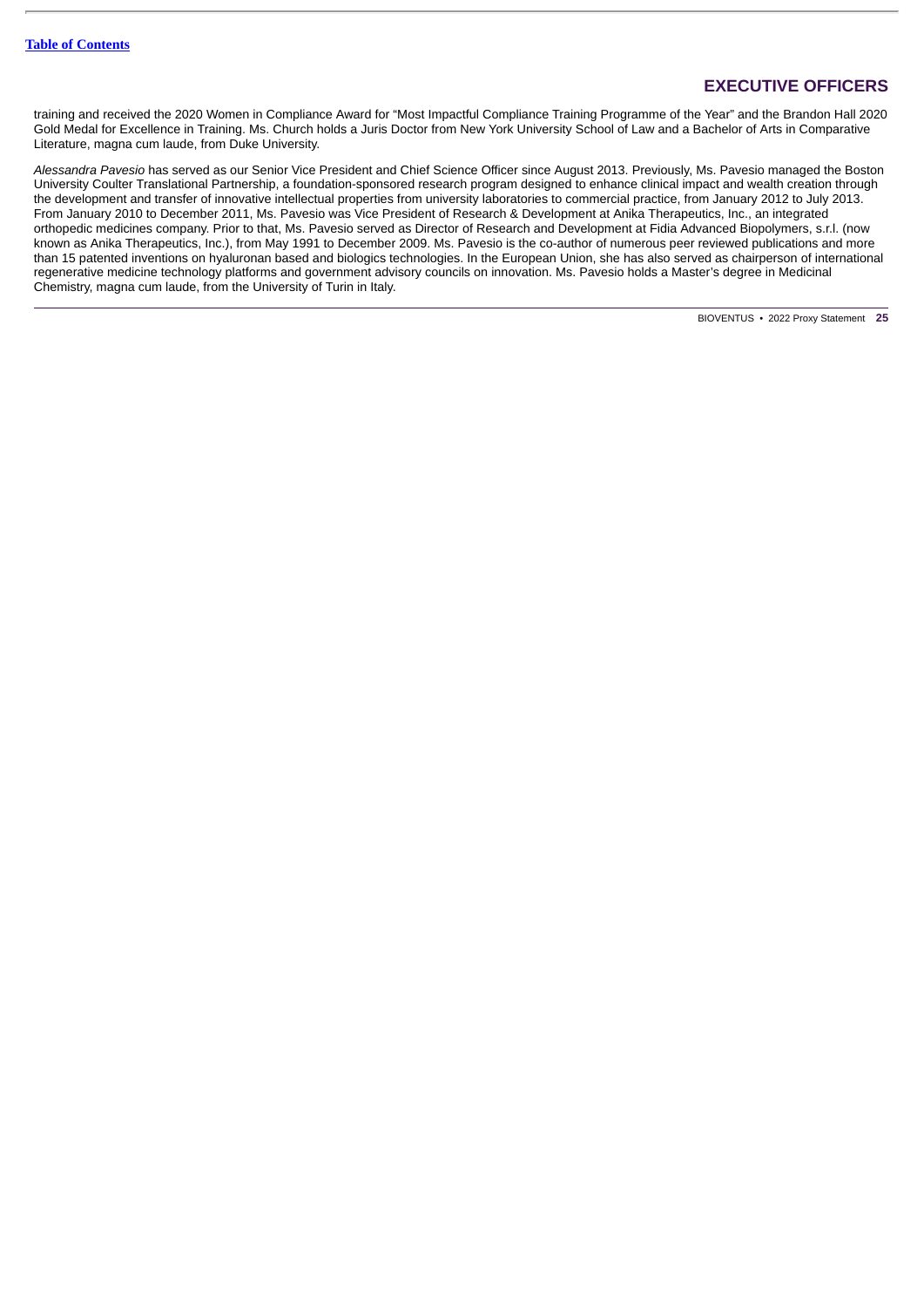training and received the 2020 Women in Compliance Award for "Most Impactful Compliance Training Programme of the Year" and the Brandon Hall 2020 Gold Medal for Excellence in Training. Ms. Church holds a Juris Doctor from New York University School of Law and a Bachelor of Arts in Comparative Literature, magna cum laude, from Duke University.

*Alessandra Pavesio* has served as our Senior Vice President and Chief Science Officer since August 2013. Previously, Ms. Pavesio managed the Boston University Coulter Translational Partnership, a foundation-sponsored research program designed to enhance clinical impact and wealth creation through the development and transfer of innovative intellectual properties from university laboratories to commercial practice, from January 2012 to July 2013. From January 2010 to December 2011, Ms. Pavesio was Vice President of Research & Development at Anika Therapeutics, Inc., an integrated orthopedic medicines company. Prior to that, Ms. Pavesio served as Director of Research and Development at Fidia Advanced Biopolymers, s.r.l. (now known as Anika Therapeutics, Inc.), from May 1991 to December 2009. Ms. Pavesio is the co-author of numerous peer reviewed publications and more than 15 patented inventions on hyaluronan based and biologics technologies. In the European Union, she has also served as chairperson of international regenerative medicine technology platforms and government advisory councils on innovation. Ms. Pavesio holds a Master's degree in Medicinal Chemistry, magna cum laude, from the University of Turin in Italy.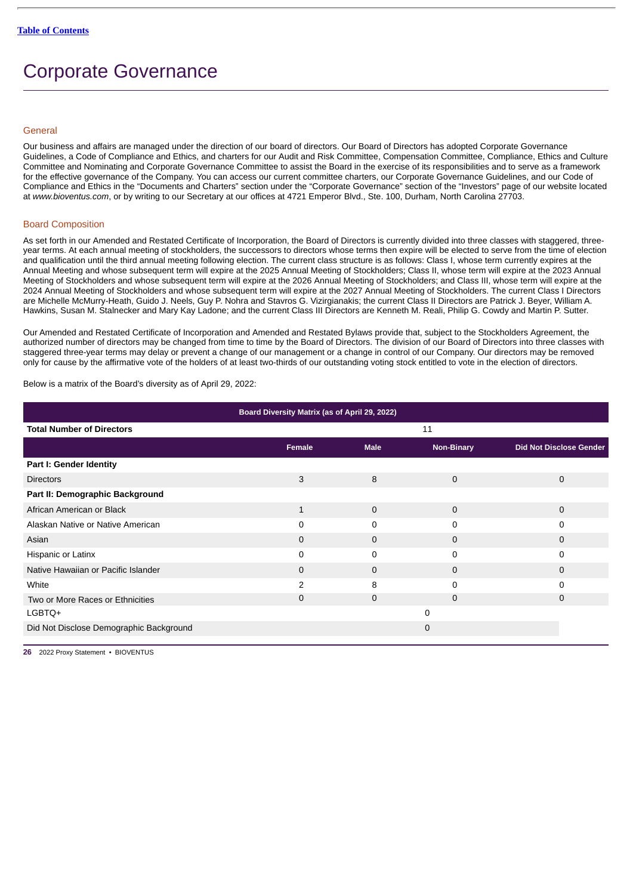[Table of Contents](#)

# Corporate Governance

## General

Our business and affairs are managed under the direction of our board of directors. Our Board of Directors has adopted Corporate Governance Guidelines, a Code of Compliance and Ethics, and charters for our Audit and Risk Committee, Compensation Committee, Compliance, Ethics and Culture Committee and Nominating and Corporate Governance Committee to assist the Board in the exercise of its responsibilities and to serve as a framework for the effective governance of the Company. You can access our current committee charters, our Corporate Governance Guidelines, and our Code of Compliance and Ethics in the "Documents and Charters" section under the "Corporate Governance" section of the "Investors" page of our website located at *www.bioventus.com*, or by writing to our Secretary at our offices at 4721 Emperor Blvd., Ste. 100, Durham, North Carolina 27703.

## Board Composition

As set forth in our Amended and Restated Certificate of Incorporation, the Board of Directors is currently divided into three classes with staggered, three-year terms. At each annual meeting of stockholders, the successors to directors whose terms then expire will be elected to serve from the time of election and qualification until the third annual meeting following election. The current class structure is as follows: Class I, whose term currently expires at the Annual Meeting and whose subsequent term will expire at the 2025 Annual Meeting of Stockholders; Class II, whose term will expire at the 2023 Annual Meeting of Stockholders and whose subsequent term will expire at the 2026 Annual Meeting of Stockholders; and Class III, whose term will expire at the 2024 Annual Meeting of Stockholders and whose subsequent term will expire at the 2027 Annual Meeting of Stockholders. The current Class I Directors are Michelle McMurry-Heath, Guido J. Neels, Guy P. Nohra and Stavros G. Vizirgianakis; the current Class II Directors are Patrick J. Beyer, William A. Hawkins, Susan M. Stalnecker and Mary Kay Ladone; and the current Class III Directors are Kenneth M. Reali, Philip G. Cowdy and Martin P. Sutter.

Our Amended and Restated Certificate of Incorporation and Amended and Restated Bylaws provide that, subject to the Stockholders Agreement, the authorized number of directors may be changed from time to time by the Board of Directors. The division of our Board of Directors into three classes with staggered three-year terms may delay or prevent a change of our management or a change in control of our Company. Our directors may be removed only for cause by the affirmative vote of the holders of at least two-thirds of our outstanding voting stock entitled to vote in the election of directors.

Below is a matrix of the Board's diversity as of April 29, 2022:

| Board Diversity Matrix (as of April 29, 2022) | | | | |
|---|---|---|---|---|
| **Total Number of Directors** | 11 | | | |
| | **Female** | **Male** | **Non-Binary** | **Did Not Disclose Gender** |
| **Part I: Gender Identity** | | | | |
| Directors | 3 | 8 | 0 | 0 |
| **Part II: Demographic Background** | | | | |
| African American or Black | 1 | 0 | 0 | 0 |
| Alaskan Native or Native American | 0 | 0 | 0 | 0 |
| Asian | 0 | 0 | 0 | 0 |
| Hispanic or Latinx | 0 | 0 | 0 | 0 |
| Native Hawaiian or Pacific Islander | 0 | 0 | 0 | 0 |
| White | 2 | 8 | 0 | 0 |
| Two or More Races or Ethnicities | 0 | 0 | 0 | 0 |
| LGBTQ+ | 0 | | | |
| Did Not Disclose Demographic Background | 0 | | | |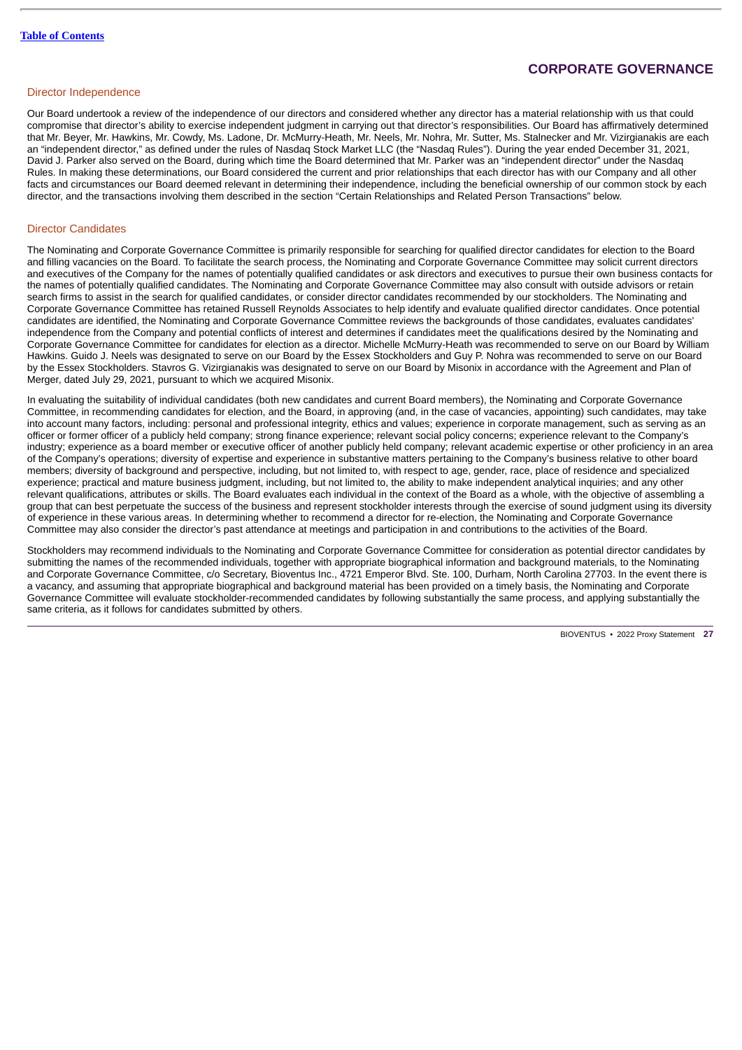# CORPORATE GOVERNANCE

## Director Independence

Our Board undertook a review of the independence of our directors and considered whether any director has a material relationship with us that could compromise that director's ability to exercise independent judgment in carrying out that director's responsibilities. Our Board has affirmatively determined that Mr. Beyer, Mr. Hawkins, Mr. Cowdy, Ms. Ladone, Dr. McMurry-Heath, Mr. Neels, Mr. Nohra, Mr. Sutter, Ms. Stalnecker and Mr. Vizirgianakis are each an "independent director," as defined under the rules of Nasdaq Stock Market LLC (the "Nasdaq Rules"). During the year ended December 31, 2021, David J. Parker also served on the Board, during which time the Board determined that Mr. Parker was an "independent director" under the Nasdaq Rules. In making these determinations, our Board considered the current and prior relationships that each director has with our Company and all other facts and circumstances our Board deemed relevant in determining their independence, including the beneficial ownership of our common stock by each director, and the transactions involving them described in the section "Certain Relationships and Related Person Transactions" below.

## Director Candidates

The Nominating and Corporate Governance Committee is primarily responsible for searching for qualified director candidates for election to the Board and filling vacancies on the Board. To facilitate the search process, the Nominating and Corporate Governance Committee may solicit current directors and executives of the Company for the names of potentially qualified candidates or ask directors and executives to pursue their own business contacts for the names of potentially qualified candidates. The Nominating and Corporate Governance Committee may also consult with outside advisors or retain search firms to assist in the search for qualified candidates, or consider director candidates recommended by our stockholders. The Nominating and Corporate Governance Committee has retained Russell Reynolds Associates to help identify and evaluate qualified director candidates. Once potential candidates are identified, the Nominating and Corporate Governance Committee reviews the backgrounds of those candidates, evaluates candidates' independence from the Company and potential conflicts of interest and determines if candidates meet the qualifications desired by the Nominating and Corporate Governance Committee for candidates for election as a director. Michelle McMurry-Heath was recommended to serve on our Board by William Hawkins. Guido J. Neels was designated to serve on our Board by the Essex Stockholders and Guy P. Nohra was recommended to serve on our Board by the Essex Stockholders. Stavros G. Vizirgianakis was designated to serve on our Board by Misonix in accordance with the Agreement and Plan of Merger, dated July 29, 2021, pursuant to which we acquired Misonix.

In evaluating the suitability of individual candidates (both new candidates and current Board members), the Nominating and Corporate Governance Committee, in recommending candidates for election, and the Board, in approving (and, in the case of vacancies, appointing) such candidates, may take into account many factors, including: personal and professional integrity, ethics and values; experience in corporate management, such as serving as an officer or former officer of a publicly held company; strong finance experience; relevant social policy concerns; experience relevant to the Company's industry; experience as a board member or executive officer of another publicly held company; relevant academic expertise or other proficiency in an area of the Company's operations; diversity of expertise and experience in substantive matters pertaining to the Company's business relative to other board members; diversity of background and perspective, including, but not limited to, with respect to age, gender, race, place of residence and specialized experience; practical and mature business judgment, including, but not limited to, the ability to make independent analytical inquiries; and any other relevant qualifications, attributes or skills. The Board evaluates each individual in the context of the Board as a whole, with the objective of assembling a group that can best perpetuate the success of the business and represent stockholder interests through the exercise of sound judgment using its diversity of experience in these various areas. In determining whether to recommend a director for re-election, the Nominating and Corporate Governance Committee may also consider the director's past attendance at meetings and participation in and contributions to the activities of the Board.

Stockholders may recommend individuals to the Nominating and Corporate Governance Committee for consideration as potential director candidates by submitting the names of the recommended individuals, together with appropriate biographical information and background materials, to the Nominating and Corporate Governance Committee, c/o Secretary, Bioventus Inc., 4721 Emperor Blvd. Ste. 100, Durham, North Carolina 27703. In the event there is a vacancy, and assuming that appropriate biographical and background material has been provided on a timely basis, the Nominating and Corporate Governance Committee will evaluate stockholder-recommended candidates by following substantially the same process, and applying substantially the same criteria, as it follows for candidates submitted by others.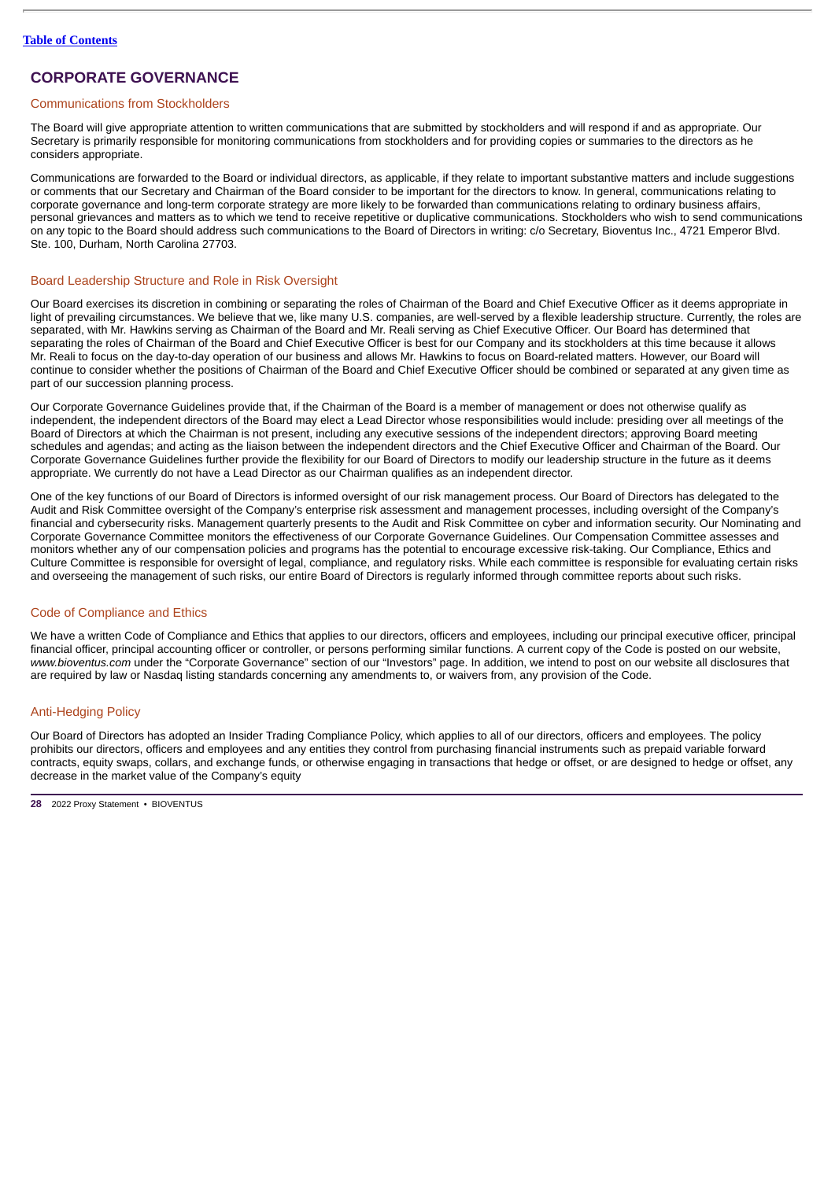## CORPORATE GOVERNANCE

### Communications from Stockholders

The Board will give appropriate attention to written communications that are submitted by stockholders and will respond if and as appropriate. Our Secretary is primarily responsible for monitoring communications from stockholders and for providing copies or summaries to the directors as he considers appropriate.

Communications are forwarded to the Board or individual directors, as applicable, if they relate to important substantive matters and include suggestions or comments that our Secretary and Chairman of the Board consider to be important for the directors to know. In general, communications relating to corporate governance and long-term corporate strategy are more likely to be forwarded than communications relating to ordinary business affairs, personal grievances and matters as to which we tend to receive repetitive or duplicative communications. Stockholders who wish to send communications on any topic to the Board should address such communications to the Board of Directors in writing: c/o Secretary, Bioventus Inc., 4721 Emperor Blvd. Ste. 100, Durham, North Carolina 27703.

### Board Leadership Structure and Role in Risk Oversight

Our Board exercises its discretion in combining or separating the roles of Chairman of the Board and Chief Executive Officer as it deems appropriate in light of prevailing circumstances. We believe that we, like many U.S. companies, are well-served by a flexible leadership structure. Currently, the roles are separated, with Mr. Hawkins serving as Chairman of the Board and Mr. Reali serving as Chief Executive Officer. Our Board has determined that separating the roles of Chairman of the Board and Chief Executive Officer is best for our Company and its stockholders at this time because it allows Mr. Reali to focus on the day-to-day operation of our business and allows Mr. Hawkins to focus on Board-related matters. However, our Board will continue to consider whether the positions of Chairman of the Board and Chief Executive Officer should be combined or separated at any given time as part of our succession planning process.

Our Corporate Governance Guidelines provide that, if the Chairman of the Board is a member of management or does not otherwise qualify as independent, the independent directors of the Board may elect a Lead Director whose responsibilities would include: presiding over all meetings of the Board of Directors at which the Chairman is not present, including any executive sessions of the independent directors; approving Board meeting schedules and agendas; and acting as the liaison between the independent directors and the Chief Executive Officer and Chairman of the Board. Our Corporate Governance Guidelines further provide the flexibility for our Board of Directors to modify our leadership structure in the future as it deems appropriate. We currently do not have a Lead Director as our Chairman qualifies as an independent director.

One of the key functions of our Board of Directors is informed oversight of our risk management process. Our Board of Directors has delegated to the Audit and Risk Committee oversight of the Company's enterprise risk assessment and management processes, including oversight of the Company's financial and cybersecurity risks. Management quarterly presents to the Audit and Risk Committee on cyber and information security. Our Nominating and Corporate Governance Committee monitors the effectiveness of our Corporate Governance Guidelines. Our Compensation Committee assesses and monitors whether any of our compensation policies and programs has the potential to encourage excessive risk-taking. Our Compliance, Ethics and Culture Committee is responsible for oversight of legal, compliance, and regulatory risks. While each committee is responsible for evaluating certain risks and overseeing the management of such risks, our entire Board of Directors is regularly informed through committee reports about such risks.

### Code of Compliance and Ethics

We have a written Code of Compliance and Ethics that applies to our directors, officers and employees, including our principal executive officer, principal financial officer, principal accounting officer or controller, or persons performing similar functions. A current copy of the Code is posted on our website, *www.bioventus.com* under the "Corporate Governance" section of our "Investors" page. In addition, we intend to post on our website all disclosures that are required by law or Nasdaq listing standards concerning any amendments to, or waivers from, any provision of the Code.

### Anti-Hedging Policy

Our Board of Directors has adopted an Insider Trading Compliance Policy, which applies to all of our directors, officers and employees. The policy prohibits our directors, officers and employees and any entities they control from purchasing financial instruments such as prepaid variable forward contracts, equity swaps, collars, and exchange funds, or otherwise engaging in transactions that hedge or offset, or are designed to hedge or offset, any decrease in the market value of the Company's equity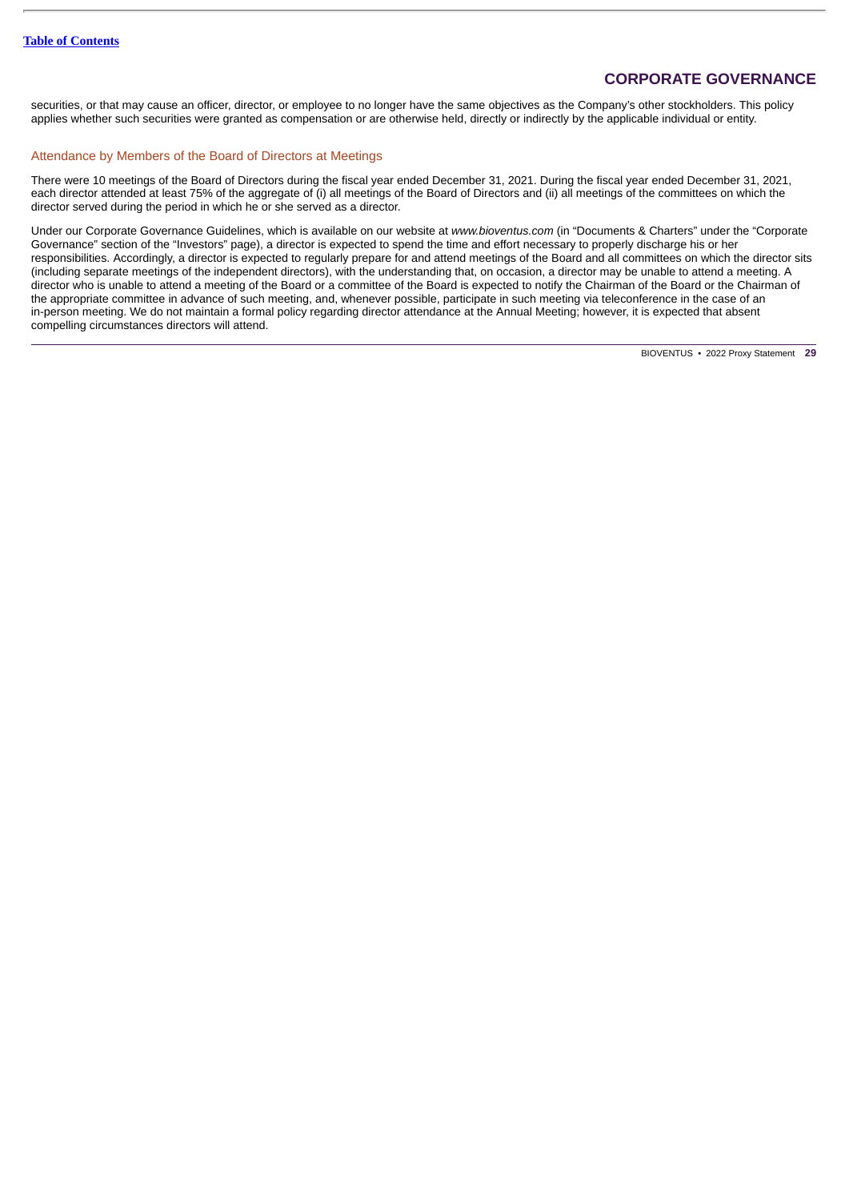securities, or that may cause an officer, director, or employee to no longer have the same objectives as the Company's other stockholders. This policy applies whether such securities were granted as compensation or are otherwise held, directly or indirectly by the applicable individual or entity.

## Attendance by Members of the Board of Directors at Meetings

There were 10 meetings of the Board of Directors during the fiscal year ended December 31, 2021. During the fiscal year ended December 31, 2021, each director attended at least 75% of the aggregate of (i) all meetings of the Board of Directors and (ii) all meetings of the committees on which the director served during the period in which he or she served as a director.

Under our Corporate Governance Guidelines, which is available on our website at *www.bioventus.com* (in "Documents & Charters" under the "Corporate Governance" section of the "Investors" page), a director is expected to spend the time and effort necessary to properly discharge his or her responsibilities. Accordingly, a director is expected to regularly prepare for and attend meetings of the Board and all committees on which the director sits (including separate meetings of the independent directors), with the understanding that, on occasion, a director may be unable to attend a meeting. A director who is unable to attend a meeting of the Board or a committee of the Board is expected to notify the Chairman of the Board or the Chairman of the appropriate committee in advance of such meeting, and, whenever possible, participate in such meeting via teleconference in the case of an in-person meeting. We do not maintain a formal policy regarding director attendance at the Annual Meeting; however, it is expected that absent compelling circumstances directors will attend.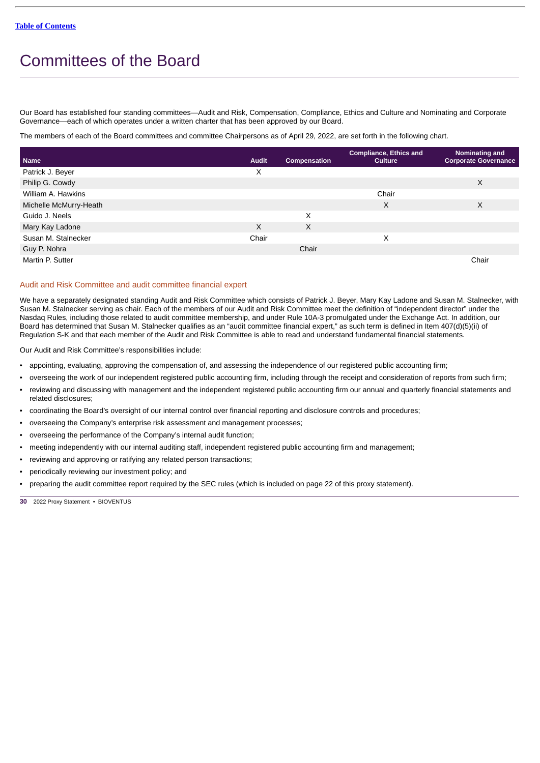# Committees of the Board

Our Board has established four standing committees—Audit and Risk, Compensation, Compliance, Ethics and Culture and Nominating and Corporate Governance—each of which operates under a written charter that has been approved by our Board.

The members of each of the Board committees and committee Chairpersons as of April 29, 2022, are set forth in the following chart.

| Name | Audit | Compensation | Compliance, Ethics and Culture | Nominating and Corporate Governance |
|---|---|---|---|---|
| Patrick J. Beyer | X | | | |
| Philip G. Cowdy | | | | X |
| William A. Hawkins | | | Chair | |
| Michelle McMurry-Heath | | | X | X |
| Guido J. Neels | | X | | |
| Mary Kay Ladone | X | X | | |
| Susan M. Stalnecker | Chair | | X | |
| Guy P. Nohra | | Chair | | |
| Martin P. Sutter | | | | Chair |

## Audit and Risk Committee and audit committee financial expert

We have a separately designated standing Audit and Risk Committee which consists of Patrick J. Beyer, Mary Kay Ladone and Susan M. Stalnecker, with Susan M. Stalnecker serving as chair. Each of the members of our Audit and Risk Committee meet the definition of "independent director" under the Nasdaq Rules, including those related to audit committee membership, and under Rule 10A-3 promulgated under the Exchange Act. In addition, our Board has determined that Susan M. Stalnecker qualifies as an "audit committee financial expert," as such term is defined in Item 407(d)(5)(ii) of Regulation S-K and that each member of the Audit and Risk Committee is able to read and understand fundamental financial statements.

Our Audit and Risk Committee's responsibilities include:

- appointing, evaluating, approving the compensation of, and assessing the independence of our registered public accounting firm;
- overseeing the work of our independent registered public accounting firm, including through the receipt and consideration of reports from such firm;
- reviewing and discussing with management and the independent registered public accounting firm our annual and quarterly financial statements and related disclosures;
- coordinating the Board's oversight of our internal control over financial reporting and disclosure controls and procedures;
- overseeing the Company's enterprise risk assessment and management processes;
- overseeing the performance of the Company's internal audit function;
- meeting independently with our internal auditing staff, independent registered public accounting firm and management;
- reviewing and approving or ratifying any related person transactions;
- periodically reviewing our investment policy; and
- preparing the audit committee report required by the SEC rules (which is included on page 22 of this proxy statement).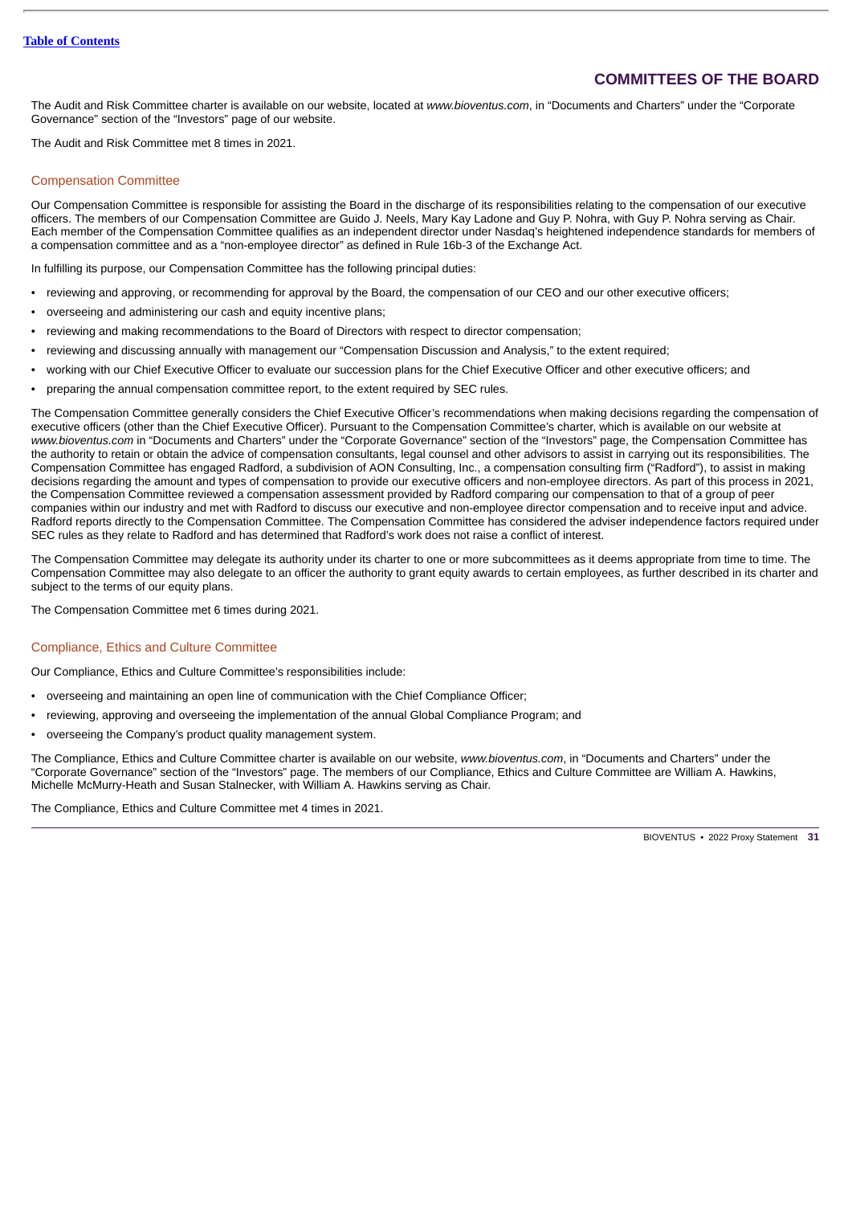# COMMITTEES OF THE BOARD

The Audit and Risk Committee charter is available on our website, located at *www.bioventus.com*, in "Documents and Charters" under the "Corporate Governance" section of the "Investors" page of our website.

The Audit and Risk Committee met 8 times in 2021.

## Compensation Committee

Our Compensation Committee is responsible for assisting the Board in the discharge of its responsibilities relating to the compensation of our executive officers. The members of our Compensation Committee are Guido J. Neels, Mary Kay Ladone and Guy P. Nohra, with Guy P. Nohra serving as Chair. Each member of the Compensation Committee qualifies as an independent director under Nasdaq's heightened independence standards for members of a compensation committee and as a "non-employee director" as defined in Rule 16b-3 of the Exchange Act.

In fulfilling its purpose, our Compensation Committee has the following principal duties:

- reviewing and approving, or recommending for approval by the Board, the compensation of our CEO and our other executive officers;
- overseeing and administering our cash and equity incentive plans;
- reviewing and making recommendations to the Board of Directors with respect to director compensation;
- reviewing and discussing annually with management our "Compensation Discussion and Analysis," to the extent required;
- working with our Chief Executive Officer to evaluate our succession plans for the Chief Executive Officer and other executive officers; and
- preparing the annual compensation committee report, to the extent required by SEC rules.

The Compensation Committee generally considers the Chief Executive Officer's recommendations when making decisions regarding the compensation of executive officers (other than the Chief Executive Officer). Pursuant to the Compensation Committee's charter, which is available on our website at *www.bioventus.com* in "Documents and Charters" under the "Corporate Governance" section of the "Investors" page, the Compensation Committee has the authority to retain or obtain the advice of compensation consultants, legal counsel and other advisors to assist in carrying out its responsibilities. The Compensation Committee has engaged Radford, a subdivision of AON Consulting, Inc., a compensation consulting firm ("Radford"), to assist in making decisions regarding the amount and types of compensation to provide our executive officers and non-employee directors. As part of this process in 2021, the Compensation Committee reviewed a compensation assessment provided by Radford comparing our compensation to that of a group of peer companies within our industry and met with Radford to discuss our executive and non-employee director compensation and to receive input and advice. Radford reports directly to the Compensation Committee. The Compensation Committee has considered the adviser independence factors required under SEC rules as they relate to Radford and has determined that Radford's work does not raise a conflict of interest.

The Compensation Committee may delegate its authority under its charter to one or more subcommittees as it deems appropriate from time to time. The Compensation Committee may also delegate to an officer the authority to grant equity awards to certain employees, as further described in its charter and subject to the terms of our equity plans.

The Compensation Committee met 6 times during 2021.

## Compliance, Ethics and Culture Committee

Our Compliance, Ethics and Culture Committee's responsibilities include:

- overseeing and maintaining an open line of communication with the Chief Compliance Officer;
- reviewing, approving and overseeing the implementation of the annual Global Compliance Program; and
- overseeing the Company's product quality management system.

The Compliance, Ethics and Culture Committee charter is available on our website, *www.bioventus.com*, in "Documents and Charters" under the "Corporate Governance" section of the "Investors" page. The members of our Compliance, Ethics and Culture Committee are William A. Hawkins, Michelle McMurry-Heath and Susan Stalnecker, with William A. Hawkins serving as Chair.

The Compliance, Ethics and Culture Committee met 4 times in 2021.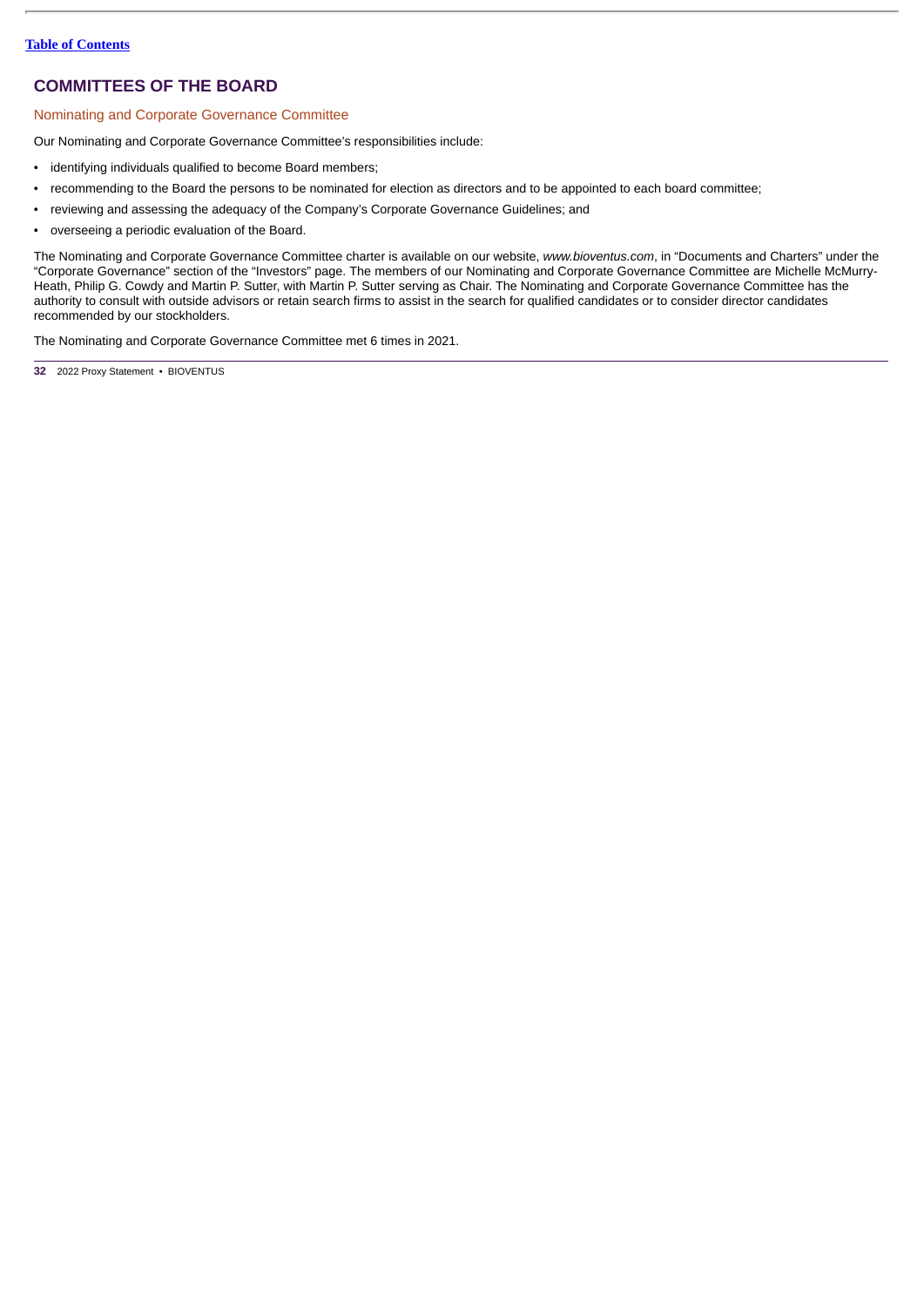## COMMITTEES OF THE BOARD

### Nominating and Corporate Governance Committee

Our Nominating and Corporate Governance Committee's responsibilities include:

- identifying individuals qualified to become Board members;
- recommending to the Board the persons to be nominated for election as directors and to be appointed to each board committee;
- reviewing and assessing the adequacy of the Company's Corporate Governance Guidelines; and
- overseeing a periodic evaluation of the Board.

The Nominating and Corporate Governance Committee charter is available on our website, *www.bioventus.com*, in "Documents and Charters" under the "Corporate Governance" section of the "Investors" page. The members of our Nominating and Corporate Governance Committee are Michelle McMurry-Heath, Philip G. Cowdy and Martin P. Sutter, with Martin P. Sutter serving as Chair. The Nominating and Corporate Governance Committee has the authority to consult with outside advisors or retain search firms to assist in the search for qualified candidates or to consider director candidates recommended by our stockholders.

The Nominating and Corporate Governance Committee met 6 times in 2021.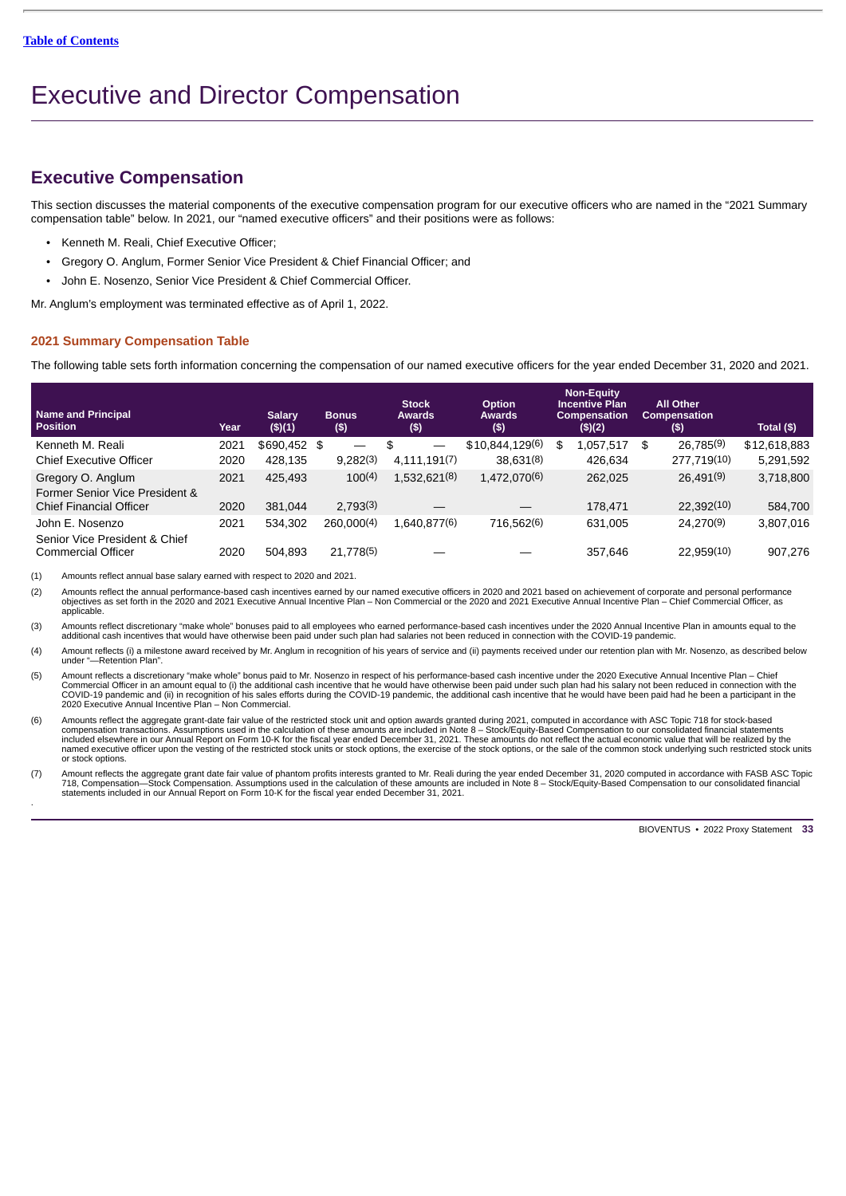Table of Contents

# Executive and Director Compensation

## Executive Compensation

This section discusses the material components of the executive compensation program for our executive officers who are named in the “2021 Summary compensation table” below. In 2021, our “named executive officers” and their positions were as follows:

- Kenneth M. Reali, Chief Executive Officer;
- Gregory O. Anglum, Former Senior Vice President & Chief Financial Officer; and
- John E. Nosenzo, Senior Vice President & Chief Commercial Officer.

Mr. Anglum’s employment was terminated effective as of April 1, 2022.

### 2021 Summary Compensation Table

The following table sets forth information concerning the compensation of our named executive officers for the year ended December 31, 2020 and 2021.

| Name and Principal Position | Year | Salary ($)(1) | Bonus ($) | Stock Awards ($) | Option Awards ($) | Non-Equity Incentive Plan Compensation ($)(2) | All Other Compensation ($) | Total ($) |
|---|---|---|---|---|---|---|---|---|
| Kenneth M. Reali | 2021 | $690,452 | $ — | $ — | $10,844,129(6) | $ 1,057,517 | $ 26,785(9) | $12,618,883 |
| Chief Executive Officer | 2020 | 428,135 | 9,282(3) | 4,111,191(7) | 38,631(8) | 426,634 | 277,719(10) | 5,291,592 |
| Gregory O. Anglum | 2021 | 425,493 | 100(4) | 1,532,621(8) | 1,472,070(6) | 262,025 | 26,491(9) | 3,718,800 |
| Former Senior Vice President & Chief Financial Officer | 2020 | 381,044 | 2,793(3) | — | — | 178,471 | 22,392(10) | 584,700 |
| John E. Nosenzo | 2021 | 534,302 | 260,000(4) | 1,640,877(6) | 716,562(6) | 631,005 | 24,270(9) | 3,807,016 |
| Senior Vice President & Chief Commercial Officer | 2020 | 504,893 | 21,778(5) | — | — | 357,646 | 22,959(10) | 907,276 |

(1) Amounts reflect annual base salary earned with respect to 2020 and 2021.

(2) Amounts reflect the annual performance-based cash incentives earned by our named executive officers in 2020 and 2021 based on achievement of corporate and personal performance objectives as set forth in the 2020 and 2021 Executive Annual Incentive Plan – Non Commercial or the 2020 and 2021 Executive Annual Incentive Plan – Chief Commercial Officer, as applicable.

(3) Amounts reflect discretionary “make whole” bonuses paid to all employees who earned performance-based cash incentives under the 2020 Annual Incentive Plan in amounts equal to the additional cash incentives that would have otherwise been paid under such plan had salaries not been reduced in connection with the COVID-19 pandemic.

(4) Amount reflects (i) a milestone award received by Mr. Anglum in recognition of his years of service and (ii) payments received under our retention plan with Mr. Nosenzo, as described below under “—Retention Plan”.

(5) Amount reflects a discretionary “make whole” bonus paid to Mr. Nosenzo in respect of his performance-based cash incentive under the 2020 Executive Annual Incentive Plan – Chief Commercial Officer in an amount equal to (i) the additional cash incentive that he would have otherwise been paid under such plan had his salary not been reduced in connection with the COVID-19 pandemic and (ii) in recognition of his sales efforts during the COVID-19 pandemic, the additional cash incentive that he would have been paid had he been a participant in the 2020 Executive Annual Incentive Plan – Non Commercial.

(6) Amounts reflect the aggregate grant-date fair value of the restricted stock unit and option awards granted during 2021, computed in accordance with ASC Topic 718 for stock-based compensation transactions. Assumptions used in the calculation of these amounts are included in Note 8 – Stock/Equity-Based Compensation to our consolidated financial statements included elsewhere in our Annual Report on Form 10-K for the fiscal year ended December 31, 2021. These amounts do not reflect the actual economic value that will be realized by the named executive officer upon the vesting of the restricted stock units or stock options, the exercise of the stock options, or the sale of the common stock underlying such restricted stock units or stock options.

(7) Amount reflects the aggregate grant date fair value of phantom profits interests granted to Mr. Reali during the year ended December 31, 2020 computed in accordance with FASB ASC Topic 718, Compensation—Stock Compensation. Assumptions used in the calculation of these amounts are included in Note 8 – Stock/Equity-Based Compensation to our consolidated financial statements included in our Annual Report on Form 10-K for the fiscal year ended December 31, 2021.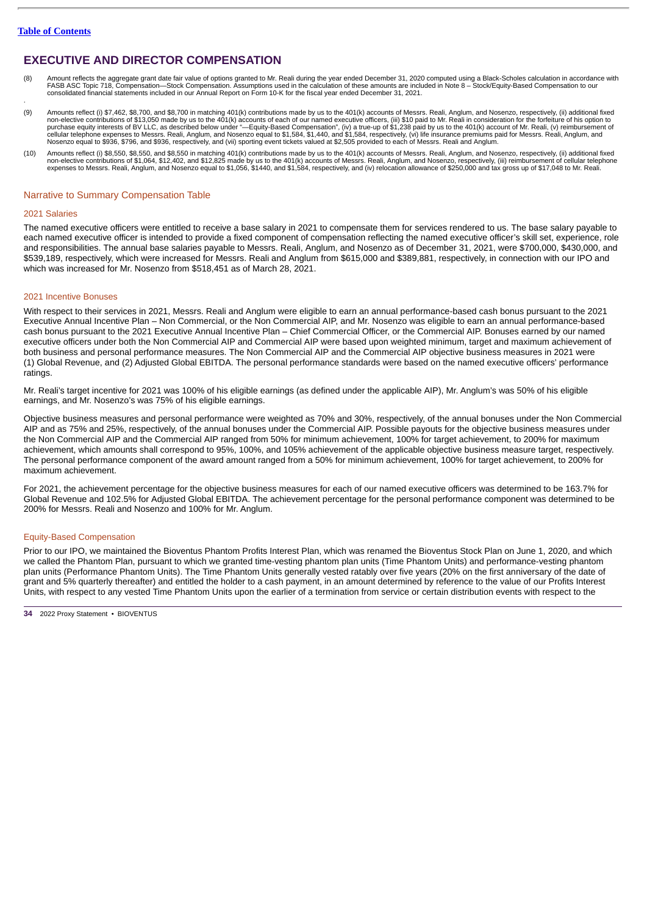# EXECUTIVE AND DIRECTOR COMPENSATION

(8) Amount reflects the aggregate grant date fair value of options granted to Mr. Reali during the year ended December 31, 2020 computed using a Black-Scholes calculation in accordance with FASB ASC Topic 718, Compensation—Stock Compensation. Assumptions used in the calculation of these amounts are included in Note 8 – Stock/Equity-Based Compensation to our consolidated financial statements included in our Annual Report on Form 10-K for the fiscal year ended December 31, 2021.

(9) Amounts reflect (i) $7,462, $8,700, and $8,700 in matching 401(k) contributions made by us to the 401(k) accounts of Messrs. Reali, Anglum, and Nosenzo, respectively, (ii) additional fixed non-elective contributions of $13,050 made by us to the 401(k) accounts of each of our named executive officers, (iii) $10 paid to Mr. Reali in consideration for the forfeiture of his option to purchase equity interests of BV LLC, as described below under "—Equity-Based Compensation", (iv) a true-up of $1,238 paid by us to the 401(k) account of Mr. Reali, (v) reimbursement of cellular telephone expenses to Messrs. Reali, Anglum, and Nosenzo equal to $1,584, $1,440, and $1,584, respectively, (vi) life insurance premiums paid for Messrs. Reali, Anglum, and Nosenzo equal to $936, $796, and $936, respectively, and (vii) sporting event tickets valued at $2,505 provided to each of Messrs. Reali and Anglum.

(10) Amounts reflect (i) $8,550, $8,550, and $8,550 in matching 401(k) contributions made by us to the 401(k) accounts of Messrs. Reali, Anglum, and Nosenzo, respectively, (ii) additional fixed non-elective contributions of $1,064, $12,402, and $12,825 made by us to the 401(k) accounts of Messrs. Reali, Anglum, and Nosenzo, respectively, (iii) reimbursement of cellular telephone expenses to Messrs. Reali, Anglum, and Nosenzo equal to $1,056, $1440, and $1,584, respectively, and (iv) relocation allowance of $250,000 and tax gross up of $17,048 to Mr. Reali.

## Narrative to Summary Compensation Table

### 2021 Salaries

The named executive officers were entitled to receive a base salary in 2021 to compensate them for services rendered to us. The base salary payable to each named executive officer is intended to provide a fixed component of compensation reflecting the named executive officer's skill set, experience, role and responsibilities. The annual base salaries payable to Messrs. Reali, Anglum, and Nosenzo as of December 31, 2021, were $700,000, $430,000, and $539,189, respectively, which were increased for Messrs. Reali and Anglum from $615,000 and $389,881, respectively, in connection with our IPO and which was increased for Mr. Nosenzo from $518,451 as of March 28, 2021.

### 2021 Incentive Bonuses

With respect to their services in 2021, Messrs. Reali and Anglum were eligible to earn an annual performance-based cash bonus pursuant to the 2021 Executive Annual Incentive Plan – Non Commercial, or the Non Commercial AIP, and Mr. Nosenzo was eligible to earn an annual performance-based cash bonus pursuant to the 2021 Executive Annual Incentive Plan – Chief Commercial Officer, or the Commercial AIP. Bonuses earned by our named executive officers under both the Non Commercial AIP and Commercial AIP were based upon weighted minimum, target and maximum achievement of both business and personal performance measures. The Non Commercial AIP and the Commercial AIP objective business measures in 2021 were (1) Global Revenue, and (2) Adjusted Global EBITDA. The personal performance standards were based on the named executive officers' performance ratings.

Mr. Reali's target incentive for 2021 was 100% of his eligible earnings (as defined under the applicable AIP), Mr. Anglum's was 50% of his eligible earnings, and Mr. Nosenzo's was 75% of his eligible earnings.

Objective business measures and personal performance were weighted as 70% and 30%, respectively, of the annual bonuses under the Non Commercial AIP and as 75% and 25%, respectively, of the annual bonuses under the Commercial AIP. Possible payouts for the objective business measures under the Non Commercial AIP and the Commercial AIP ranged from 50% for minimum achievement, 100% for target achievement, to 200% for maximum achievement, which amounts shall correspond to 95%, 100%, and 105% achievement of the applicable objective business measure target, respectively. The personal performance component of the award amount ranged from a 50% for minimum achievement, 100% for target achievement, to 200% for maximum achievement.

For 2021, the achievement percentage for the objective business measures for each of our named executive officers was determined to be 163.7% for Global Revenue and 102.5% for Adjusted Global EBITDA. The achievement percentage for the personal performance component was determined to be 200% for Messrs. Reali and Nosenzo and 100% for Mr. Anglum.

### Equity-Based Compensation

Prior to our IPO, we maintained the Bioventus Phantom Profits Interest Plan, which was renamed the Bioventus Stock Plan on June 1, 2020, and which we called the Phantom Plan, pursuant to which we granted time-vesting phantom plan units (Time Phantom Units) and performance-vesting phantom plan units (Performance Phantom Units). The Time Phantom Units generally vested ratably over five years (20% on the first anniversary of the date of grant and 5% quarterly thereafter) and entitled the holder to a cash payment, in an amount determined by reference to the value of our Profits Interest Units, with respect to any vested Time Phantom Units upon the earlier of a termination from service or certain distribution events with respect to the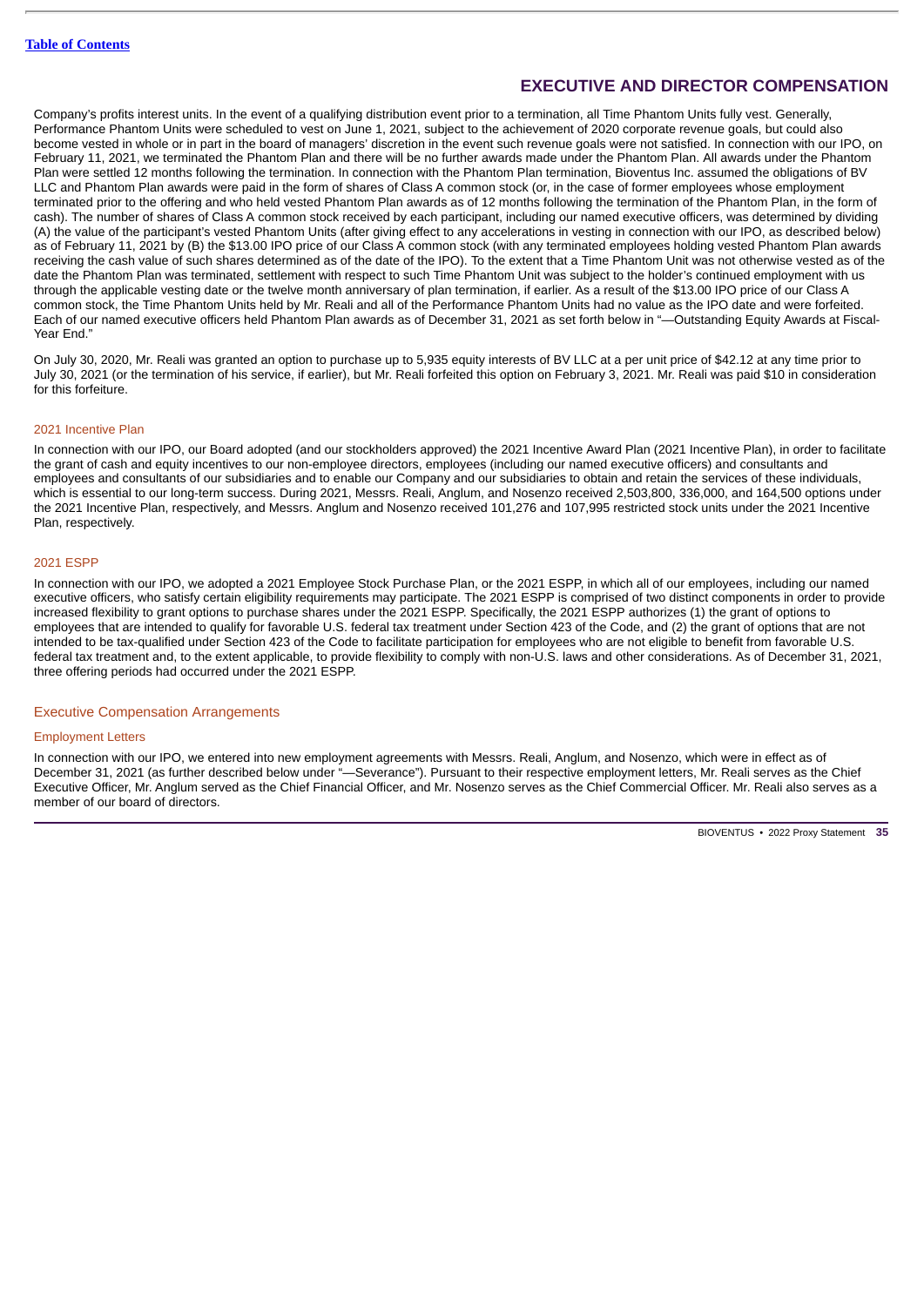Company's profits interest units. In the event of a qualifying distribution event prior to a termination, all Time Phantom Units fully vest. Generally, Performance Phantom Units were scheduled to vest on June 1, 2021, subject to the achievement of 2020 corporate revenue goals, but could also become vested in whole or in part in the board of managers' discretion in the event such revenue goals were not satisfied. In connection with our IPO, on February 11, 2021, we terminated the Phantom Plan and there will be no further awards made under the Phantom Plan. All awards under the Phantom Plan were settled 12 months following the termination. In connection with the Phantom Plan termination, Bioventus Inc. assumed the obligations of BV LLC and Phantom Plan awards were paid in the form of shares of Class A common stock (or, in the case of former employees whose employment terminated prior to the offering and who held vested Phantom Plan awards as of 12 months following the termination of the Phantom Plan, in the form of cash). The number of shares of Class A common stock received by each participant, including our named executive officers, was determined by dividing (A) the value of the participant's vested Phantom Units (after giving effect to any accelerations in vesting in connection with our IPO, as described below) as of February 11, 2021 by (B) the $13.00 IPO price of our Class A common stock (with any terminated employees holding vested Phantom Plan awards receiving the cash value of such shares determined as of the date of the IPO). To the extent that a Time Phantom Unit was not otherwise vested as of the date the Phantom Plan was terminated, settlement with respect to such Time Phantom Unit was subject to the holder's continued employment with us through the applicable vesting date or the twelve month anniversary of plan termination, if earlier. As a result of the $13.00 IPO price of our Class A common stock, the Time Phantom Units held by Mr. Reali and all of the Performance Phantom Units had no value as the IPO date and were forfeited. Each of our named executive officers held Phantom Plan awards as of December 31, 2021 as set forth below in "—Outstanding Equity Awards at Fiscal-Year End."

On July 30, 2020, Mr. Reali was granted an option to purchase up to 5,935 equity interests of BV LLC at a per unit price of $42.12 at any time prior to July 30, 2021 (or the termination of his service, if earlier), but Mr. Reali forfeited this option on February 3, 2021. Mr. Reali was paid $10 in consideration for this forfeiture.

### 2021 Incentive Plan

In connection with our IPO, our Board adopted (and our stockholders approved) the 2021 Incentive Award Plan (2021 Incentive Plan), in order to facilitate the grant of cash and equity incentives to our non-employee directors, employees (including our named executive officers) and consultants and employees and consultants of our subsidiaries and to enable our Company and our subsidiaries to obtain and retain the services of these individuals, which is essential to our long-term success. During 2021, Messrs. Reali, Anglum, and Nosenzo received 2,503,800, 336,000, and 164,500 options under the 2021 Incentive Plan, respectively, and Messrs. Anglum and Nosenzo received 101,276 and 107,995 restricted stock units under the 2021 Incentive Plan, respectively.

### 2021 ESPP

In connection with our IPO, we adopted a 2021 Employee Stock Purchase Plan, or the 2021 ESPP, in which all of our employees, including our named executive officers, who satisfy certain eligibility requirements may participate. The 2021 ESPP is comprised of two distinct components in order to provide increased flexibility to grant options to purchase shares under the 2021 ESPP. Specifically, the 2021 ESPP authorizes (1) the grant of options to employees that are intended to qualify for favorable U.S. federal tax treatment under Section 423 of the Code, and (2) the grant of options that are not intended to be tax-qualified under Section 423 of the Code to facilitate participation for employees who are not eligible to benefit from favorable U.S. federal tax treatment and, to the extent applicable, to provide flexibility to comply with non-U.S. laws and other considerations. As of December 31, 2021, three offering periods had occurred under the 2021 ESPP.

## Executive Compensation Arrangements

### Employment Letters

In connection with our IPO, we entered into new employment agreements with Messrs. Reali, Anglum, and Nosenzo, which were in effect as of December 31, 2021 (as further described below under "—Severance"). Pursuant to their respective employment letters, Mr. Reali serves as the Chief Executive Officer, Mr. Anglum served as the Chief Financial Officer, and Mr. Nosenzo serves as the Chief Commercial Officer. Mr. Reali also serves as a member of our board of directors.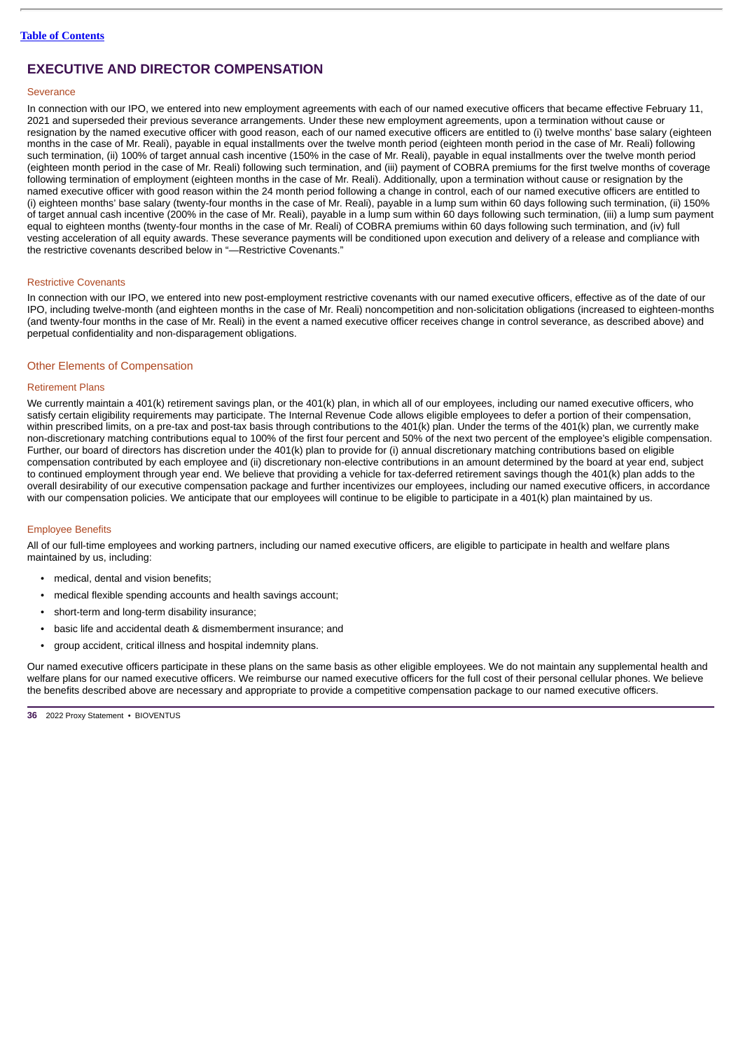## EXECUTIVE AND DIRECTOR COMPENSATION

### Severance

In connection with our IPO, we entered into new employment agreements with each of our named executive officers that became effective February 11, 2021 and superseded their previous severance arrangements. Under these new employment agreements, upon a termination without cause or resignation by the named executive officer with good reason, each of our named executive officers are entitled to (i) twelve months' base salary (eighteen months in the case of Mr. Reali), payable in equal installments over the twelve month period (eighteen month period in the case of Mr. Reali) following such termination, (ii) 100% of target annual cash incentive (150% in the case of Mr. Reali), payable in equal installments over the twelve month period (eighteen month period in the case of Mr. Reali) following such termination, and (iii) payment of COBRA premiums for the first twelve months of coverage following termination of employment (eighteen months in the case of Mr. Reali). Additionally, upon a termination without cause or resignation by the named executive officer with good reason within the 24 month period following a change in control, each of our named executive officers are entitled to (i) eighteen months' base salary (twenty-four months in the case of Mr. Reali), payable in a lump sum within 60 days following such termination, (ii) 150% of target annual cash incentive (200% in the case of Mr. Reali), payable in a lump sum within 60 days following such termination, (iii) a lump sum payment equal to eighteen months (twenty-four months in the case of Mr. Reali) of COBRA premiums within 60 days following such termination, and (iv) full vesting acceleration of all equity awards. These severance payments will be conditioned upon execution and delivery of a release and compliance with the restrictive covenants described below in "—Restrictive Covenants."

### Restrictive Covenants

In connection with our IPO, we entered into new post-employment restrictive covenants with our named executive officers, effective as of the date of our IPO, including twelve-month (and eighteen months in the case of Mr. Reali) noncompetition and non-solicitation obligations (increased to eighteen-months (and twenty-four months in the case of Mr. Reali) in the event a named executive officer receives change in control severance, as described above) and perpetual confidentiality and non-disparagement obligations.

## Other Elements of Compensation

### Retirement Plans

We currently maintain a 401(k) retirement savings plan, or the 401(k) plan, in which all of our employees, including our named executive officers, who satisfy certain eligibility requirements may participate. The Internal Revenue Code allows eligible employees to defer a portion of their compensation, within prescribed limits, on a pre-tax and post-tax basis through contributions to the 401(k) plan. Under the terms of the 401(k) plan, we currently make non-discretionary matching contributions equal to 100% of the first four percent and 50% of the next two percent of the employee's eligible compensation. Further, our board of directors has discretion under the 401(k) plan to provide for (i) annual discretionary matching contributions based on eligible compensation contributed by each employee and (ii) discretionary non-elective contributions in an amount determined by the board at year end, subject to continued employment through year end. We believe that providing a vehicle for tax-deferred retirement savings though the 401(k) plan adds to the overall desirability of our executive compensation package and further incentivizes our employees, including our named executive officers, in accordance with our compensation policies. We anticipate that our employees will continue to be eligible to participate in a 401(k) plan maintained by us.

### Employee Benefits

All of our full-time employees and working partners, including our named executive officers, are eligible to participate in health and welfare plans maintained by us, including:

- medical, dental and vision benefits;
- medical flexible spending accounts and health savings account;
- short-term and long-term disability insurance;
- basic life and accidental death & dismemberment insurance; and
- group accident, critical illness and hospital indemnity plans.

Our named executive officers participate in these plans on the same basis as other eligible employees. We do not maintain any supplemental health and welfare plans for our named executive officers. We reimburse our named executive officers for the full cost of their personal cellular phones. We believe the benefits described above are necessary and appropriate to provide a competitive compensation package to our named executive officers.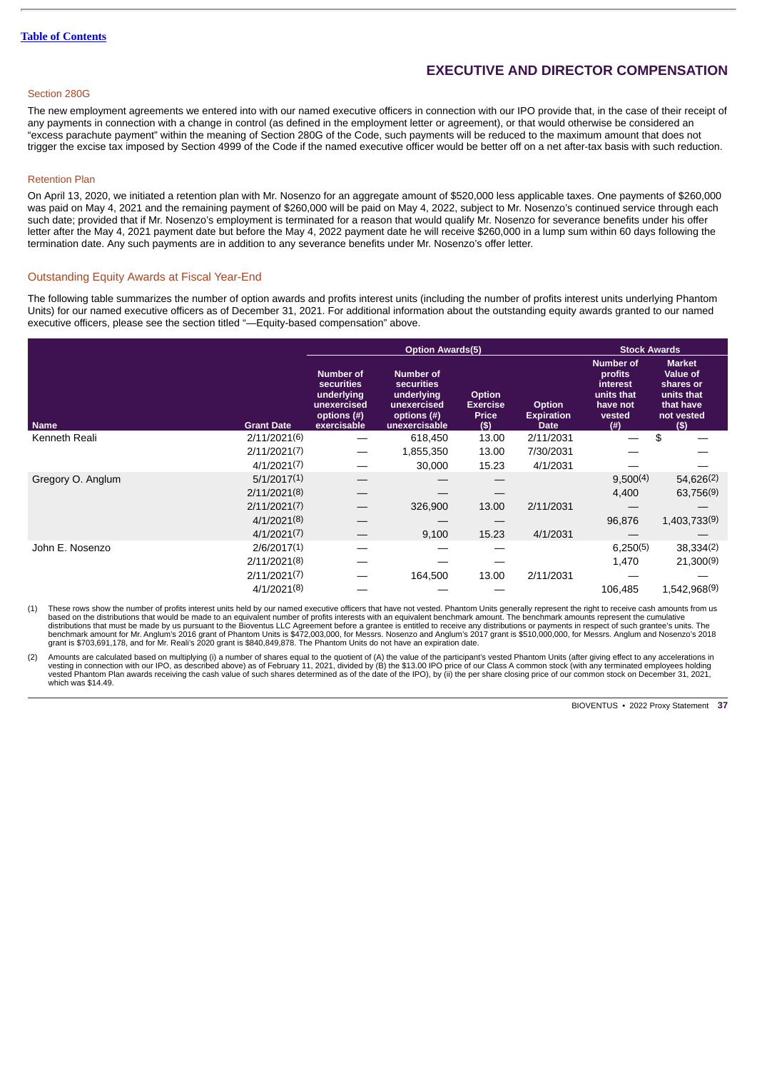Table of Contents

## EXECUTIVE AND DIRECTOR COMPENSATION

### Section 280G

The new employment agreements we entered into with our named executive officers in connection with our IPO provide that, in the case of their receipt of any payments in connection with a change in control (as defined in the employment letter or agreement), or that would otherwise be considered an "excess parachute payment" within the meaning of Section 280G of the Code, such payments will be reduced to the maximum amount that does not trigger the excise tax imposed by Section 4999 of the Code if the named executive officer would be better off on a net after-tax basis with such reduction.

### Retention Plan

On April 13, 2020, we initiated a retention plan with Mr. Nosenzo for an aggregate amount of $520,000 less applicable taxes. One payments of $260,000 was paid on May 4, 2021 and the remaining payment of $260,000 will be paid on May 4, 2022, subject to Mr. Nosenzo's continued service through each such date; provided that if Mr. Nosenzo's employment is terminated for a reason that would qualify Mr. Nosenzo for severance benefits under his offer letter after the May 4, 2021 payment date but before the May 4, 2022 payment date he will receive $260,000 in a lump sum within 60 days following the termination date. Any such payments are in addition to any severance benefits under Mr. Nosenzo's offer letter.

### Outstanding Equity Awards at Fiscal Year-End

The following table summarizes the number of option awards and profits interest units (including the number of profits interest units underlying Phantom Units) for our named executive officers as of December 31, 2021. For additional information about the outstanding equity awards granted to our named executive officers, please see the section titled "—Equity-based compensation" above.

| | | Option Awards(5) | | | | Stock Awards | |
|---|---|---|---|---|---|---|---|
| Name | Grant Date | Number of securities underlying unexercised options (#) exercisable | Number of securities underlying unexercised options (#) unexercisable | Option Exercise Price ($) | Option Expiration Date | Number of profits interest units that have not vested (#) | Market Value of shares or units that that have not vested ($) |
| Kenneth Reali | 2/11/2021(6) | — | 618,450 | 13.00 | 2/11/2031 | — | $ — |
| | 2/11/2021(7) | — | 1,855,350 | 13.00 | 7/30/2031 | — | — |
| | 4/1/2021(7) | — | 30,000 | 15.23 | 4/1/2031 | — | — |
| Gregory O. Anglum | 5/1/2017(1) | — | — | — | | 9,500(4) | 54,626(2) |
| | 2/11/2021(8) | — | — | — | | 4,400 | 63,756(9) |
| | 2/11/2021(7) | — | 326,900 | 13.00 | 2/11/2031 | — | — |
| | 4/1/2021(8) | — | — | — | | 96,876 | 1,403,733(9) |
| | 4/1/2021(7) | — | 9,100 | 15.23 | 4/1/2031 | — | — |
| John E. Nosenzo | 2/6/2017(1) | — | — | — | | 6,250(5) | 38,334(2) |
| | 2/11/2021(8) | — | — | — | | 1,470 | 21,300(9) |
| | 2/11/2021(7) | — | 164,500 | 13.00 | 2/11/2031 | — | — |
| | 4/1/2021(8) | — | — | — | | 106,485 | 1,542,968(9) |

(1) These rows show the number of profits interest units held by our named executive officers that have not vested. Phantom Units generally represent the right to receive cash amounts from us based on the distributions that would be made to an equivalent number of profits interests with an equivalent benchmark amount. The benchmark amounts represent the cumulative distributions that must be made by us pursuant to the Bioventus LLC Agreement before a grantee is entitled to receive any distributions or payments in respect of such grantee's units. The benchmark amount for Mr. Anglum's 2016 grant of Phantom Units is $472,003,000, for Messrs. Nosenzo and Anglum's 2017 grant is $510,000,000, for Messrs. Anglum and Nosenzo's 2018 grant is $703,691,178, and for Mr. Reali's 2020 grant is $840,849,878. The Phantom Units do not have an expiration date.

(2) Amounts are calculated based on multiplying (i) a number of shares equal to the quotient of (A) the value of the participant's vested Phantom Units (after giving effect to any accelerations in vesting in connection with our IPO, as described above) as of February 11, 2021, divided by (B) the $13.00 IPO price of our Class A common stock (with any terminated employees holding vested Phantom Plan awards receiving the cash value of such shares determined as of the date of the IPO), by (ii) the per share closing price of our common stock on December 31, 2021, which was $14.49.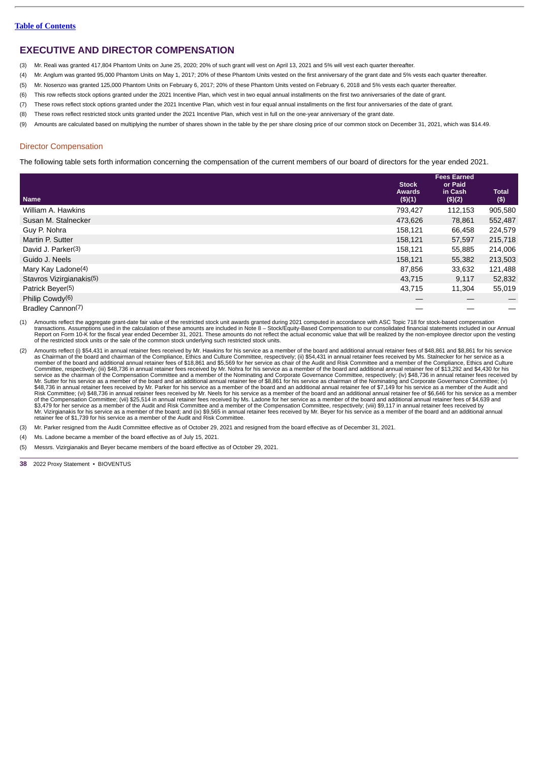[Table of Contents](#)

## EXECUTIVE AND DIRECTOR COMPENSATION

(3) Mr. Reali was granted 417,804 Phantom Units on June 25, 2020; 20% of such grant will vest on April 13, 2021 and 5% will vest each quarter thereafter.

(4) Mr. Anglum was granted 95,000 Phantom Units on May 1, 2017; 20% of these Phantom Units vested on the first anniversary of the grant date and 5% vests each quarter thereafter.

(5) Mr. Nosenzo was granted 125,000 Phantom Units on February 6, 2017; 20% of these Phantom Units vested on February 6, 2018 and 5% vests each quarter thereafter.

(6) This row reflects stock options granted under the 2021 Incentive Plan, which vest in two equal annual installments on the first two anniversaries of the date of grant.

(7) These rows reflect stock options granted under the 2021 Incentive Plan, which vest in four equal annual installments on the first four anniversaries of the date of grant.

(8) These rows reflect restricted stock units granted under the 2021 Incentive Plan, which vest in full on the one-year anniversary of the grant date.

(9) Amounts are calculated based on multiplying the number of shares shown in the table by the per share closing price of our common stock on December 31, 2021, which was $14.49.

### Director Compensation

The following table sets forth information concerning the compensation of the current members of our board of directors for the year ended 2021.

| Name | Stock Awards ($)(1) | Fees Earned or Paid in Cash ($)(2) | Total ($) |
|---|---|---|---|
| William A. Hawkins | 793,427 | 112,153 | 905,580 |
| Susan M. Stalnecker | 473,626 | 78,861 | 552,487 |
| Guy P. Nohra | 158,121 | 66,458 | 224,579 |
| Martin P. Sutter | 158,121 | 57,597 | 215,718 |
| David J. Parker(3) | 158,121 | 55,885 | 214,006 |
| Guido J. Neels | 158,121 | 55,382 | 213,503 |
| Mary Kay Ladone(4) | 87,856 | 33,632 | 121,488 |
| Stavros Vizirgianakis(5) | 43,715 | 9,117 | 52,832 |
| Patrick Beyer(5) | 43,715 | 11,304 | 55,019 |
| Philip Cowdy(6) | — | — | — |
| Bradley Cannon(7) | — | — | — |

(1) Amounts reflect the aggregate grant-date fair value of the restricted stock unit awards granted during 2021 computed in accordance with ASC Topic 718 for stock-based compensation transactions. Assumptions used in the calculation of these amounts are included in Note 8 – Stock/Equity-Based Compensation to our consolidated financial statements included in our Annual Report on Form 10-K for the fiscal year ended December 31, 2021. These amounts do not reflect the actual economic value that will be realized by the non-employee director upon the vesting of the restricted stock units or the sale of the common stock underlying such restricted stock units.

(2) Amounts reflect (i) $54,431 in annual retainer fees received by Mr. Hawkins for his service as a member of the board and additional annual retainer fees of $48,861 and $8,861 for his service as Chairman of the board and chairman of the Compliance, Ethics and Culture Committee, respectively; (ii) $54,431 in annual retainer fees received by Ms. Stalnecker for her service as a member of the board and additional annual retainer fees of $18,861 and $5,569 for her service as chair of the Audit and Risk Committee and a member of the Compliance, Ethics and Culture Committee, respectively; (iii) $48,736 in annual retainer fees received by Mr. Nohra for his service as a member of the board and additional annual retainer fee of $13,292 and $4,430 for his service as the chairman of the Compensation Committee and a member of the Nominating and Corporate Governance Committee, respectively; (iv) $48,736 in annual retainer fees received by Mr. Sutter for his service as a member of the board and an additional annual retainer fee of $8,861 for his service as chairman of the Nominating and Corporate Governance Committee; (v) $48,736 in annual retainer fees received by Mr. Parker for his service as a member of the board and an additional annual retainer fee of $7,149 for his service as a member of the Audit and Risk Committee; (vi) $48,736 in annual retainer fees received by Mr. Neels for his service as a member of the board and an additional annual retainer fee of $6,646 for his service as a member of the Compensation Committee; (vii) $25,514 in annual retainer fees received by Ms. Ladone for her service as a member of the board and additional annual retainer fees of $4,639 and $3,479 for her service as a member of the Audit and Risk Committee and a member of the Compensation Committee, respectively; (viii) $9,117 in annual retainer fees received by Mr. Vizirgianakis for his service as a member of the board; and (ix) $9,565 in annual retainer fees received by Mr. Beyer for his service as a member of the board and an additional annual retainer fee of $1,739 for his service as a member of the Audit and Risk Committee.

(3) Mr. Parker resigned from the Audit Committee effective as of October 29, 2021 and resigned from the board effective as of December 31, 2021.

(4) Ms. Ladone became a member of the board effective as of July 15, 2021.

(5) Messrs. Vizirgianakis and Beyer became members of the board effective as of October 29, 2021.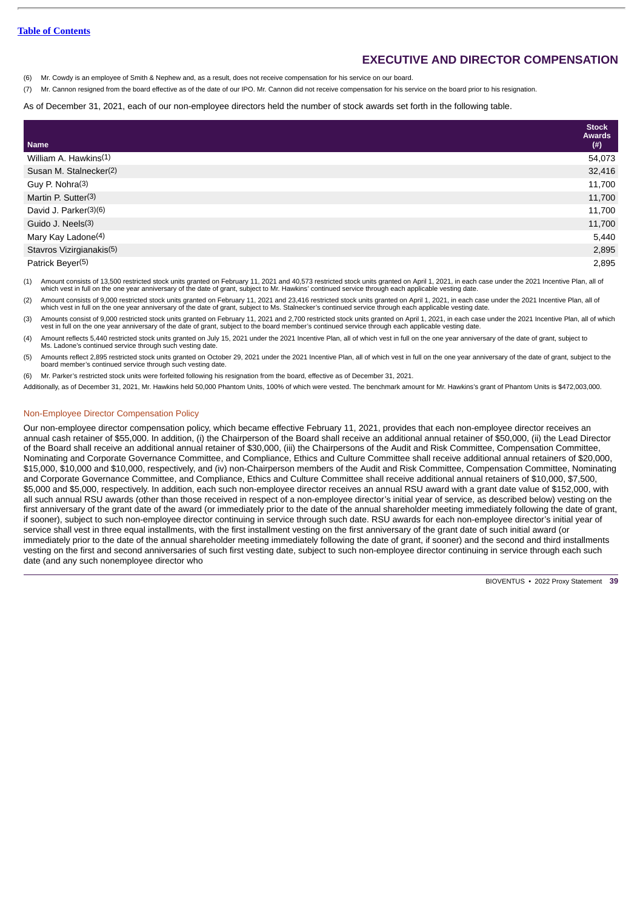(6) Mr. Cowdy is an employee of Smith & Nephew and, as a result, does not receive compensation for his service on our board.

(7) Mr. Cannon resigned from the board effective as of the date of our IPO. Mr. Cannon did not receive compensation for his service on the board prior to his resignation.

As of December 31, 2021, each of our non-employee directors held the number of stock awards set forth in the following table.

| Name | Stock Awards (#) |
|---|---|
| William A. Hawkins(1) | 54,073 |
| Susan M. Stalnecker(2) | 32,416 |
| Guy P. Nohra(3) | 11,700 |
| Martin P. Sutter(3) | 11,700 |
| David J. Parker(3)(6) | 11,700 |
| Guido J. Neels(3) | 11,700 |
| Mary Kay Ladone(4) | 5,440 |
| Stavros Vizirgianakis(5) | 2,895 |
| Patrick Beyer(5) | 2,895 |

(1) Amount consists of 13,500 restricted stock units granted on February 11, 2021 and 40,573 restricted stock units granted on April 1, 2021, in each case under the 2021 Incentive Plan, all of which vest in full on the one year anniversary of the date of grant, subject to Mr. Hawkins' continued service through each applicable vesting date.

(2) Amount consists of 9,000 restricted stock units granted on February 11, 2021 and 23,416 restricted stock units granted on April 1, 2021, in each case under the 2021 Incentive Plan, all of which vest in full on the one year anniversary of the date of grant, subject to Ms. Stalnecker's continued service through each applicable vesting date.

(3) Amounts consist of 9,000 restricted stock units granted on February 11, 2021 and 2,700 restricted stock units granted on April 1, 2021, in each case under the 2021 Incentive Plan, all of which vest in full on the one year anniversary of the date of grant, subject to the board member's continued service through each applicable vesting date.

(4) Amount reflects 5,440 restricted stock units granted on July 15, 2021 under the 2021 Incentive Plan, all of which vest in full on the one year anniversary of the date of grant, subject to Ms. Ladone's continued service through such vesting date.

(5) Amounts reflect 2,895 restricted stock units granted on October 29, 2021 under the 2021 Incentive Plan, all of which vest in full on the one year anniversary of the date of grant, subject to the board member's continued service through such vesting date.

(6) Mr. Parker's restricted stock units were forfeited following his resignation from the board, effective as of December 31, 2021.

Additionally, as of December 31, 2021, Mr. Hawkins held 50,000 Phantom Units, 100% of which were vested. The benchmark amount for Mr. Hawkins's grant of Phantom Units is $472,003,000.

### Non-Employee Director Compensation Policy

Our non-employee director compensation policy, which became effective February 11, 2021, provides that each non-employee director receives an annual cash retainer of $55,000. In addition, (i) the Chairperson of the Board shall receive an additional annual retainer of $50,000, (ii) the Lead Director of the Board shall receive an additional annual retainer of $30,000, (iii) the Chairpersons of the Audit and Risk Committee, Compensation Committee, Nominating and Corporate Governance Committee, and Compliance, Ethics and Culture Committee shall receive additional annual retainers of $20,000, $15,000, $10,000 and $10,000, respectively, and (iv) non-Chairperson members of the Audit and Risk Committee, Compensation Committee, Nominating and Corporate Governance Committee, and Compliance, Ethics and Culture Committee shall receive additional annual retainers of $10,000, $7,500, $5,000 and $5,000, respectively. In addition, each such non-employee director receives an annual RSU award with a grant date value of $152,000, with all such annual RSU awards (other than those received in respect of a non-employee director's initial year of service, as described below) vesting on the first anniversary of the grant date of the award (or immediately prior to the date of the annual shareholder meeting immediately following the date of grant, if sooner), subject to such non-employee director continuing in service through such date. RSU awards for each non-employee director's initial year of service shall vest in three equal installments, with the first installment vesting on the first anniversary of the grant date of such initial award (or immediately prior to the date of the annual shareholder meeting immediately following the date of grant, if sooner) and the second and third installments vesting on the first and second anniversaries of such first vesting date, subject to such non-employee director continuing in service through each such date (and any such nonemployee director who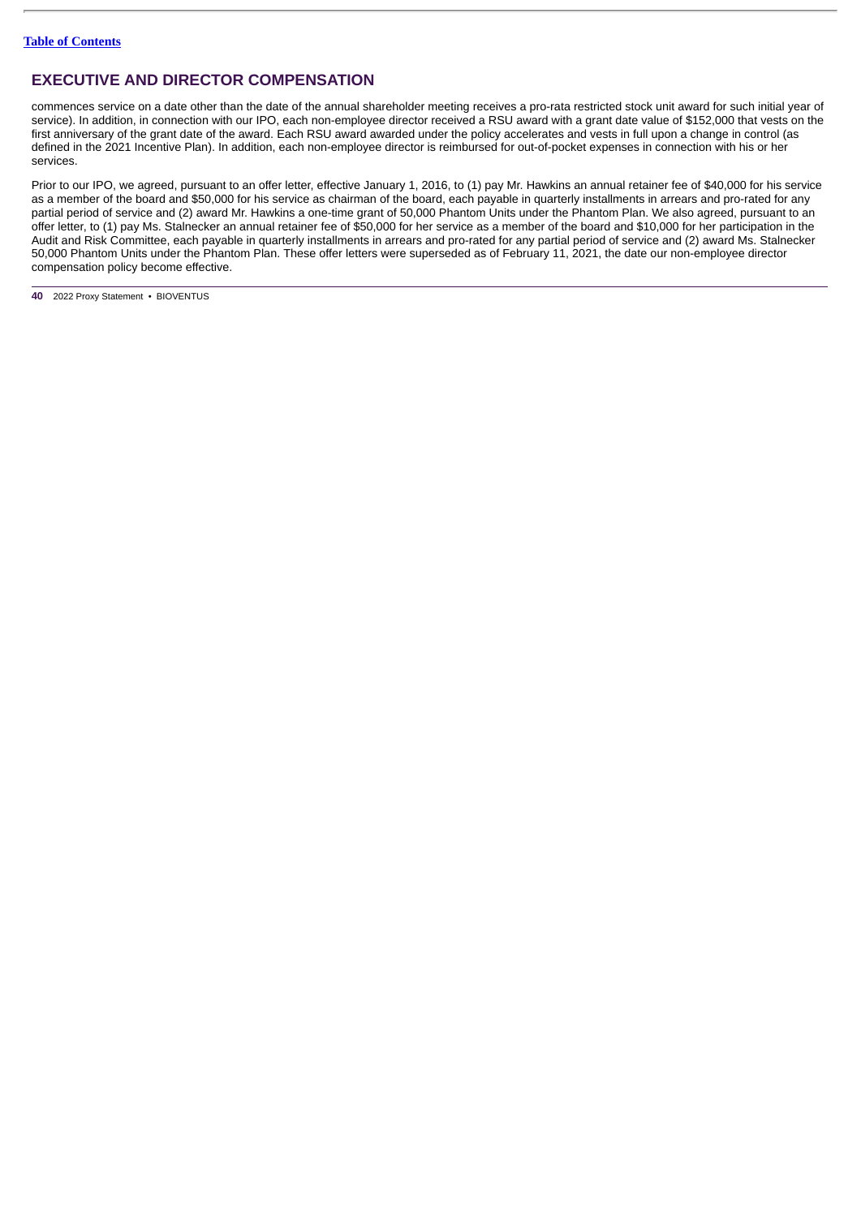## EXECUTIVE AND DIRECTOR COMPENSATION

commences service on a date other than the date of the annual shareholder meeting receives a pro-rata restricted stock unit award for such initial year of service). In addition, in connection with our IPO, each non-employee director received a RSU award with a grant date value of $152,000 that vests on the first anniversary of the grant date of the award. Each RSU award awarded under the policy accelerates and vests in full upon a change in control (as defined in the 2021 Incentive Plan). In addition, each non-employee director is reimbursed for out-of-pocket expenses in connection with his or her services.

Prior to our IPO, we agreed, pursuant to an offer letter, effective January 1, 2016, to (1) pay Mr. Hawkins an annual retainer fee of $40,000 for his service as a member of the board and $50,000 for his service as chairman of the board, each payable in quarterly installments in arrears and pro-rated for any partial period of service and (2) award Mr. Hawkins a one-time grant of 50,000 Phantom Units under the Phantom Plan. We also agreed, pursuant to an offer letter, to (1) pay Ms. Stalnecker an annual retainer fee of $50,000 for her service as a member of the board and $10,000 for her participation in the Audit and Risk Committee, each payable in quarterly installments in arrears and pro-rated for any partial period of service and (2) award Ms. Stalnecker 50,000 Phantom Units under the Phantom Plan. These offer letters were superseded as of February 11, 2021, the date our non-employee director compensation policy become effective.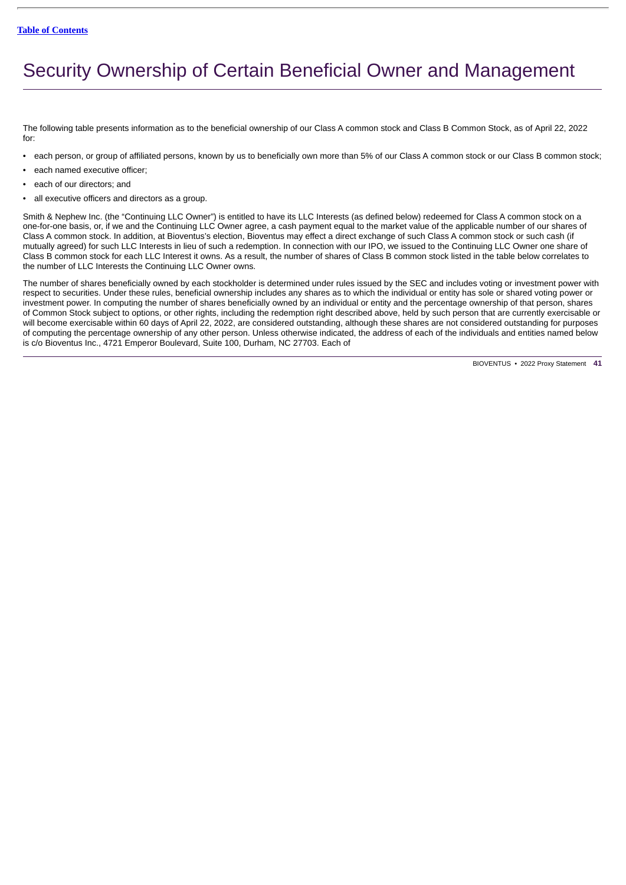# Security Ownership of Certain Beneficial Owner and Management

The following table presents information as to the beneficial ownership of our Class A common stock and Class B Common Stock, as of April 22, 2022 for:

- each person, or group of affiliated persons, known by us to beneficially own more than 5% of our Class A common stock or our Class B common stock;
- each named executive officer;
- each of our directors; and
- all executive officers and directors as a group.

Smith & Nephew Inc. (the "Continuing LLC Owner") is entitled to have its LLC Interests (as defined below) redeemed for Class A common stock on a one-for-one basis, or, if we and the Continuing LLC Owner agree, a cash payment equal to the market value of the applicable number of our shares of Class A common stock. In addition, at Bioventus's election, Bioventus may effect a direct exchange of such Class A common stock or such cash (if mutually agreed) for such LLC Interests in lieu of such a redemption. In connection with our IPO, we issued to the Continuing LLC Owner one share of Class B common stock for each LLC Interest it owns. As a result, the number of shares of Class B common stock listed in the table below correlates to the number of LLC Interests the Continuing LLC Owner owns.

The number of shares beneficially owned by each stockholder is determined under rules issued by the SEC and includes voting or investment power with respect to securities. Under these rules, beneficial ownership includes any shares as to which the individual or entity has sole or shared voting power or investment power. In computing the number of shares beneficially owned by an individual or entity and the percentage ownership of that person, shares of Common Stock subject to options, or other rights, including the redemption right described above, held by such person that are currently exercisable or will become exercisable within 60 days of April 22, 2022, are considered outstanding, although these shares are not considered outstanding for purposes of computing the percentage ownership of any other person. Unless otherwise indicated, the address of each of the individuals and entities named below is c/o Bioventus Inc., 4721 Emperor Boulevard, Suite 100, Durham, NC 27703. Each of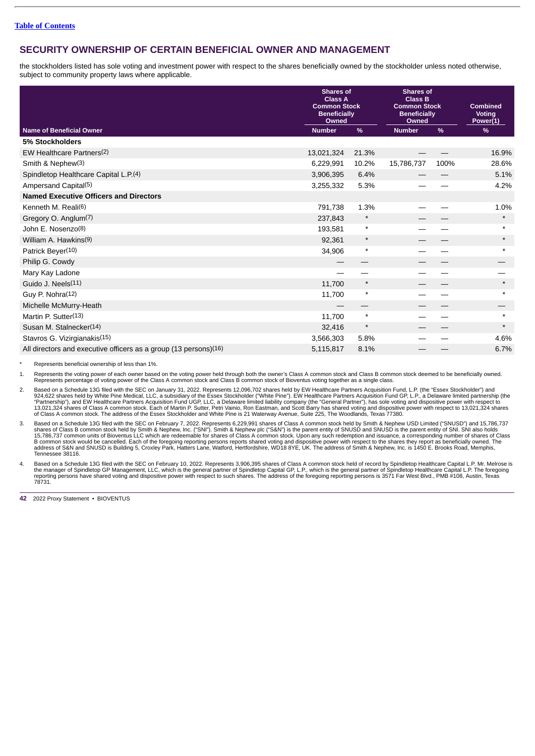[Table of Contents](#)

## SECURITY OWNERSHIP OF CERTAIN BENEFICIAL OWNER AND MANAGEMENT

the stockholders listed has sole voting and investment power with respect to the shares beneficially owned by the stockholder unless noted otherwise, subject to community property laws where applicable.

| | Shares of Class A Common Stock Beneficially Owned | | Shares of Class B Common Stock Beneficially Owned | | Combined Voting Power(1) |
|---|---|---|---|---|---|
| Name of Beneficial Owner | Number | % | Number | % | % |
| **5% Stockholders** | | | | | |
| EW Healthcare Partners[2] | 13,021,324 | 21.3% | — | — | 16.9% |
| Smith & Nephew[3] | 6,229,991 | 10.2% | 15,786,737 | 100% | 28.6% |
| Spindletop Healthcare Capital L.P.[4] | 3,906,395 | 6.4% | — | — | 5.1% |
| Ampersand Capital[5] | 3,255,332 | 5.3% | — | — | 4.2% |
| **Named Executive Officers and Directors** | | | | | |
| Kenneth M. Reali[6] | 791,738 | 1.3% | — | — | 1.0% |
| Gregory O. Anglum[7] | 237,843 | * | — | — | * |
| John E. Nosenzo[8] | 193,581 | * | — | — | * |
| William A. Hawkins[9] | 92,361 | * | — | — | * |
| Patrick Beyer[10] | 34,906 | * | — | — | * |
| Philip G. Cowdy | — | — | — | — | — |
| Mary Kay Ladone | — | — | — | — | — |
| Guido J. Neels[11] | 11,700 | * | — | — | * |
| Guy P. Nohra[12] | 11,700 | * | — | — | * |
| Michelle McMurry-Heath | — | — | — | — | — |
| Martin P. Sutter[13] | 11,700 | * | — | — | * |
| Susan M. Stalnecker[14] | 32,416 | * | — | — | * |
| Stavros G. Vizirgianakis[15] | 3,566,303 | 5.8% | — | — | 4.6% |
| All directors and executive officers as a group (13 persons)[16] | 5,115,817 | 8.1% | — | — | 6.7% |

\* Represents beneficial ownership of less than 1%.

1. Represents the voting power of each owner based on the voting power held through both the owner's Class A common stock and Class B common stock deemed to be beneficially owned. Represents percentage of voting power of the Class A common stock and Class B common stock of Bioventus voting together as a single class.

2. Based on a Schedule 13G filed with the SEC on January 31, 2022. Represents 12,096,702 shares held by EW Healthcare Partners Acquisition Fund, L.P. (the "Essex Stockholder") and 924,622 shares held by White Pine Medical, LLC, a subsidiary of the Essex Stockholder ("White Pine"). EW Healthcare Partners Acquisition Fund GP, L.P., a Delaware limited partnership (the "Partnership"), and EW Healthcare Partners Acquisition Fund UGP, LLC, a Delaware limited liability company (the "General Partner"), has sole voting and dispositive power with respect to 13,021,324 shares of Class A common stock. Each of Martin P. Sutter, Petri Vainio, Ron Eastman, and Scott Barry has shared voting and dispositive power with respect to 13,021,324 shares of Class A common stock. The address of the Essex Stockholder and White Pine is 21 Waterway Avenue, Suite 225, The Woodlands, Texas 77380.

3. Based on a Schedule 13G filed with the SEC on February 7, 2022. Represents 6,229,991 shares of Class A common stock held by Smith & Nephew USD Limited ("SNUSD") and 15,786,737 shares of Class B common stock held by Smith & Nephew, Inc. ("SNI"). Smith & Nephew plc ("S&N") is the parent entity of SNUSD and SNUSD is the parent entity of SNI. SNI also holds 15,786,737 common units of Bioventus LLC which are redeemable for shares of Class A common stock. Upon any such redemption and issuance, a corresponding number of shares of Class B common stock would be cancelled. Each of the foregoing reporting persons reports shared voting and dispositive power with respect to the shares they report as beneficially owned. The address of S&N and SNUSD is Building 5, Croxley Park, Hatters Lane, Watford, Hertfordshire, WD18 8YE, UK. The address of Smith & Nephew, Inc. is 1450 E. Brooks Road, Memphis, Tennessee 38116.

4. Based on a Schedule 13G filed with the SEC on February 10, 2022. Represents 3,906,395 shares of Class A common stock held of record by Spindletop Healthcare Capital L.P. Mr. Melrose is the manager of Spindletop GP Management, LLC, which is the general partner of Spindletop Capital GP, L.P., which is the general partner of Spindletop Healthcare Capital L.P. The foregoing reporting persons have shared voting and dispositive power with respect to such shares. The address of the foregoing reporting persons is 3571 Far West Blvd., PMB #108, Austin, Texas 78731.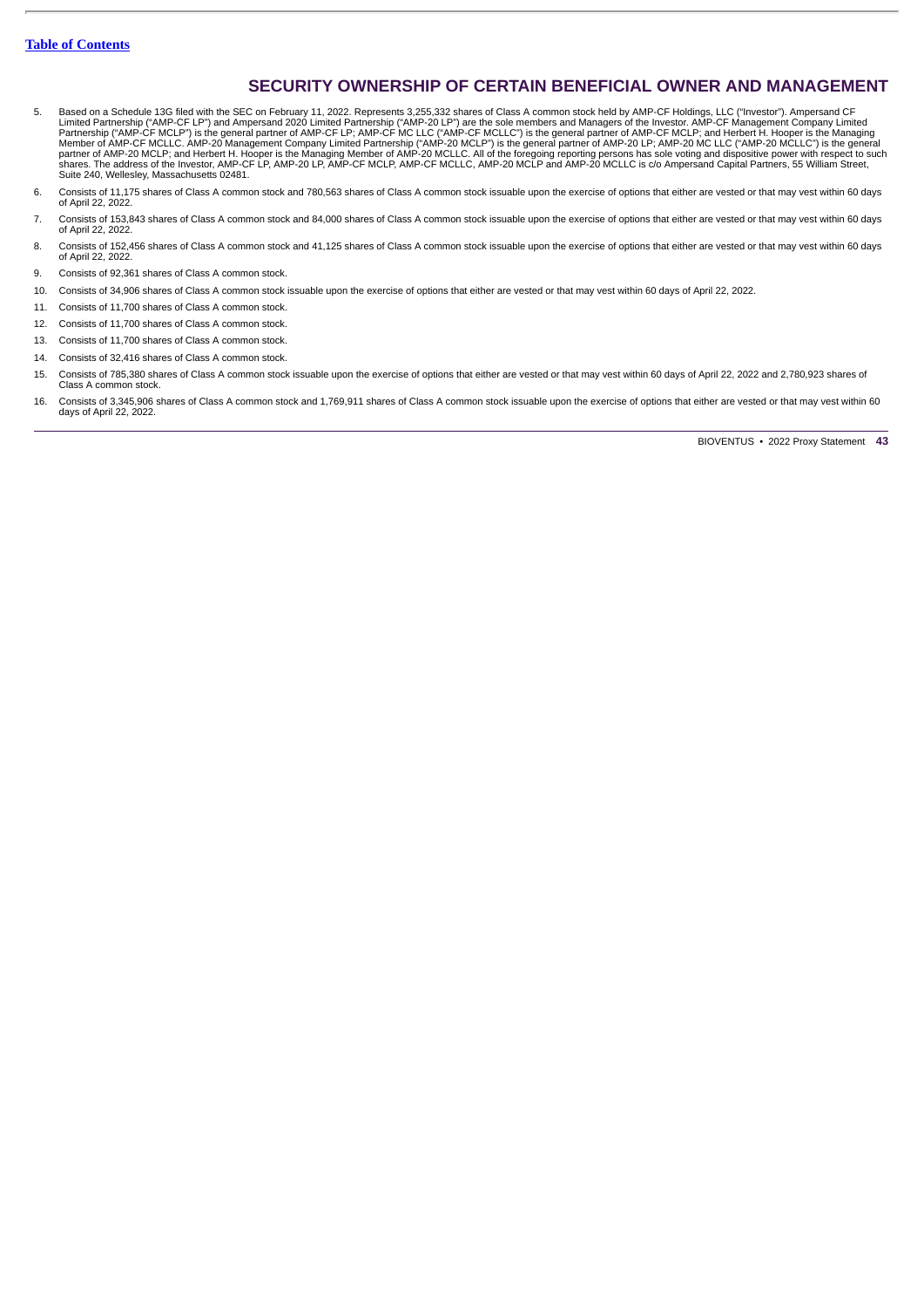# SECURITY OWNERSHIP OF CERTAIN BENEFICIAL OWNER AND MANAGEMENT

5. Based on a Schedule 13G filed with the SEC on February 11, 2022. Represents 3,255,332 shares of Class A common stock held by AMP-CF Holdings, LLC ("Investor"). Ampersand CF Limited Partnership ("AMP-CF LP") and Ampersand 2020 Limited Partnership ("AMP-20 LP") are the sole members and Managers of the Investor. AMP-CF Management Company Limited Partnership ("AMP-CF MCLP") is the general partner of AMP-CF LP; AMP-CF MC LLC ("AMP-CF MCLLC") is the general partner of AMP-CF MCLP; and Herbert H. Hooper is the Managing Member of AMP-CF MCLLC. AMP-20 Management Company Limited Partnership ("AMP-20 MCLP") is the general partner of AMP-20 LP; AMP-20 MC LLC ("AMP-20 MCLLC") is the general partner of AMP-20 MCLP; and Herbert H. Hooper is the Managing Member of AMP-20 MCLLC. All of the foregoing reporting persons has sole voting and dispositive power with respect to such shares. The address of the Investor, AMP-CF LP, AMP-20 LP, AMP-CF MCLP, AMP-CF MCLLC, AMP-20 MCLP and AMP-20 MCLLC is c/o Ampersand Capital Partners, 55 William Street, Suite 240, Wellesley, Massachusetts 02481.
6. Consists of 11,175 shares of Class A common stock and 780,563 shares of Class A common stock issuable upon the exercise of options that either are vested or that may vest within 60 days of April 22, 2022.
7. Consists of 153,843 shares of Class A common stock and 84,000 shares of Class A common stock issuable upon the exercise of options that either are vested or that may vest within 60 days of April 22, 2022.
8. Consists of 152,456 shares of Class A common stock and 41,125 shares of Class A common stock issuable upon the exercise of options that either are vested or that may vest within 60 days of April 22, 2022.
9. Consists of 92,361 shares of Class A common stock.
10. Consists of 34,906 shares of Class A common stock issuable upon the exercise of options that either are vested or that may vest within 60 days of April 22, 2022.
11. Consists of 11,700 shares of Class A common stock.
12. Consists of 11,700 shares of Class A common stock.
13. Consists of 11,700 shares of Class A common stock.
14. Consists of 32,416 shares of Class A common stock.
15. Consists of 785,380 shares of Class A common stock issuable upon the exercise of options that either are vested or that may vest within 60 days of April 22, 2022 and 2,780,923 shares of Class A common stock.
16. Consists of 3,345,906 shares of Class A common stock and 1,769,911 shares of Class A common stock issuable upon the exercise of options that either are vested or that may vest within 60 days of April 22, 2022.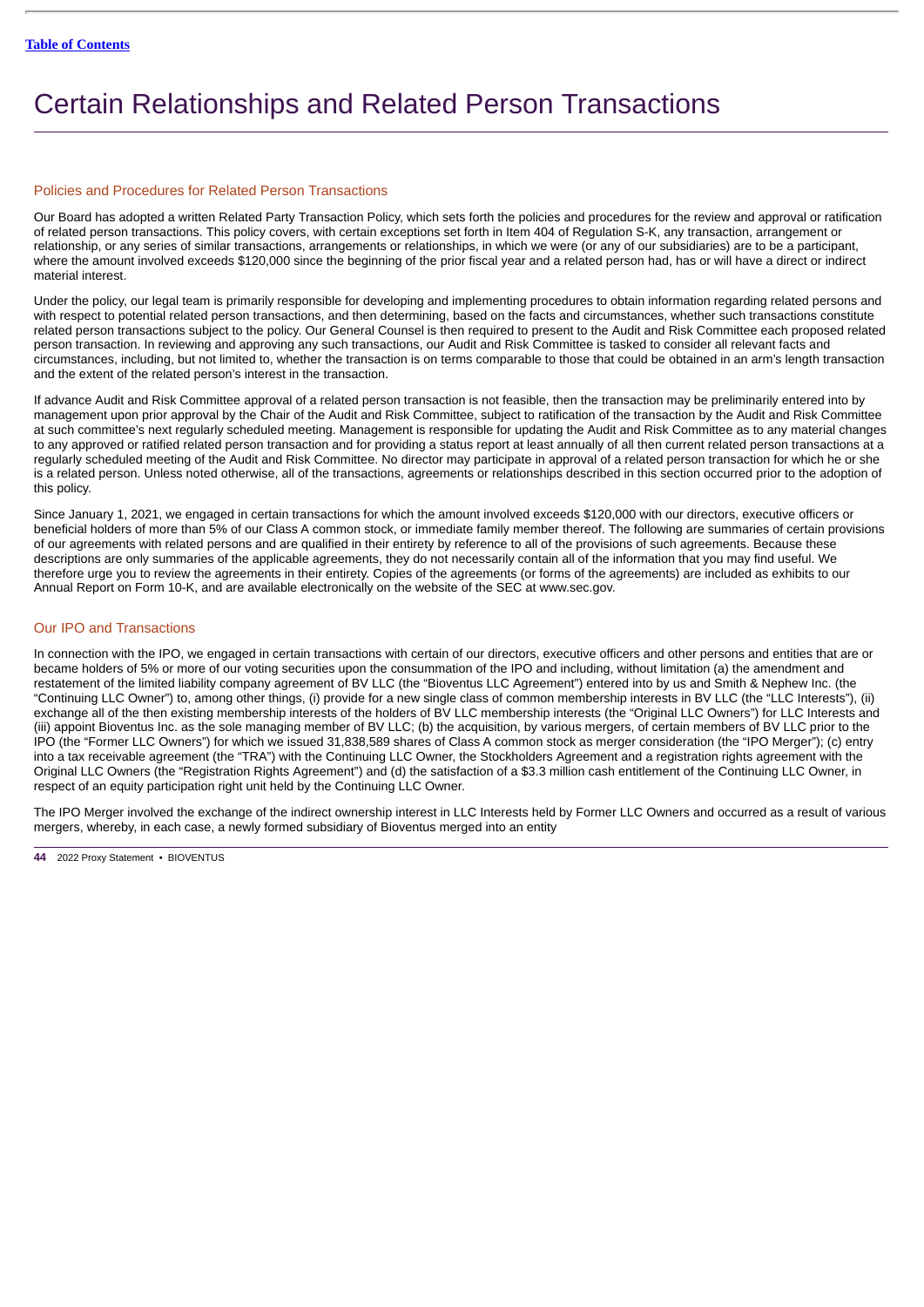# Certain Relationships and Related Person Transactions

## Policies and Procedures for Related Person Transactions

Our Board has adopted a written Related Party Transaction Policy, which sets forth the policies and procedures for the review and approval or ratification of related person transactions. This policy covers, with certain exceptions set forth in Item 404 of Regulation S-K, any transaction, arrangement or relationship, or any series of similar transactions, arrangements or relationships, in which we were (or any of our subsidiaries) are to be a participant, where the amount involved exceeds $120,000 since the beginning of the prior fiscal year and a related person had, has or will have a direct or indirect material interest.

Under the policy, our legal team is primarily responsible for developing and implementing procedures to obtain information regarding related persons and with respect to potential related person transactions, and then determining, based on the facts and circumstances, whether such transactions constitute related person transactions subject to the policy. Our General Counsel is then required to present to the Audit and Risk Committee each proposed related person transaction. In reviewing and approving any such transactions, our Audit and Risk Committee is tasked to consider all relevant facts and circumstances, including, but not limited to, whether the transaction is on terms comparable to those that could be obtained in an arm's length transaction and the extent of the related person's interest in the transaction.

If advance Audit and Risk Committee approval of a related person transaction is not feasible, then the transaction may be preliminarily entered into by management upon prior approval by the Chair of the Audit and Risk Committee, subject to ratification of the transaction by the Audit and Risk Committee at such committee's next regularly scheduled meeting. Management is responsible for updating the Audit and Risk Committee as to any material changes to any approved or ratified related person transaction and for providing a status report at least annually of all then current related person transactions at a regularly scheduled meeting of the Audit and Risk Committee. No director may participate in approval of a related person transaction for which he or she is a related person. Unless noted otherwise, all of the transactions, agreements or relationships described in this section occurred prior to the adoption of this policy.

Since January 1, 2021, we engaged in certain transactions for which the amount involved exceeds $120,000 with our directors, executive officers or beneficial holders of more than 5% of our Class A common stock, or immediate family member thereof. The following are summaries of certain provisions of our agreements with related persons and are qualified in their entirety by reference to all of the provisions of such agreements. Because these descriptions are only summaries of the applicable agreements, they do not necessarily contain all of the information that you may find useful. We therefore urge you to review the agreements in their entirety. Copies of the agreements (or forms of the agreements) are included as exhibits to our Annual Report on Form 10-K, and are available electronically on the website of the SEC at www.sec.gov.

## Our IPO and Transactions

In connection with the IPO, we engaged in certain transactions with certain of our directors, executive officers and other persons and entities that are or became holders of 5% or more of our voting securities upon the consummation of the IPO and including, without limitation (a) the amendment and restatement of the limited liability company agreement of BV LLC (the "Bioventus LLC Agreement") entered into by us and Smith & Nephew Inc. (the "Continuing LLC Owner") to, among other things, (i) provide for a new single class of common membership interests in BV LLC (the "LLC Interests"), (ii) exchange all of the then existing membership interests of the holders of BV LLC membership interests (the "Original LLC Owners") for LLC Interests and (iii) appoint Bioventus Inc. as the sole managing member of BV LLC; (b) the acquisition, by various mergers, of certain members of BV LLC prior to the IPO (the "Former LLC Owners") for which we issued 31,838,589 shares of Class A common stock as merger consideration (the "IPO Merger"); (c) entry into a tax receivable agreement (the "TRA") with the Continuing LLC Owner, the Stockholders Agreement and a registration rights agreement with the Original LLC Owners (the "Registration Rights Agreement") and (d) the satisfaction of a $3.3 million cash entitlement of the Continuing LLC Owner, in respect of an equity participation right unit held by the Continuing LLC Owner.

The IPO Merger involved the exchange of the indirect ownership interest in LLC Interests held by Former LLC Owners and occurred as a result of various mergers, whereby, in each case, a newly formed subsidiary of Bioventus merged into an entity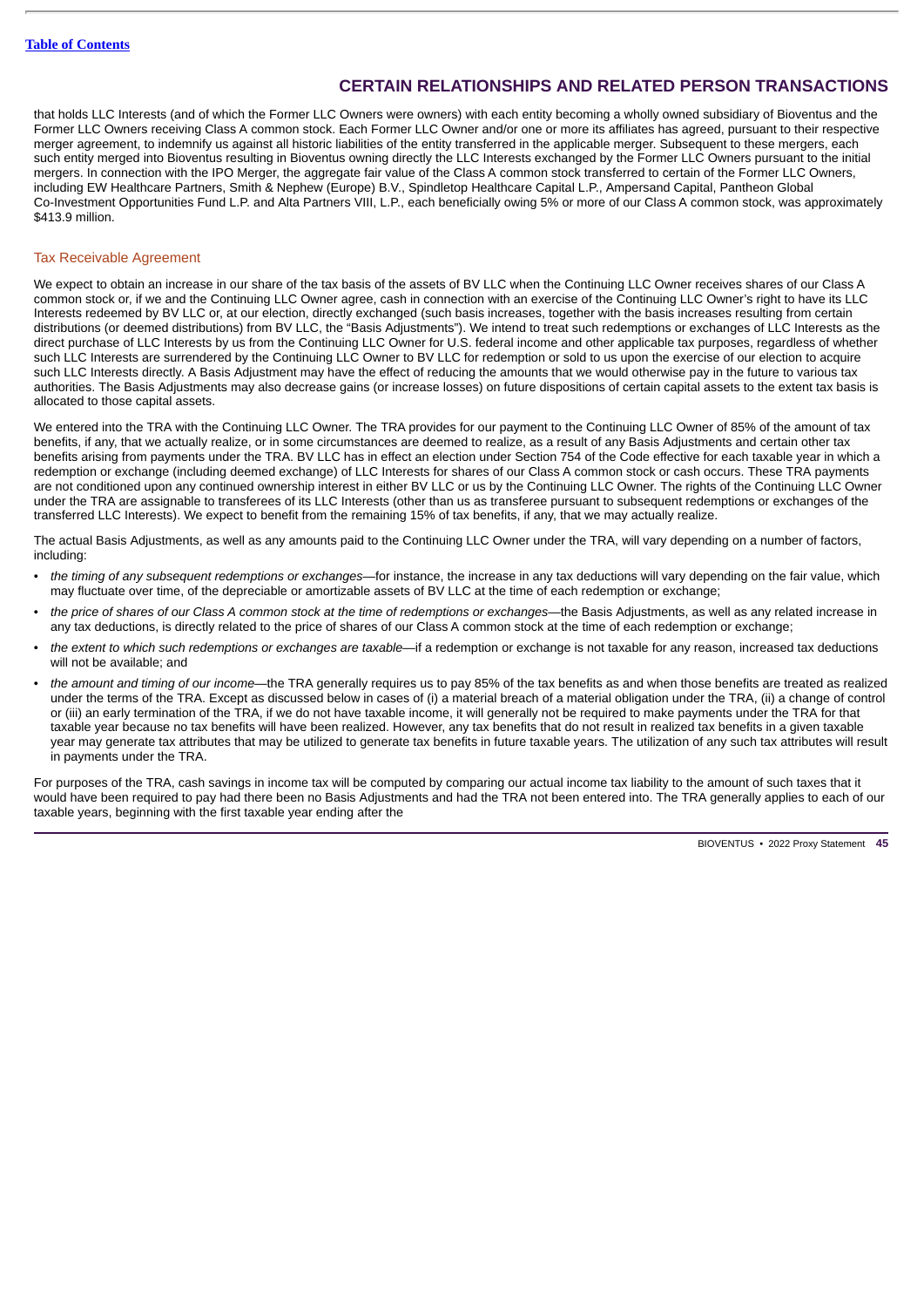that holds LLC Interests (and of which the Former LLC Owners were owners) with each entity becoming a wholly owned subsidiary of Bioventus and the Former LLC Owners receiving Class A common stock. Each Former LLC Owner and/or one or more its affiliates has agreed, pursuant to their respective merger agreement, to indemnify us against all historic liabilities of the entity transferred in the applicable merger. Subsequent to these mergers, each such entity merged into Bioventus resulting in Bioventus owning directly the LLC Interests exchanged by the Former LLC Owners pursuant to the initial mergers. In connection with the IPO Merger, the aggregate fair value of the Class A common stock transferred to certain of the Former LLC Owners, including EW Healthcare Partners, Smith & Nephew (Europe) B.V., Spindletop Healthcare Capital L.P., Ampersand Capital, Pantheon Global Co-Investment Opportunities Fund L.P. and Alta Partners VIII, L.P., each beneficially owing 5% or more of our Class A common stock, was approximately $413.9 million.

### Tax Receivable Agreement

We expect to obtain an increase in our share of the tax basis of the assets of BV LLC when the Continuing LLC Owner receives shares of our Class A common stock or, if we and the Continuing LLC Owner agree, cash in connection with an exercise of the Continuing LLC Owner's right to have its LLC Interests redeemed by BV LLC or, at our election, directly exchanged (such basis increases, together with the basis increases resulting from certain distributions (or deemed distributions) from BV LLC, the "Basis Adjustments"). We intend to treat such redemptions or exchanges of LLC Interests as the direct purchase of LLC Interests by us from the Continuing LLC Owner for U.S. federal income and other applicable tax purposes, regardless of whether such LLC Interests are surrendered by the Continuing LLC Owner to BV LLC for redemption or sold to us upon the exercise of our election to acquire such LLC Interests directly. A Basis Adjustment may have the effect of reducing the amounts that we would otherwise pay in the future to various tax authorities. The Basis Adjustments may also decrease gains (or increase losses) on future dispositions of certain capital assets to the extent tax basis is allocated to those capital assets.

We entered into the TRA with the Continuing LLC Owner. The TRA provides for our payment to the Continuing LLC Owner of 85% of the amount of tax benefits, if any, that we actually realize, or in some circumstances are deemed to realize, as a result of any Basis Adjustments and certain other tax benefits arising from payments under the TRA. BV LLC has in effect an election under Section 754 of the Code effective for each taxable year in which a redemption or exchange (including deemed exchange) of LLC Interests for shares of our Class A common stock or cash occurs. These TRA payments are not conditioned upon any continued ownership interest in either BV LLC or us by the Continuing LLC Owner. The rights of the Continuing LLC Owner under the TRA are assignable to transferees of its LLC Interests (other than us as transferee pursuant to subsequent redemptions or exchanges of the transferred LLC Interests). We expect to benefit from the remaining 15% of tax benefits, if any, that we may actually realize.

The actual Basis Adjustments, as well as any amounts paid to the Continuing LLC Owner under the TRA, will vary depending on a number of factors, including:

- *the timing of any subsequent redemptions or exchanges*—for instance, the increase in any tax deductions will vary depending on the fair value, which may fluctuate over time, of the depreciable or amortizable assets of BV LLC at the time of each redemption or exchange;
- *the price of shares of our Class A common stock at the time of redemptions or exchanges*—the Basis Adjustments, as well as any related increase in any tax deductions, is directly related to the price of shares of our Class A common stock at the time of each redemption or exchange;
- *the extent to which such redemptions or exchanges are taxable*—if a redemption or exchange is not taxable for any reason, increased tax deductions will not be available; and
- *the amount and timing of our income*—the TRA generally requires us to pay 85% of the tax benefits as and when those benefits are treated as realized under the terms of the TRA. Except as discussed below in cases of (i) a material breach of a material obligation under the TRA, (ii) a change of control or (iii) an early termination of the TRA, if we do not have taxable income, it will generally not be required to make payments under the TRA for that taxable year because no tax benefits will have been realized. However, any tax benefits that do not result in realized tax benefits in a given taxable year may generate tax attributes that may be utilized to generate tax benefits in future taxable years. The utilization of any such tax attributes will result in payments under the TRA.

For purposes of the TRA, cash savings in income tax will be computed by comparing our actual income tax liability to the amount of such taxes that it would have been required to pay had there been no Basis Adjustments and had the TRA not been entered into. The TRA generally applies to each of our taxable years, beginning with the first taxable year ending after the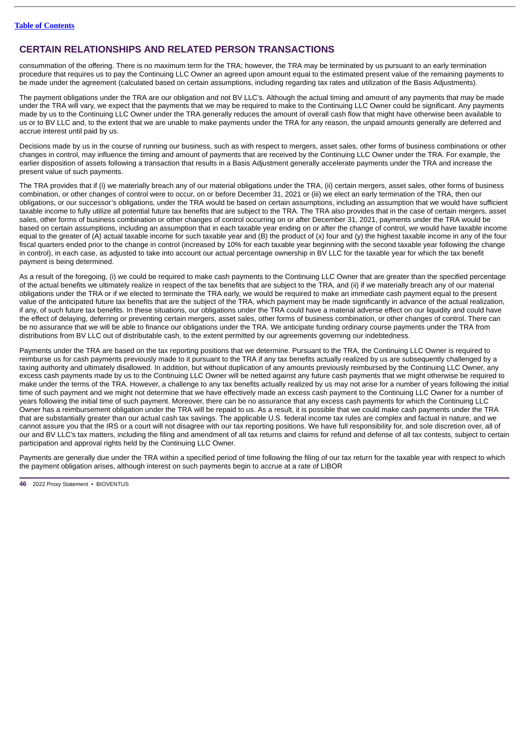## CERTAIN RELATIONSHIPS AND RELATED PERSON TRANSACTIONS

consummation of the offering. There is no maximum term for the TRA; however, the TRA may be terminated by us pursuant to an early termination procedure that requires us to pay the Continuing LLC Owner an agreed upon amount equal to the estimated present value of the remaining payments to be made under the agreement (calculated based on certain assumptions, including regarding tax rates and utilization of the Basis Adjustments).

The payment obligations under the TRA are our obligation and not BV LLC's. Although the actual timing and amount of any payments that may be made under the TRA will vary, we expect that the payments that we may be required to make to the Continuing LLC Owner could be significant. Any payments made by us to the Continuing LLC Owner under the TRA generally reduces the amount of overall cash flow that might have otherwise been available to us or to BV LLC and, to the extent that we are unable to make payments under the TRA for any reason, the unpaid amounts generally are deferred and accrue interest until paid by us.

Decisions made by us in the course of running our business, such as with respect to mergers, asset sales, other forms of business combinations or other changes in control, may influence the timing and amount of payments that are received by the Continuing LLC Owner under the TRA. For example, the earlier disposition of assets following a transaction that results in a Basis Adjustment generally accelerate payments under the TRA and increase the present value of such payments.

The TRA provides that if (i) we materially breach any of our material obligations under the TRA, (ii) certain mergers, asset sales, other forms of business combination, or other changes of control were to occur, on or before December 31, 2021 or (iii) we elect an early termination of the TRA, then our obligations, or our successor's obligations, under the TRA would be based on certain assumptions, including an assumption that we would have sufficient taxable income to fully utilize all potential future tax benefits that are subject to the TRA. The TRA also provides that in the case of certain mergers, asset sales, other forms of business combination or other changes of control occurring on or after December 31, 2021, payments under the TRA would be based on certain assumptions, including an assumption that in each taxable year ending on or after the change of control, we would have taxable income equal to the greater of (A) actual taxable income for such taxable year and (B) the product of (x) four and (y) the highest taxable income in any of the four fiscal quarters ended prior to the change in control (increased by 10% for each taxable year beginning with the second taxable year following the change in control), in each case, as adjusted to take into account our actual percentage ownership in BV LLC for the taxable year for which the tax benefit payment is being determined.

As a result of the foregoing, (i) we could be required to make cash payments to the Continuing LLC Owner that are greater than the specified percentage of the actual benefits we ultimately realize in respect of the tax benefits that are subject to the TRA, and (ii) if we materially breach any of our material obligations under the TRA or if we elected to terminate the TRA early, we would be required to make an immediate cash payment equal to the present value of the anticipated future tax benefits that are the subject of the TRA, which payment may be made significantly in advance of the actual realization, if any, of such future tax benefits. In these situations, our obligations under the TRA could have a material adverse effect on our liquidity and could have the effect of delaying, deferring or preventing certain mergers, asset sales, other forms of business combination, or other changes of control. There can be no assurance that we will be able to finance our obligations under the TRA. We anticipate funding ordinary course payments under the TRA from distributions from BV LLC out of distributable cash, to the extent permitted by our agreements governing our indebtedness.

Payments under the TRA are based on the tax reporting positions that we determine. Pursuant to the TRA, the Continuing LLC Owner is required to reimburse us for cash payments previously made to it pursuant to the TRA if any tax benefits actually realized by us are subsequently challenged by a taxing authority and ultimately disallowed. In addition, but without duplication of any amounts previously reimbursed by the Continuing LLC Owner, any excess cash payments made by us to the Continuing LLC Owner will be netted against any future cash payments that we might otherwise be required to make under the terms of the TRA. However, a challenge to any tax benefits actually realized by us may not arise for a number of years following the initial time of such payment and we might not determine that we have effectively made an excess cash payment to the Continuing LLC Owner for a number of years following the initial time of such payment. Moreover, there can be no assurance that any excess cash payments for which the Continuing LLC Owner has a reimbursement obligation under the TRA will be repaid to us. As a result, it is possible that we could make cash payments under the TRA that are substantially greater than our actual cash tax savings. The applicable U.S. federal income tax rules are complex and factual in nature, and we cannot assure you that the IRS or a court will not disagree with our tax reporting positions. We have full responsibility for, and sole discretion over, all of our and BV LLC's tax matters, including the filing and amendment of all tax returns and claims for refund and defense of all tax contests, subject to certain participation and approval rights held by the Continuing LLC Owner.

Payments are generally due under the TRA within a specified period of time following the filing of our tax return for the taxable year with respect to which the payment obligation arises, although interest on such payments begin to accrue at a rate of LIBOR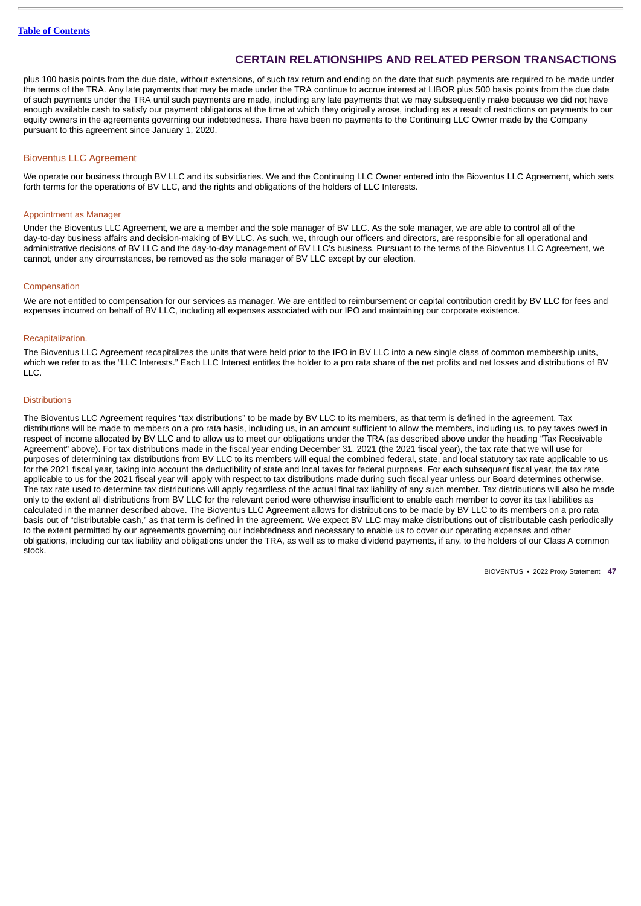plus 100 basis points from the due date, without extensions, of such tax return and ending on the date that such payments are required to be made under the terms of the TRA. Any late payments that may be made under the TRA continue to accrue interest at LIBOR plus 500 basis points from the due date of such payments under the TRA until such payments are made, including any late payments that we may subsequently make because we did not have enough available cash to satisfy our payment obligations at the time at which they originally arose, including as a result of restrictions on payments to our equity owners in the agreements governing our indebtedness. There have been no payments to the Continuing LLC Owner made by the Company pursuant to this agreement since January 1, 2020.

## Bioventus LLC Agreement

We operate our business through BV LLC and its subsidiaries. We and the Continuing LLC Owner entered into the Bioventus LLC Agreement, which sets forth terms for the operations of BV LLC, and the rights and obligations of the holders of LLC Interests.

### Appointment as Manager

Under the Bioventus LLC Agreement, we are a member and the sole manager of BV LLC. As the sole manager, we are able to control all of the day-to-day business affairs and decision-making of BV LLC. As such, we, through our officers and directors, are responsible for all operational and administrative decisions of BV LLC and the day-to-day management of BV LLC's business. Pursuant to the terms of the Bioventus LLC Agreement, we cannot, under any circumstances, be removed as the sole manager of BV LLC except by our election.

### Compensation

We are not entitled to compensation for our services as manager. We are entitled to reimbursement or capital contribution credit by BV LLC for fees and expenses incurred on behalf of BV LLC, including all expenses associated with our IPO and maintaining our corporate existence.

### Recapitalization.

The Bioventus LLC Agreement recapitalizes the units that were held prior to the IPO in BV LLC into a new single class of common membership units, which we refer to as the "LLC Interests." Each LLC Interest entitles the holder to a pro rata share of the net profits and net losses and distributions of BV LLC.

### Distributions

The Bioventus LLC Agreement requires "tax distributions" to be made by BV LLC to its members, as that term is defined in the agreement. Tax distributions will be made to members on a pro rata basis, including us, in an amount sufficient to allow the members, including us, to pay taxes owed in respect of income allocated by BV LLC and to allow us to meet our obligations under the TRA (as described above under the heading "Tax Receivable Agreement" above). For tax distributions made in the fiscal year ending December 31, 2021 (the 2021 fiscal year), the tax rate that we will use for purposes of determining tax distributions from BV LLC to its members will equal the combined federal, state, and local statutory tax rate applicable to us for the 2021 fiscal year, taking into account the deductibility of state and local taxes for federal purposes. For each subsequent fiscal year, the tax rate applicable to us for the 2021 fiscal year will apply with respect to tax distributions made during such fiscal year unless our Board determines otherwise. The tax rate used to determine tax distributions will apply regardless of the actual final tax liability of any such member. Tax distributions will also be made only to the extent all distributions from BV LLC for the relevant period were otherwise insufficient to enable each member to cover its tax liabilities as calculated in the manner described above. The Bioventus LLC Agreement allows for distributions to be made by BV LLC to its members on a pro rata basis out of "distributable cash," as that term is defined in the agreement. We expect BV LLC may make distributions out of distributable cash periodically to the extent permitted by our agreements governing our indebtedness and necessary to enable us to cover our operating expenses and other obligations, including our tax liability and obligations under the TRA, as well as to make dividend payments, if any, to the holders of our Class A common stock.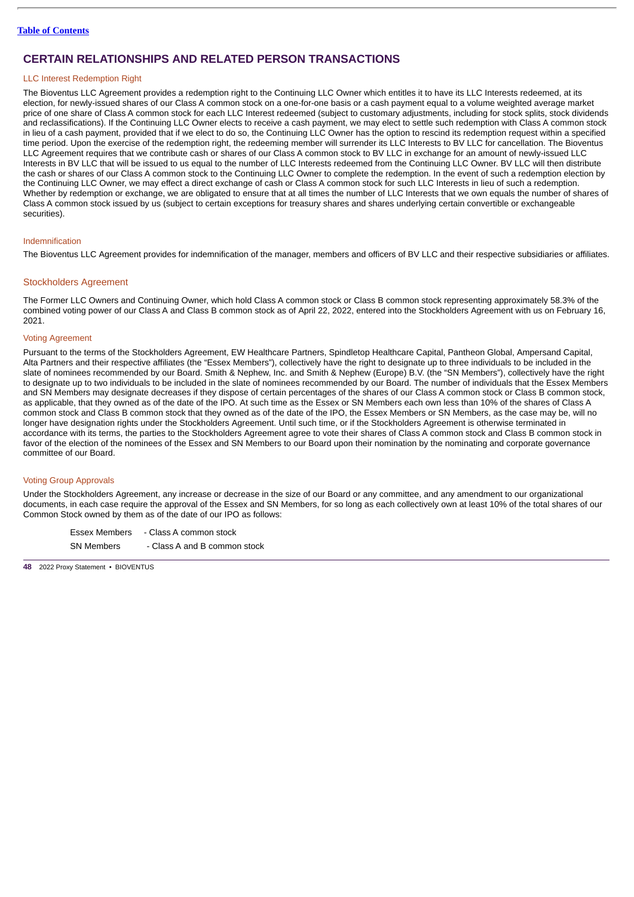## CERTAIN RELATIONSHIPS AND RELATED PERSON TRANSACTIONS

### LLC Interest Redemption Right

The Bioventus LLC Agreement provides a redemption right to the Continuing LLC Owner which entitles it to have its LLC Interests redeemed, at its election, for newly-issued shares of our Class A common stock on a one-for-one basis or a cash payment equal to a volume weighted average market price of one share of Class A common stock for each LLC Interest redeemed (subject to customary adjustments, including for stock splits, stock dividends and reclassifications). If the Continuing LLC Owner elects to receive a cash payment, we may elect to settle such redemption with Class A common stock in lieu of a cash payment, provided that if we elect to do so, the Continuing LLC Owner has the option to rescind its redemption request within a specified time period. Upon the exercise of the redemption right, the redeeming member will surrender its LLC Interests to BV LLC for cancellation. The Bioventus LLC Agreement requires that we contribute cash or shares of our Class A common stock to BV LLC in exchange for an amount of newly-issued LLC Interests in BV LLC that will be issued to us equal to the number of LLC Interests redeemed from the Continuing LLC Owner. BV LLC will then distribute the cash or shares of our Class A common stock to the Continuing LLC Owner to complete the redemption. In the event of such a redemption election by the Continuing LLC Owner, we may effect a direct exchange of cash or Class A common stock for such LLC Interests in lieu of such a redemption. Whether by redemption or exchange, we are obligated to ensure that at all times the number of LLC Interests that we own equals the number of shares of Class A common stock issued by us (subject to certain exceptions for treasury shares and shares underlying certain convertible or exchangeable securities).

### Indemnification

The Bioventus LLC Agreement provides for indemnification of the manager, members and officers of BV LLC and their respective subsidiaries or affiliates.

### Stockholders Agreement

The Former LLC Owners and Continuing Owner, which hold Class A common stock or Class B common stock representing approximately 58.3% of the combined voting power of our Class A and Class B common stock as of April 22, 2022, entered into the Stockholders Agreement with us on February 16, 2021.

### Voting Agreement

Pursuant to the terms of the Stockholders Agreement, EW Healthcare Partners, Spindletop Healthcare Capital, Pantheon Global, Ampersand Capital, Alta Partners and their respective affiliates (the "Essex Members"), collectively have the right to designate up to three individuals to be included in the slate of nominees recommended by our Board. Smith & Nephew, Inc. and Smith & Nephew (Europe) B.V. (the "SN Members"), collectively have the right to designate up to two individuals to be included in the slate of nominees recommended by our Board. The number of individuals that the Essex Members and SN Members may designate decreases if they dispose of certain percentages of the shares of our Class A common stock or Class B common stock, as applicable, that they owned as of the date of the IPO. At such time as the Essex or SN Members each own less than 10% of the shares of Class A common stock and Class B common stock that they owned as of the date of the IPO, the Essex Members or SN Members, as the case may be, will no longer have designation rights under the Stockholders Agreement. Until such time, or if the Stockholders Agreement is otherwise terminated in accordance with its terms, the parties to the Stockholders Agreement agree to vote their shares of Class A common stock and Class B common stock in favor of the election of the nominees of the Essex and SN Members to our Board upon their nomination by the nominating and corporate governance committee of our Board.

### Voting Group Approvals

Under the Stockholders Agreement, any increase or decrease in the size of our Board or any committee, and any amendment to our organizational documents, in each case require the approval of the Essex and SN Members, for so long as each collectively own at least 10% of the total shares of our Common Stock owned by them as of the date of our IPO as follows:

Essex Members - Class A common stock

SN Members - Class A and B common stock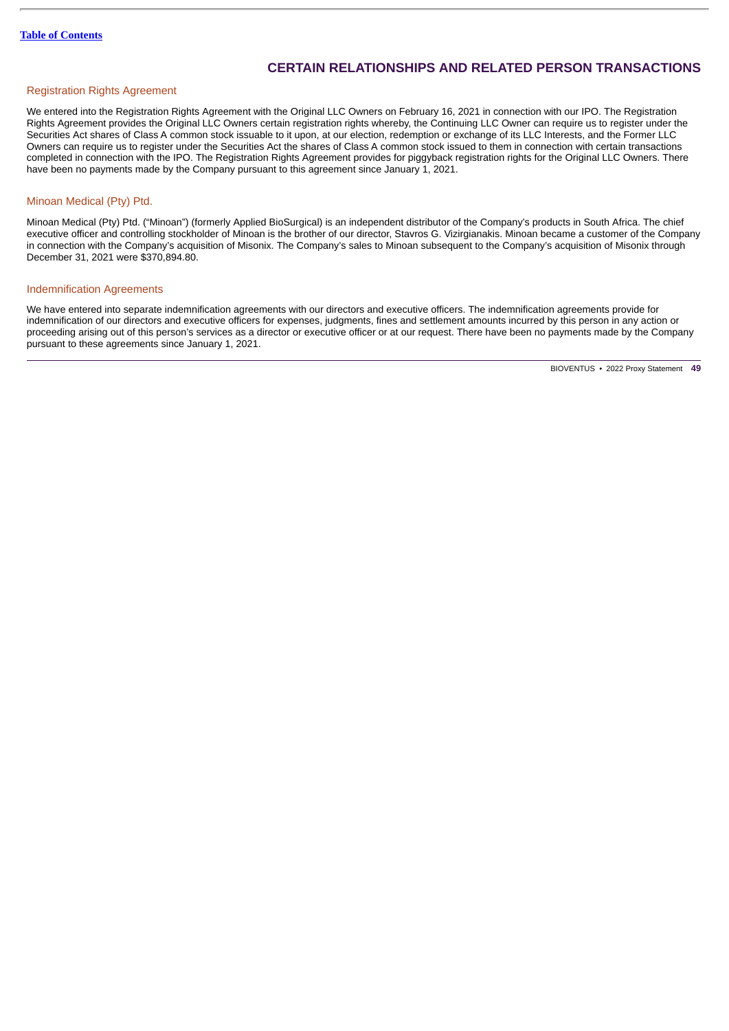# CERTAIN RELATIONSHIPS AND RELATED PERSON TRANSACTIONS

## Registration Rights Agreement

We entered into the Registration Rights Agreement with the Original LLC Owners on February 16, 2021 in connection with our IPO. The Registration Rights Agreement provides the Original LLC Owners certain registration rights whereby, the Continuing LLC Owner can require us to register under the Securities Act shares of Class A common stock issuable to it upon, at our election, redemption or exchange of its LLC Interests, and the Former LLC Owners can require us to register under the Securities Act the shares of Class A common stock issued to them in connection with certain transactions completed in connection with the IPO. The Registration Rights Agreement provides for piggyback registration rights for the Original LLC Owners. There have been no payments made by the Company pursuant to this agreement since January 1, 2021.

## Minoan Medical (Pty) Ptd.

Minoan Medical (Pty) Ptd. ("Minoan") (formerly Applied BioSurgical) is an independent distributor of the Company's products in South Africa. The chief executive officer and controlling stockholder of Minoan is the brother of our director, Stavros G. Vizirgianakis. Minoan became a customer of the Company in connection with the Company's acquisition of Misonix. The Company's sales to Minoan subsequent to the Company's acquisition of Misonix through December 31, 2021 were $370,894.80.

## Indemnification Agreements

We have entered into separate indemnification agreements with our directors and executive officers. The indemnification agreements provide for indemnification of our directors and executive officers for expenses, judgments, fines and settlement amounts incurred by this person in any action or proceeding arising out of this person's services as a director or executive officer or at our request. There have been no payments made by the Company pursuant to these agreements since January 1, 2021.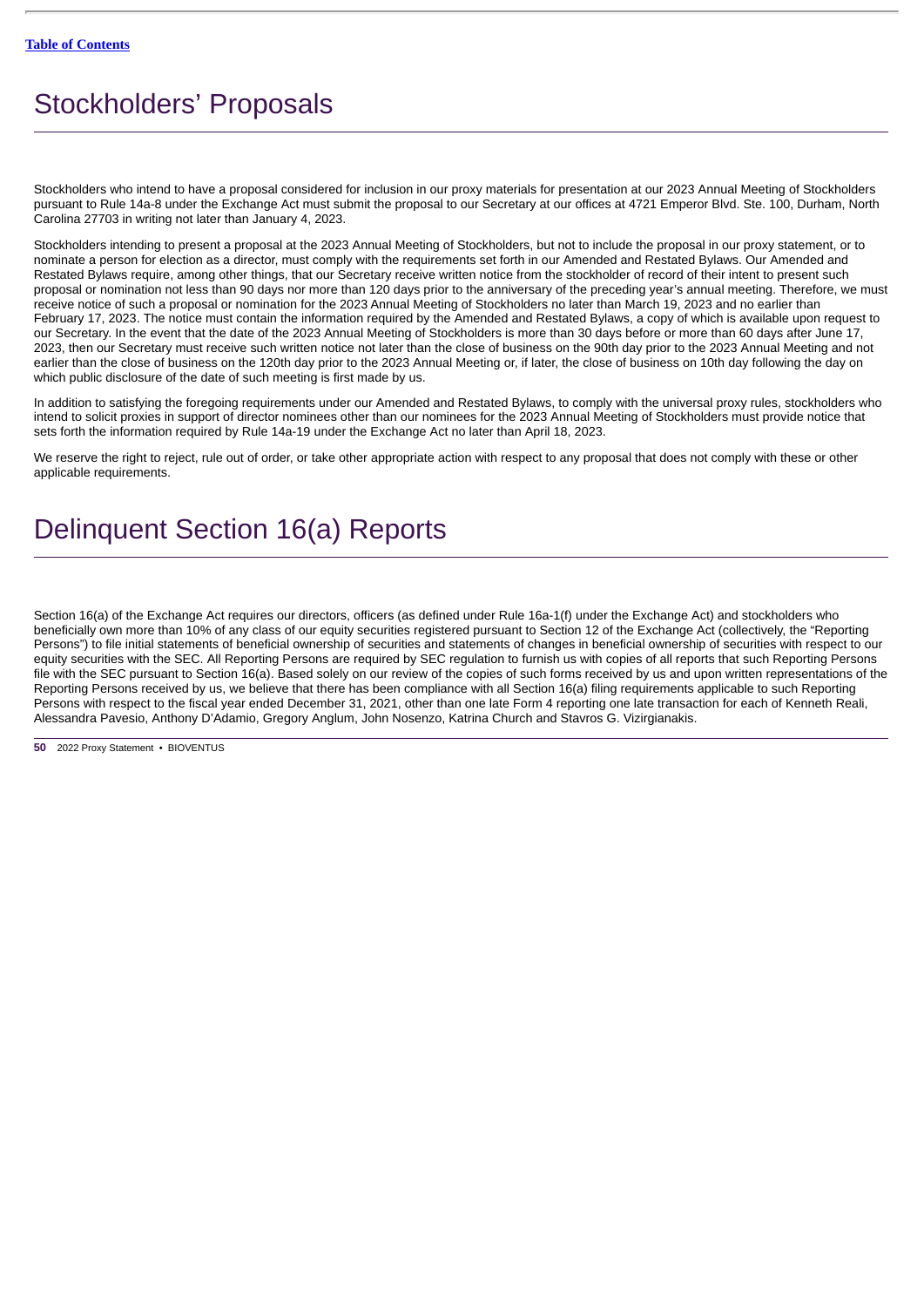# Stockholders' Proposals

Stockholders who intend to have a proposal considered for inclusion in our proxy materials for presentation at our 2023 Annual Meeting of Stockholders pursuant to Rule 14a-8 under the Exchange Act must submit the proposal to our Secretary at our offices at 4721 Emperor Blvd. Ste. 100, Durham, North Carolina 27703 in writing not later than January 4, 2023.

Stockholders intending to present a proposal at the 2023 Annual Meeting of Stockholders, but not to include the proposal in our proxy statement, or to nominate a person for election as a director, must comply with the requirements set forth in our Amended and Restated Bylaws. Our Amended and Restated Bylaws require, among other things, that our Secretary receive written notice from the stockholder of record of their intent to present such proposal or nomination not less than 90 days nor more than 120 days prior to the anniversary of the preceding year's annual meeting. Therefore, we must receive notice of such a proposal or nomination for the 2023 Annual Meeting of Stockholders no later than March 19, 2023 and no earlier than February 17, 2023. The notice must contain the information required by the Amended and Restated Bylaws, a copy of which is available upon request to our Secretary. In the event that the date of the 2023 Annual Meeting of Stockholders is more than 30 days before or more than 60 days after June 17, 2023, then our Secretary must receive such written notice not later than the close of business on the 90th day prior to the 2023 Annual Meeting and not earlier than the close of business on the 120th day prior to the 2023 Annual Meeting or, if later, the close of business on 10th day following the day on which public disclosure of the date of such meeting is first made by us.

In addition to satisfying the foregoing requirements under our Amended and Restated Bylaws, to comply with the universal proxy rules, stockholders who intend to solicit proxies in support of director nominees other than our nominees for the 2023 Annual Meeting of Stockholders must provide notice that sets forth the information required by Rule 14a-19 under the Exchange Act no later than April 18, 2023.

We reserve the right to reject, rule out of order, or take other appropriate action with respect to any proposal that does not comply with these or other applicable requirements.

# Delinquent Section 16(a) Reports

Section 16(a) of the Exchange Act requires our directors, officers (as defined under Rule 16a-1(f) under the Exchange Act) and stockholders who beneficially own more than 10% of any class of our equity securities registered pursuant to Section 12 of the Exchange Act (collectively, the "Reporting Persons") to file initial statements of beneficial ownership of securities and statements of changes in beneficial ownership of securities with respect to our equity securities with the SEC. All Reporting Persons are required by SEC regulation to furnish us with copies of all reports that such Reporting Persons file with the SEC pursuant to Section 16(a). Based solely on our review of the copies of such forms received by us and upon written representations of the Reporting Persons received by us, we believe that there has been compliance with all Section 16(a) filing requirements applicable to such Reporting Persons with respect to the fiscal year ended December 31, 2021, other than one late Form 4 reporting one late transaction for each of Kenneth Reali, Alessandra Pavesio, Anthony D'Adamio, Gregory Anglum, John Nosenzo, Katrina Church and Stavros G. Vizirgianakis.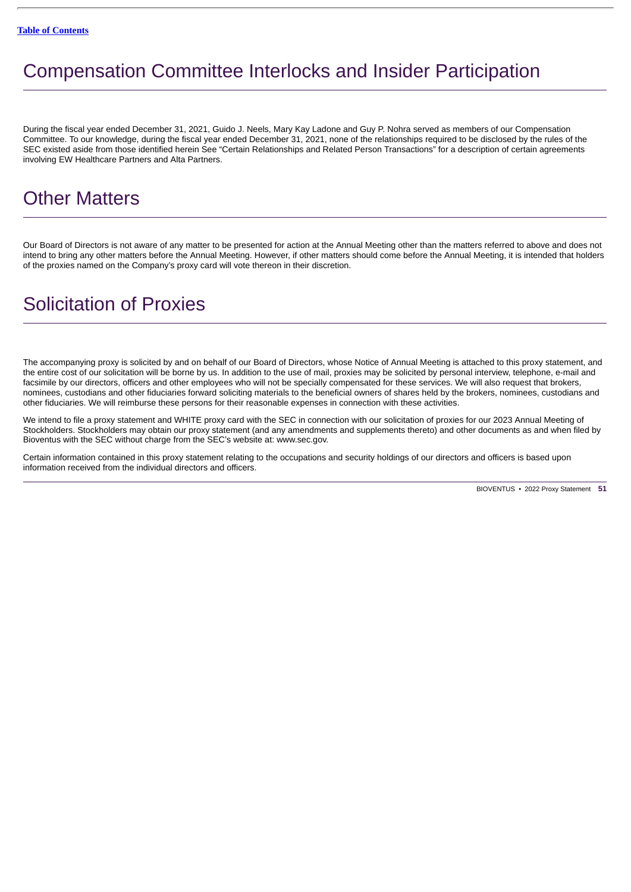# Compensation Committee Interlocks and Insider Participation

During the fiscal year ended December 31, 2021, Guido J. Neels, Mary Kay Ladone and Guy P. Nohra served as members of our Compensation Committee. To our knowledge, during the fiscal year ended December 31, 2021, none of the relationships required to be disclosed by the rules of the SEC existed aside from those identified herein See "Certain Relationships and Related Person Transactions" for a description of certain agreements involving EW Healthcare Partners and Alta Partners.

# Other Matters

Our Board of Directors is not aware of any matter to be presented for action at the Annual Meeting other than the matters referred to above and does not intend to bring any other matters before the Annual Meeting. However, if other matters should come before the Annual Meeting, it is intended that holders of the proxies named on the Company's proxy card will vote thereon in their discretion.

# Solicitation of Proxies

The accompanying proxy is solicited by and on behalf of our Board of Directors, whose Notice of Annual Meeting is attached to this proxy statement, and the entire cost of our solicitation will be borne by us. In addition to the use of mail, proxies may be solicited by personal interview, telephone, e-mail and facsimile by our directors, officers and other employees who will not be specially compensated for these services. We will also request that brokers, nominees, custodians and other fiduciaries forward soliciting materials to the beneficial owners of shares held by the brokers, nominees, custodians and other fiduciaries. We will reimburse these persons for their reasonable expenses in connection with these activities.

We intend to file a proxy statement and WHITE proxy card with the SEC in connection with our solicitation of proxies for our 2023 Annual Meeting of Stockholders. Stockholders may obtain our proxy statement (and any amendments and supplements thereto) and other documents as and when filed by Bioventus with the SEC without charge from the SEC's website at: www.sec.gov.

Certain information contained in this proxy statement relating to the occupations and security holdings of our directors and officers is based upon information received from the individual directors and officers.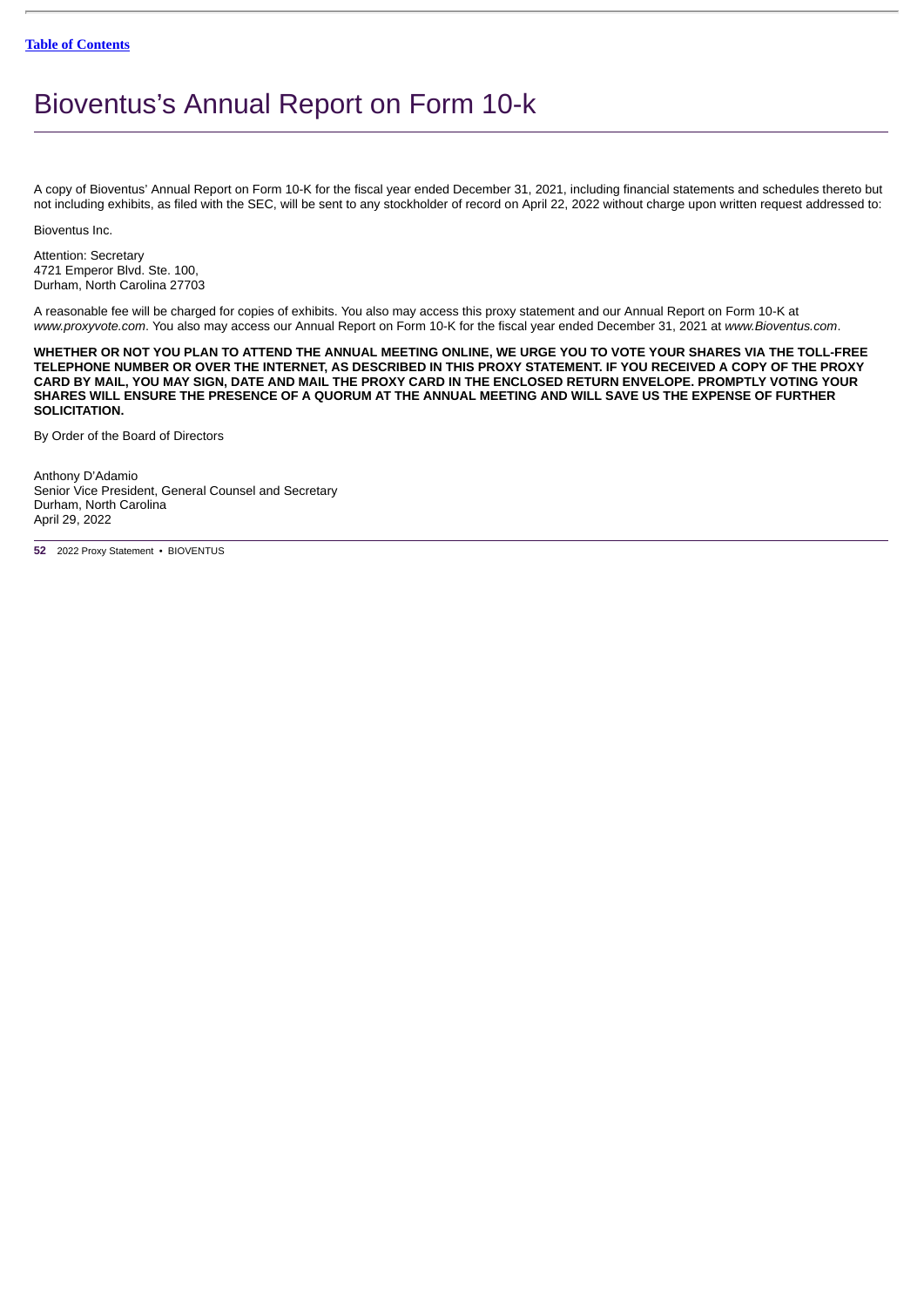# Bioventus's Annual Report on Form 10-k

A copy of Bioventus' Annual Report on Form 10-K for the fiscal year ended December 31, 2021, including financial statements and schedules thereto but not including exhibits, as filed with the SEC, will be sent to any stockholder of record on April 22, 2022 without charge upon written request addressed to:

Bioventus Inc.

Attention: Secretary
4721 Emperor Blvd. Ste. 100,
Durham, North Carolina 27703

A reasonable fee will be charged for copies of exhibits. You also may access this proxy statement and our Annual Report on Form 10-K at *www.proxyvote.com*. You also may access our Annual Report on Form 10-K for the fiscal year ended December 31, 2021 at *www.Bioventus.com*.

**WHETHER OR NOT YOU PLAN TO ATTEND THE ANNUAL MEETING ONLINE, WE URGE YOU TO VOTE YOUR SHARES VIA THE TOLL-FREE TELEPHONE NUMBER OR OVER THE INTERNET, AS DESCRIBED IN THIS PROXY STATEMENT. IF YOU RECEIVED A COPY OF THE PROXY CARD BY MAIL, YOU MAY SIGN, DATE AND MAIL THE PROXY CARD IN THE ENCLOSED RETURN ENVELOPE. PROMPTLY VOTING YOUR SHARES WILL ENSURE THE PRESENCE OF A QUORUM AT THE ANNUAL MEETING AND WILL SAVE US THE EXPENSE OF FURTHER SOLICITATION.**

By Order of the Board of Directors

Anthony D'Adamio
Senior Vice President, General Counsel and Secretary
Durham, North Carolina
April 29, 2022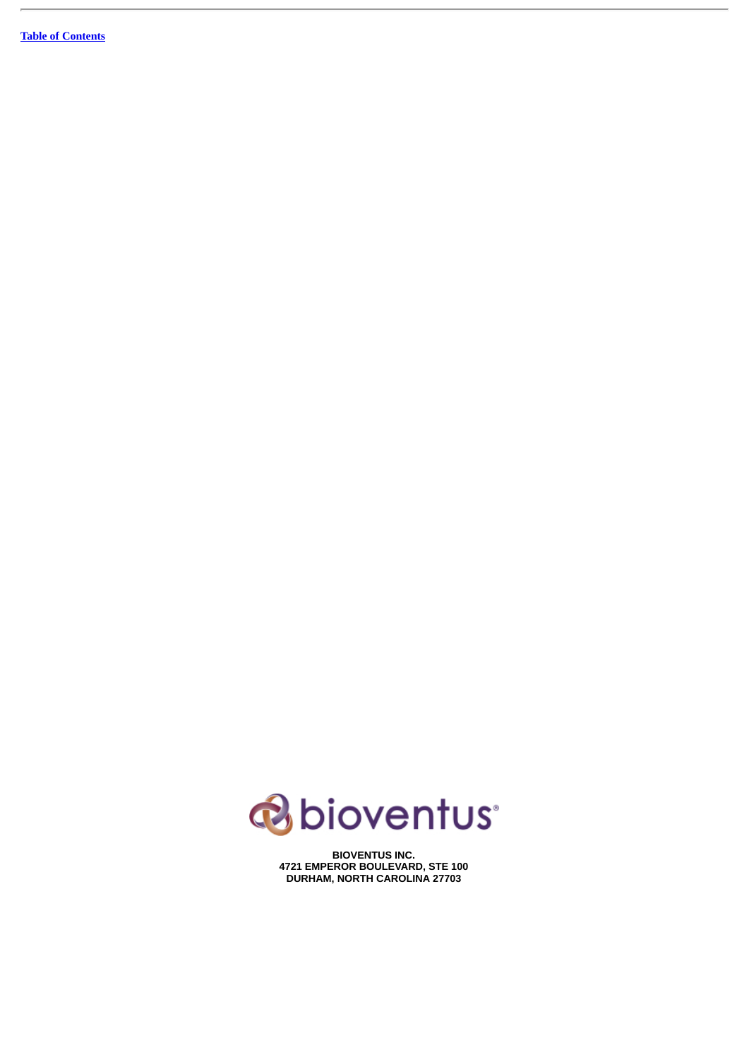[Table of Contents](#)

bioventus®

**BIOVENTUS INC.**
**4721 EMPEROR BOULEVARD, STE 100**
**DURHAM, NORTH CAROLINA 27703**